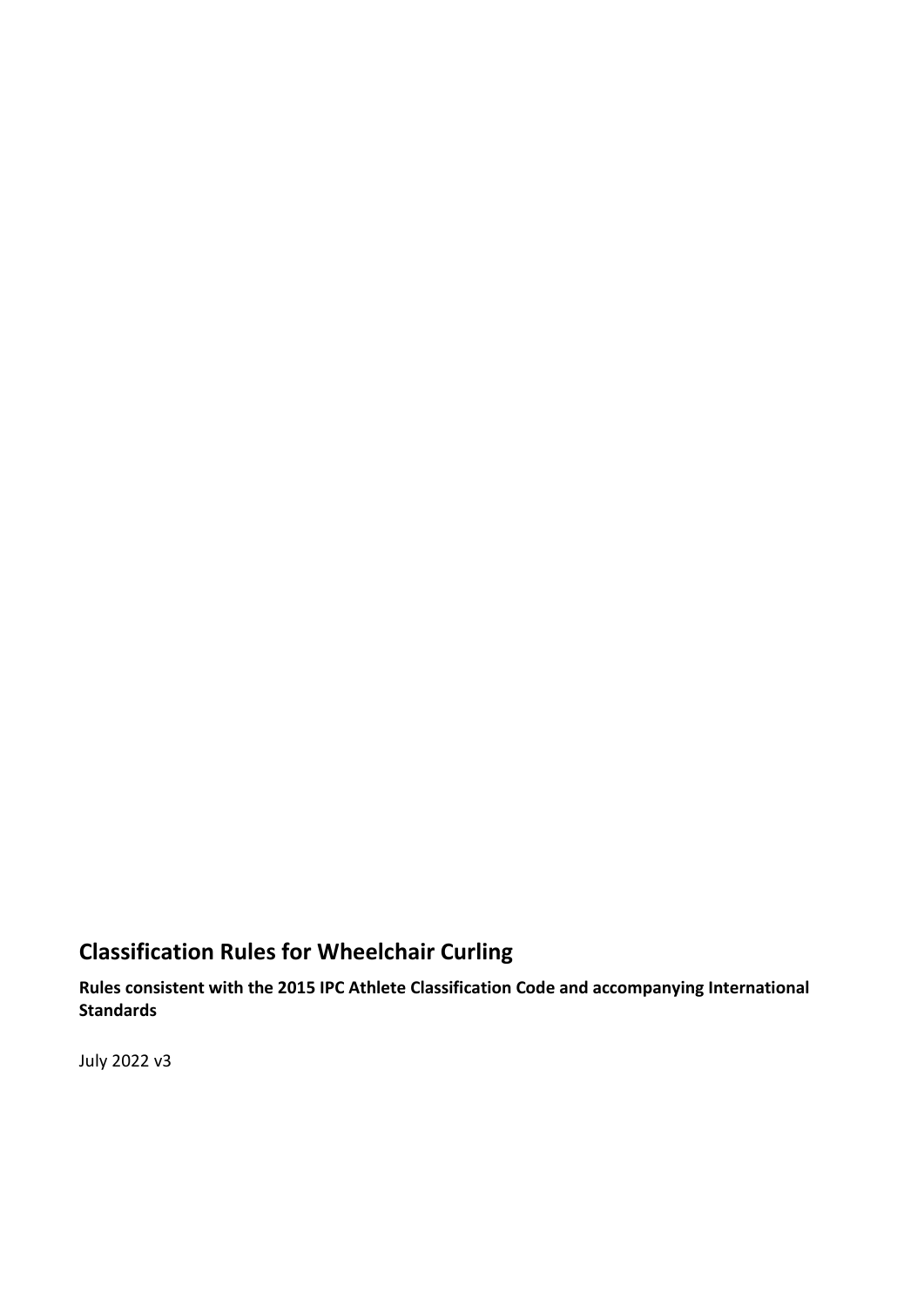# Classification Rules for Wheelchair Curling

**Rules consistent with the 2015 IPC Athlete Classification Code and accompanying International Standards**

July 2022 v3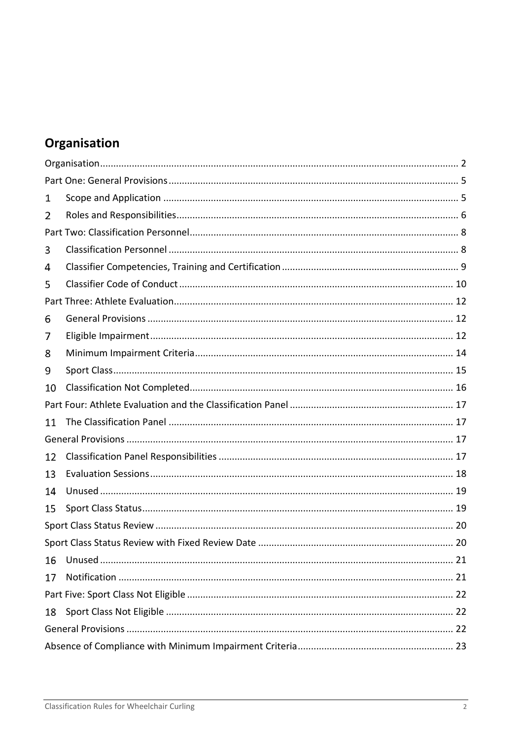# Organisation

Organisation ........................................................................................................................ 2
Part One: General Provisions ............................................................................................. 5
1 Scope and Application ............................................................................................... 5
2 Roles and Responsibilities .......................................................................................... 6
Part Two: Classification Personnel ..................................................................................... 8
3 Classification Personnel ............................................................................................. 8
4 Classifier Competencies, Training and Certification ................................................... 9
5 Classifier Code of Conduct ....................................................................................... 10
Part Three: Athlete Evaluation .......................................................................................... 12
6 General Provisions ................................................................................................... 12
7 Eligible Impairment .................................................................................................. 12
8 Minimum Impairment Criteria ................................................................................. 14
9 Sport Class ............................................................................................................... 15
10 Classification Not Completed ................................................................................... 16
Part Four: Athlete Evaluation and the Classification Panel .............................................. 17
11 The Classification Panel ........................................................................................... 17
General Provisions ........................................................................................................... 17
12 Classification Panel Responsibilities ........................................................................ 17
13 Evaluation Sessions .................................................................................................. 18
14 Unused ..................................................................................................................... 19
15 Sport Class Status ..................................................................................................... 19
Sport Class Status Review ................................................................................................ 20
Sport Class Status Review with Fixed Review Date .......................................................... 20
16 Unused ..................................................................................................................... 21
17 Notification .............................................................................................................. 21
Part Five: Sport Class Not Eligible .................................................................................... 22
18 Sport Class Not Eligible ............................................................................................ 22
General Provisions ........................................................................................................... 22
Absence of Compliance with Minimum Impairment Criteria ........................................... 23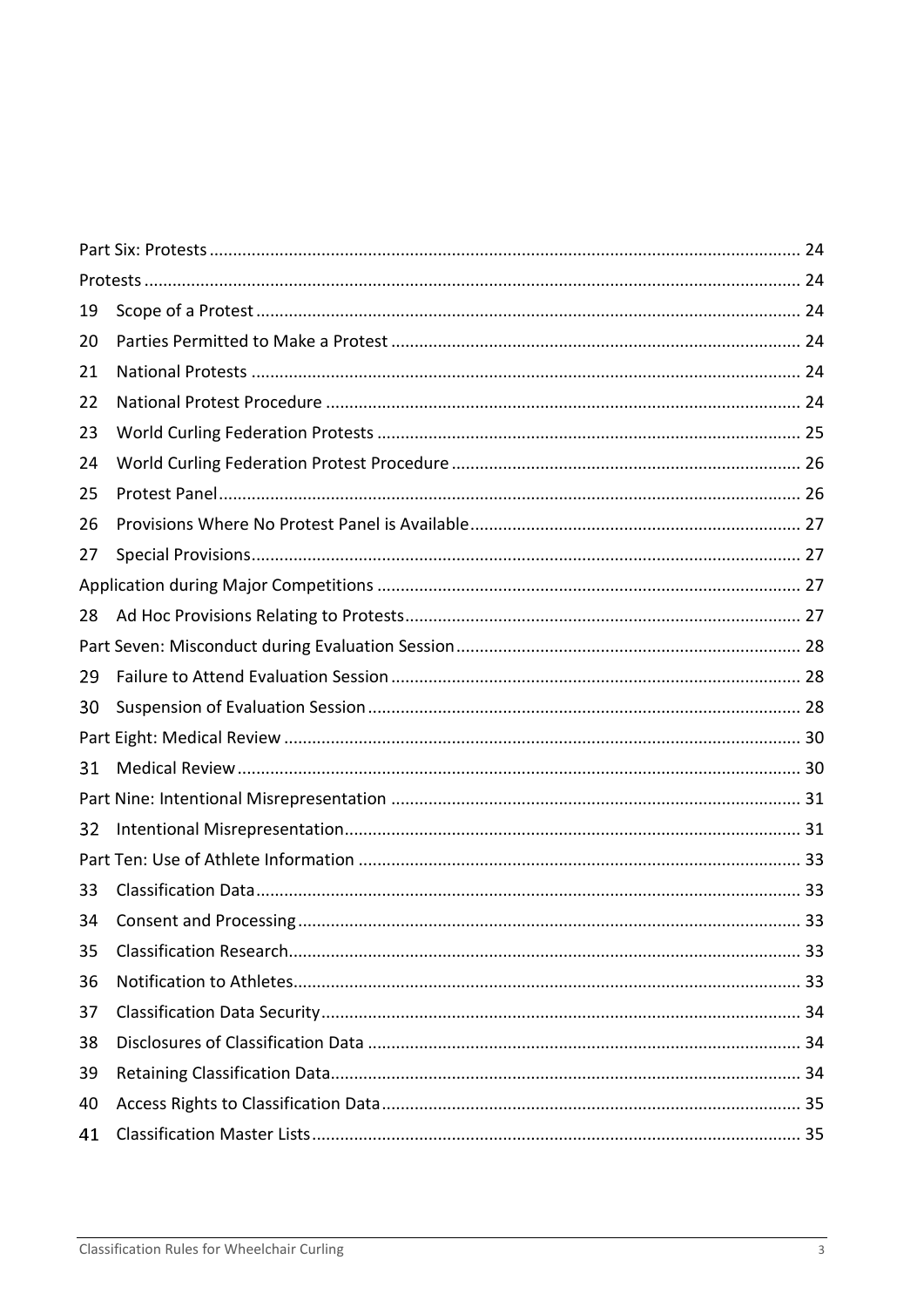Part Six: Protests ........................................................................................................ 24

Protests ........................................................................................................................ 24

19 Scope of a Protest ...................................................................................................... 24

20 Parties Permitted to Make a Protest ........................................................................... 24

21 National Protests ........................................................................................................ 24

22 National Protest Procedure ........................................................................................ 24

23 World Curling Federation Protests ............................................................................. 25

24 World Curling Federation Protest Procedure ............................................................. 26

25 Protest Panel ............................................................................................................... 26

26 Provisions Where No Protest Panel is Available ......................................................... 27

27 Special Provisions ........................................................................................................ 27

Application during Major Competitions .......................................................................... 27

28 Ad Hoc Provisions Relating to Protests ....................................................................... 27

Part Seven: Misconduct during Evaluation Session ......................................................... 28

29 Failure to Attend Evaluation Session .......................................................................... 28

30 Suspension of Evaluation Session ............................................................................... 28

Part Eight: Medical Review ............................................................................................... 30

31 Medical Review ........................................................................................................... 30

Part Nine: Intentional Misrepresentation ........................................................................ 31

32 Intentional Misrepresentation .................................................................................... 31

Part Ten: Use of Athlete Information ............................................................................... 33

33 Classification Data ...................................................................................................... 33

34 Consent and Processing .............................................................................................. 33

35 Classification Research ................................................................................................ 33

36 Notification to Athletes ............................................................................................... 33

37 Classification Data Security ......................................................................................... 34

38 Disclosures of Classification Data ............................................................................... 34

39 Retaining Classification Data ....................................................................................... 34

40 Access Rights to Classification Data ............................................................................ 35

41 Classification Master Lists ........................................................................................... 35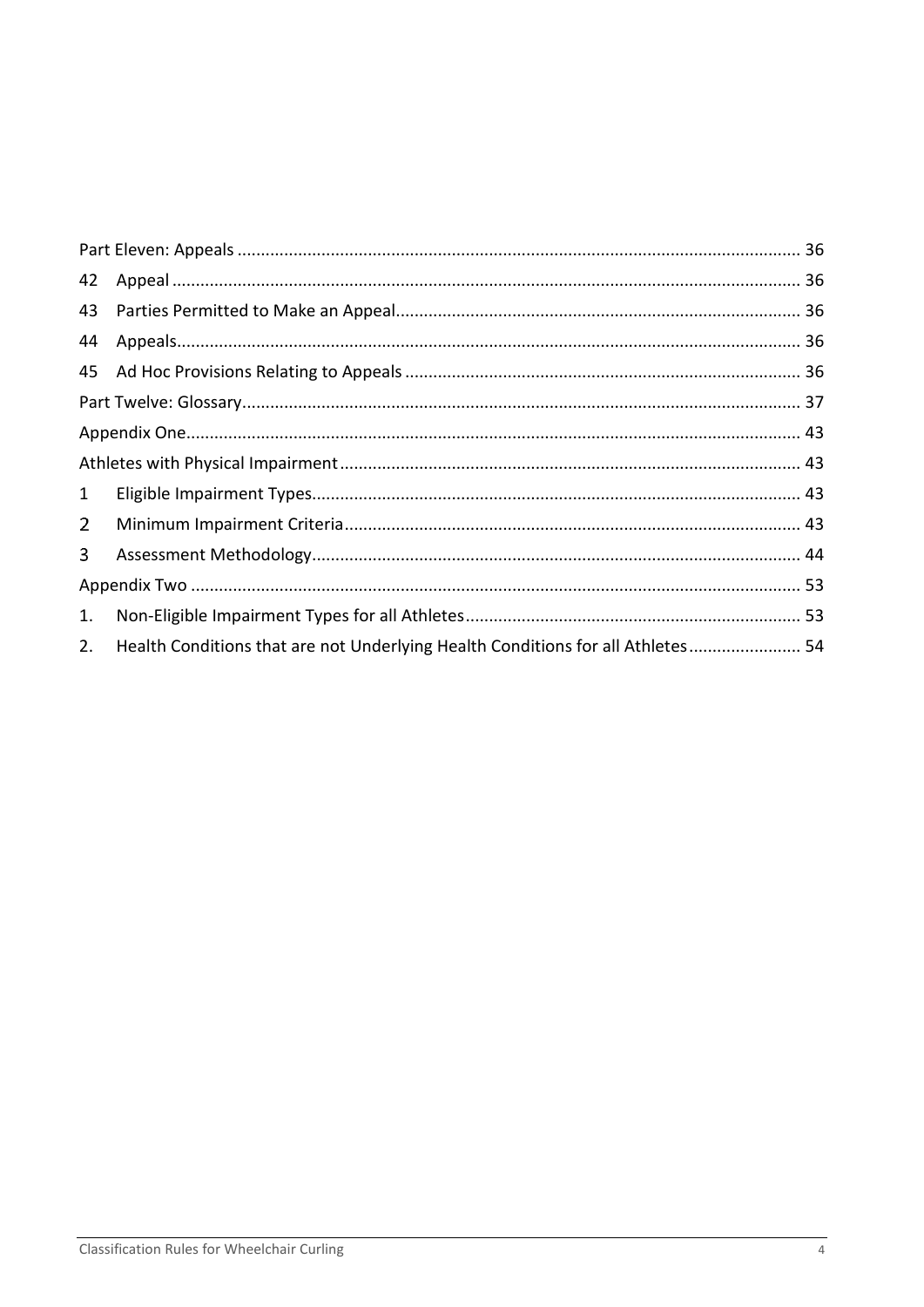Part Eleven: Appeals ........................................................................................................................ 36

42 Appeal ........................................................................................................................ 36

43 Parties Permitted to Make an Appeal ...................................................................................... 36

44 Appeals ........................................................................................................................ 36

45 Ad Hoc Provisions Relating to Appeals .................................................................................... 36

Part Twelve: Glossary ........................................................................................................................ 37

Appendix One ........................................................................................................................ 43

Athletes with Physical Impairment ........................................................................................................................ 43

1 Eligible Impairment Types ........................................................................................................................ 43

2 Minimum Impairment Criteria ........................................................................................................................ 43

3 Assessment Methodology ........................................................................................................................ 44

Appendix Two ........................................................................................................................ 53

1. Non-Eligible Impairment Types for all Athletes ........................................................................ 53

2. Health Conditions that are not Underlying Health Conditions for all Athletes ........................ 54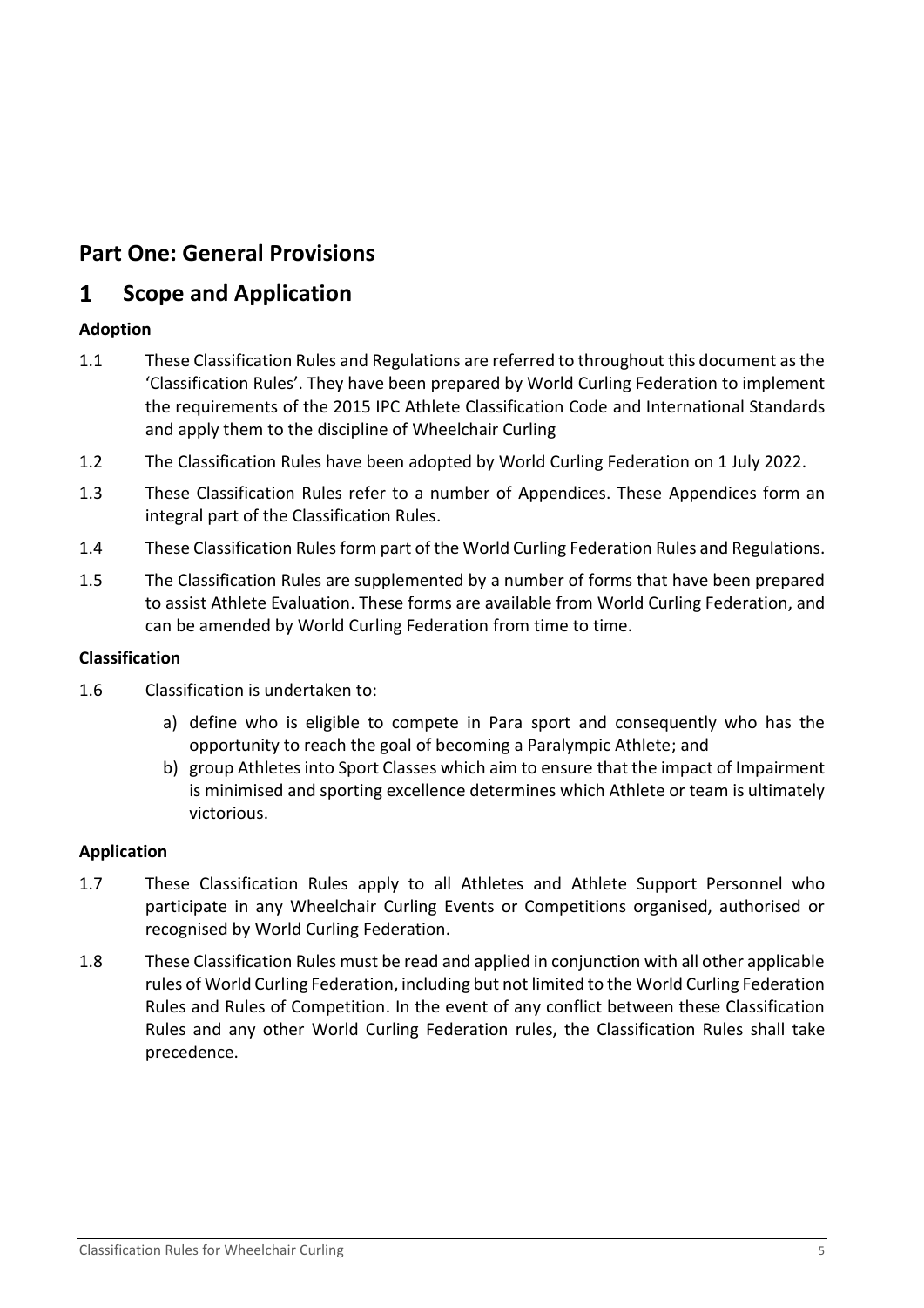# Part One: General Provisions

## 1 Scope and Application

### Adoption

1.1 These Classification Rules and Regulations are referred to throughout this document as the 'Classification Rules'. They have been prepared by World Curling Federation to implement the requirements of the 2015 IPC Athlete Classification Code and International Standards and apply them to the discipline of Wheelchair Curling

1.2 The Classification Rules have been adopted by World Curling Federation on 1 July 2022.

1.3 These Classification Rules refer to a number of Appendices. These Appendices form an integral part of the Classification Rules.

1.4 These Classification Rules form part of the World Curling Federation Rules and Regulations.

1.5 The Classification Rules are supplemented by a number of forms that have been prepared to assist Athlete Evaluation. These forms are available from World Curling Federation, and can be amended by World Curling Federation from time to time.

### Classification

1.6 Classification is undertaken to:

a) define who is eligible to compete in Para sport and consequently who has the opportunity to reach the goal of becoming a Paralympic Athlete; and
b) group Athletes into Sport Classes which aim to ensure that the impact of Impairment is minimised and sporting excellence determines which Athlete or team is ultimately victorious.

### Application

1.7 These Classification Rules apply to all Athletes and Athlete Support Personnel who participate in any Wheelchair Curling Events or Competitions organised, authorised or recognised by World Curling Federation.

1.8 These Classification Rules must be read and applied in conjunction with all other applicable rules of World Curling Federation, including but not limited to the World Curling Federation Rules and Rules of Competition. In the event of any conflict between these Classification Rules and any other World Curling Federation rules, the Classification Rules shall take precedence.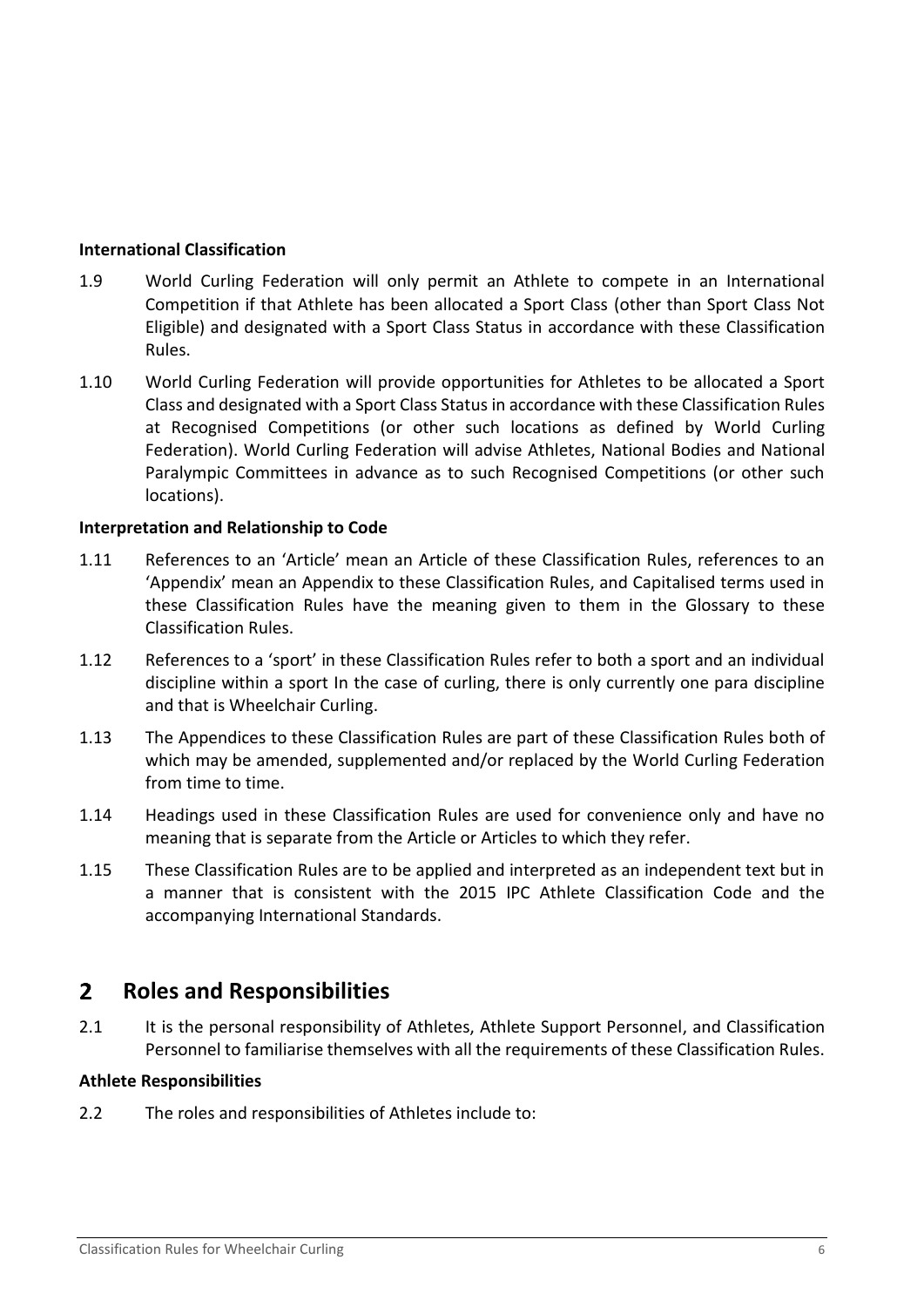**International Classification**

1.9 World Curling Federation will only permit an Athlete to compete in an International Competition if that Athlete has been allocated a Sport Class (other than Sport Class Not Eligible) and designated with a Sport Class Status in accordance with these Classification Rules.

1.10 World Curling Federation will provide opportunities for Athletes to be allocated a Sport Class and designated with a Sport Class Status in accordance with these Classification Rules at Recognised Competitions (or other such locations as defined by World Curling Federation). World Curling Federation will advise Athletes, National Bodies and National Paralympic Committees in advance as to such Recognised Competitions (or other such locations).

**Interpretation and Relationship to Code**

1.11 References to an 'Article' mean an Article of these Classification Rules, references to an 'Appendix' mean an Appendix to these Classification Rules, and Capitalised terms used in these Classification Rules have the meaning given to them in the Glossary to these Classification Rules.

1.12 References to a 'sport' in these Classification Rules refer to both a sport and an individual discipline within a sport In the case of curling, there is only currently one para discipline and that is Wheelchair Curling.

1.13 The Appendices to these Classification Rules are part of these Classification Rules both of which may be amended, supplemented and/or replaced by the World Curling Federation from time to time.

1.14 Headings used in these Classification Rules are used for convenience only and have no meaning that is separate from the Article or Articles to which they refer.

1.15 These Classification Rules are to be applied and interpreted as an independent text but in a manner that is consistent with the 2015 IPC Athlete Classification Code and the accompanying International Standards.

# 2 Roles and Responsibilities

2.1 It is the personal responsibility of Athletes, Athlete Support Personnel, and Classification Personnel to familiarise themselves with all the requirements of these Classification Rules.

**Athlete Responsibilities**

2.2 The roles and responsibilities of Athletes include to: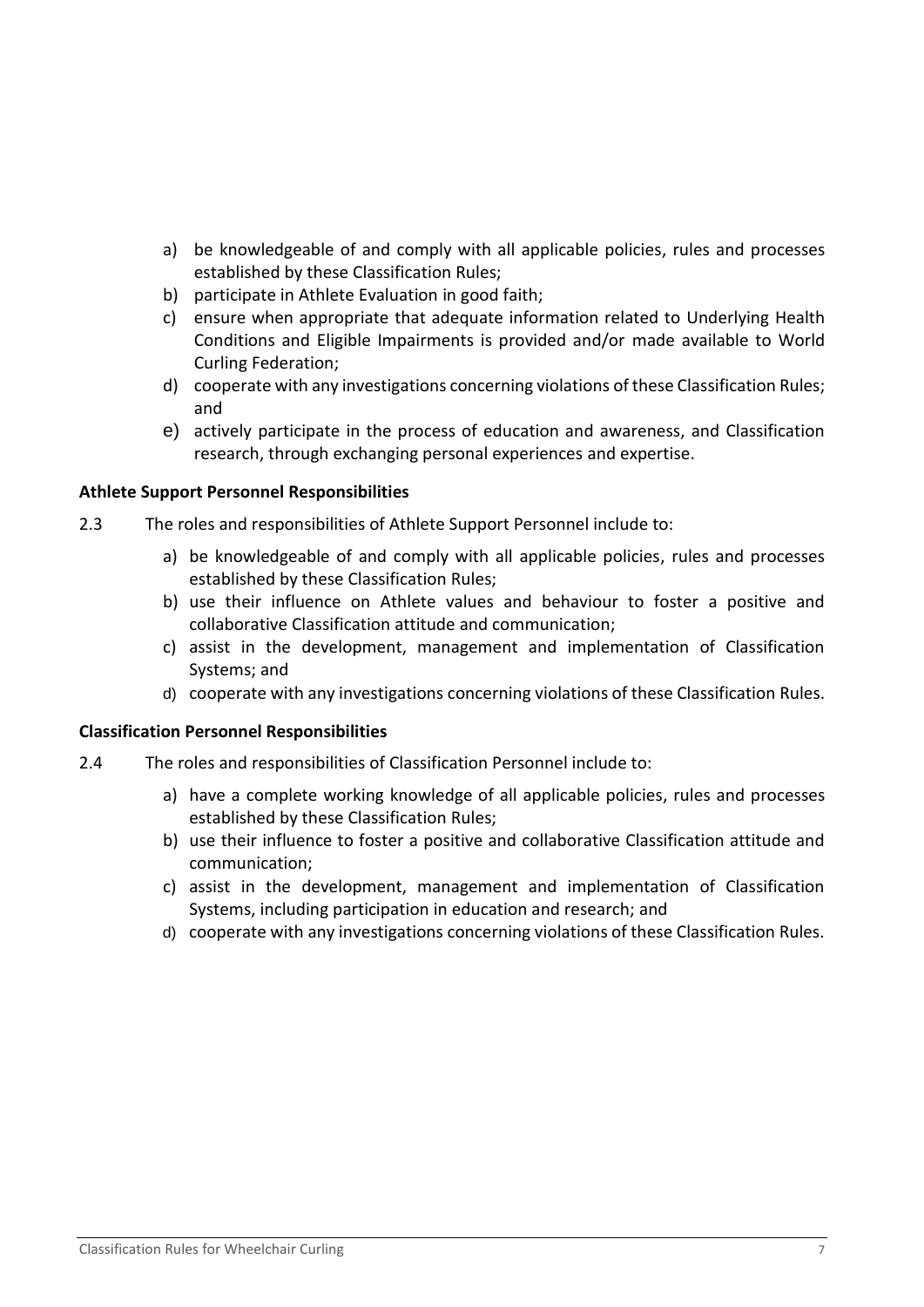a) be knowledgeable of and comply with all applicable policies, rules and processes established by these Classification Rules;
b) participate in Athlete Evaluation in good faith;
c) ensure when appropriate that adequate information related to Underlying Health Conditions and Eligible Impairments is provided and/or made available to World Curling Federation;
d) cooperate with any investigations concerning violations of these Classification Rules; and
e) actively participate in the process of education and awareness, and Classification research, through exchanging personal experiences and expertise.

**Athlete Support Personnel Responsibilities**

2.3 The roles and responsibilities of Athlete Support Personnel include to:

a) be knowledgeable of and comply with all applicable policies, rules and processes established by these Classification Rules;
b) use their influence on Athlete values and behaviour to foster a positive and collaborative Classification attitude and communication;
c) assist in the development, management and implementation of Classification Systems; and
d) cooperate with any investigations concerning violations of these Classification Rules.

**Classification Personnel Responsibilities**

2.4 The roles and responsibilities of Classification Personnel include to:

a) have a complete working knowledge of all applicable policies, rules and processes established by these Classification Rules;
b) use their influence to foster a positive and collaborative Classification attitude and communication;
c) assist in the development, management and implementation of Classification Systems, including participation in education and research; and
d) cooperate with any investigations concerning violations of these Classification Rules.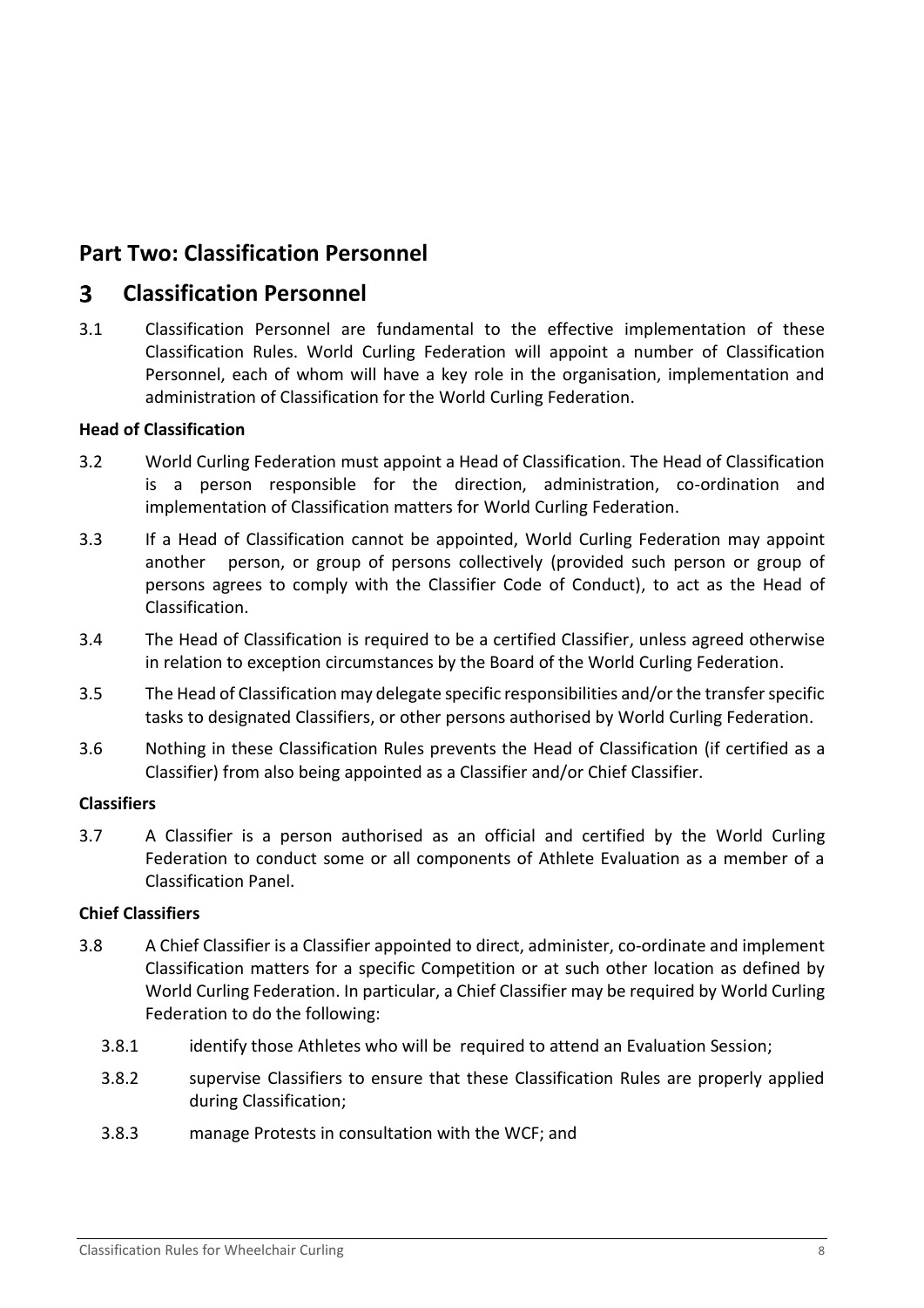# Part Two: Classification Personnel

## 3 Classification Personnel

3.1 Classification Personnel are fundamental to the effective implementation of these Classification Rules. World Curling Federation will appoint a number of Classification Personnel, each of whom will have a key role in the organisation, implementation and administration of Classification for the World Curling Federation.

**Head of Classification**

3.2 World Curling Federation must appoint a Head of Classification. The Head of Classification is a person responsible for the direction, administration, co-ordination and implementation of Classification matters for World Curling Federation.

3.3 If a Head of Classification cannot be appointed, World Curling Federation may appoint another person, or group of persons collectively (provided such person or group of persons agrees to comply with the Classifier Code of Conduct), to act as the Head of Classification.

3.4 The Head of Classification is required to be a certified Classifier, unless agreed otherwise in relation to exception circumstances by the Board of the World Curling Federation.

3.5 The Head of Classification may delegate specific responsibilities and/or the transfer specific tasks to designated Classifiers, or other persons authorised by World Curling Federation.

3.6 Nothing in these Classification Rules prevents the Head of Classification (if certified as a Classifier) from also being appointed as a Classifier and/or Chief Classifier.

**Classifiers**

3.7 A Classifier is a person authorised as an official and certified by the World Curling Federation to conduct some or all components of Athlete Evaluation as a member of a Classification Panel.

**Chief Classifiers**

3.8 A Chief Classifier is a Classifier appointed to direct, administer, co-ordinate and implement Classification matters for a specific Competition or at such other location as defined by World Curling Federation. In particular, a Chief Classifier may be required by World Curling Federation to do the following:

3.8.1 identify those Athletes who will be required to attend an Evaluation Session;

3.8.2 supervise Classifiers to ensure that these Classification Rules are properly applied during Classification;

3.8.3 manage Protests in consultation with the WCF; and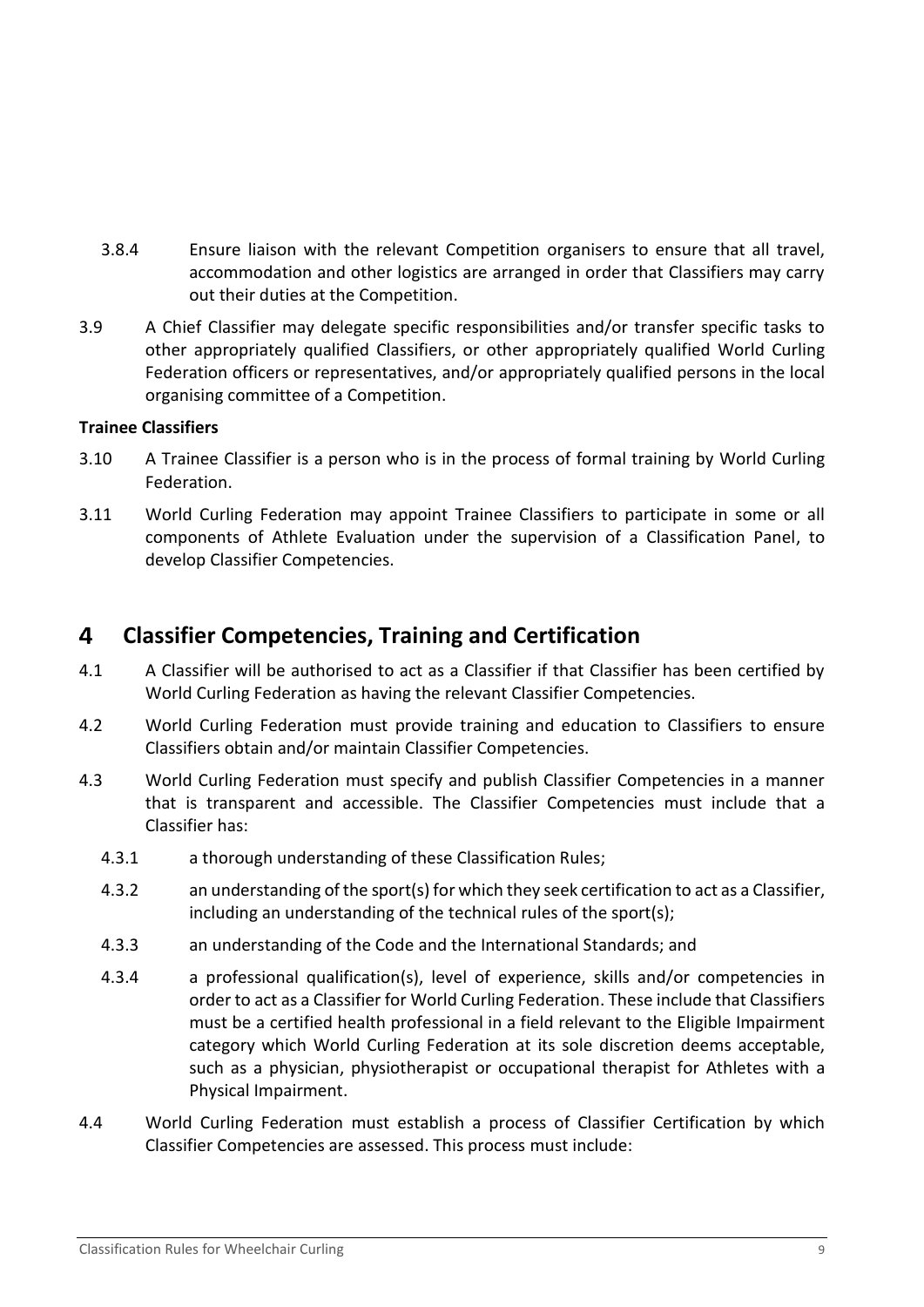3.8.4 Ensure liaison with the relevant Competition organisers to ensure that all travel, accommodation and other logistics are arranged in order that Classifiers may carry out their duties at the Competition.

3.9 A Chief Classifier may delegate specific responsibilities and/or transfer specific tasks to other appropriately qualified Classifiers, or other appropriately qualified World Curling Federation officers or representatives, and/or appropriately qualified persons in the local organising committee of a Competition.

**Trainee Classifiers**

3.10 A Trainee Classifier is a person who is in the process of formal training by World Curling Federation.

3.11 World Curling Federation may appoint Trainee Classifiers to participate in some or all components of Athlete Evaluation under the supervision of a Classification Panel, to develop Classifier Competencies.

## 4 Classifier Competencies, Training and Certification

4.1 A Classifier will be authorised to act as a Classifier if that Classifier has been certified by World Curling Federation as having the relevant Classifier Competencies.

4.2 World Curling Federation must provide training and education to Classifiers to ensure Classifiers obtain and/or maintain Classifier Competencies.

4.3 World Curling Federation must specify and publish Classifier Competencies in a manner that is transparent and accessible. The Classifier Competencies must include that a Classifier has:

4.3.1 a thorough understanding of these Classification Rules;

4.3.2 an understanding of the sport(s) for which they seek certification to act as a Classifier, including an understanding of the technical rules of the sport(s);

4.3.3 an understanding of the Code and the International Standards; and

4.3.4 a professional qualification(s), level of experience, skills and/or competencies in order to act as a Classifier for World Curling Federation. These include that Classifiers must be a certified health professional in a field relevant to the Eligible Impairment category which World Curling Federation at its sole discretion deems acceptable, such as a physician, physiotherapist or occupational therapist for Athletes with a Physical Impairment.

4.4 World Curling Federation must establish a process of Classifier Certification by which Classifier Competencies are assessed. This process must include: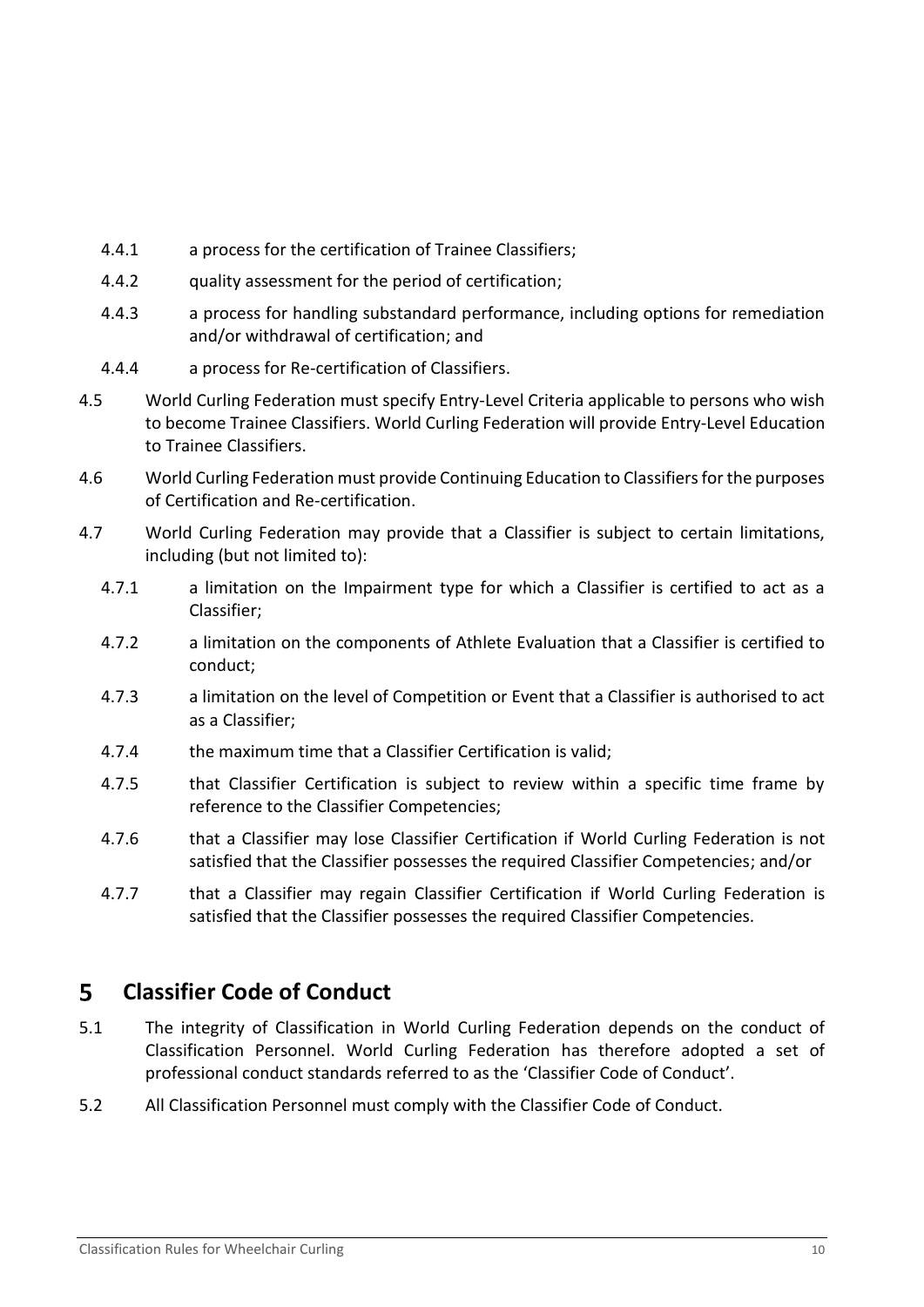4.4.1 a process for the certification of Trainee Classifiers;

4.4.2 quality assessment for the period of certification;

4.4.3 a process for handling substandard performance, including options for remediation and/or withdrawal of certification; and

4.4.4 a process for Re-certification of Classifiers.

4.5 World Curling Federation must specify Entry-Level Criteria applicable to persons who wish to become Trainee Classifiers. World Curling Federation will provide Entry-Level Education to Trainee Classifiers.

4.6 World Curling Federation must provide Continuing Education to Classifiers for the purposes of Certification and Re-certification.

4.7 World Curling Federation may provide that a Classifier is subject to certain limitations, including (but not limited to):

4.7.1 a limitation on the Impairment type for which a Classifier is certified to act as a Classifier;

4.7.2 a limitation on the components of Athlete Evaluation that a Classifier is certified to conduct;

4.7.3 a limitation on the level of Competition or Event that a Classifier is authorised to act as a Classifier;

4.7.4 the maximum time that a Classifier Certification is valid;

4.7.5 that Classifier Certification is subject to review within a specific time frame by reference to the Classifier Competencies;

4.7.6 that a Classifier may lose Classifier Certification if World Curling Federation is not satisfied that the Classifier possesses the required Classifier Competencies; and/or

4.7.7 that a Classifier may regain Classifier Certification if World Curling Federation is satisfied that the Classifier possesses the required Classifier Competencies.

# 5 Classifier Code of Conduct

5.1 The integrity of Classification in World Curling Federation depends on the conduct of Classification Personnel. World Curling Federation has therefore adopted a set of professional conduct standards referred to as the 'Classifier Code of Conduct'.

5.2 All Classification Personnel must comply with the Classifier Code of Conduct.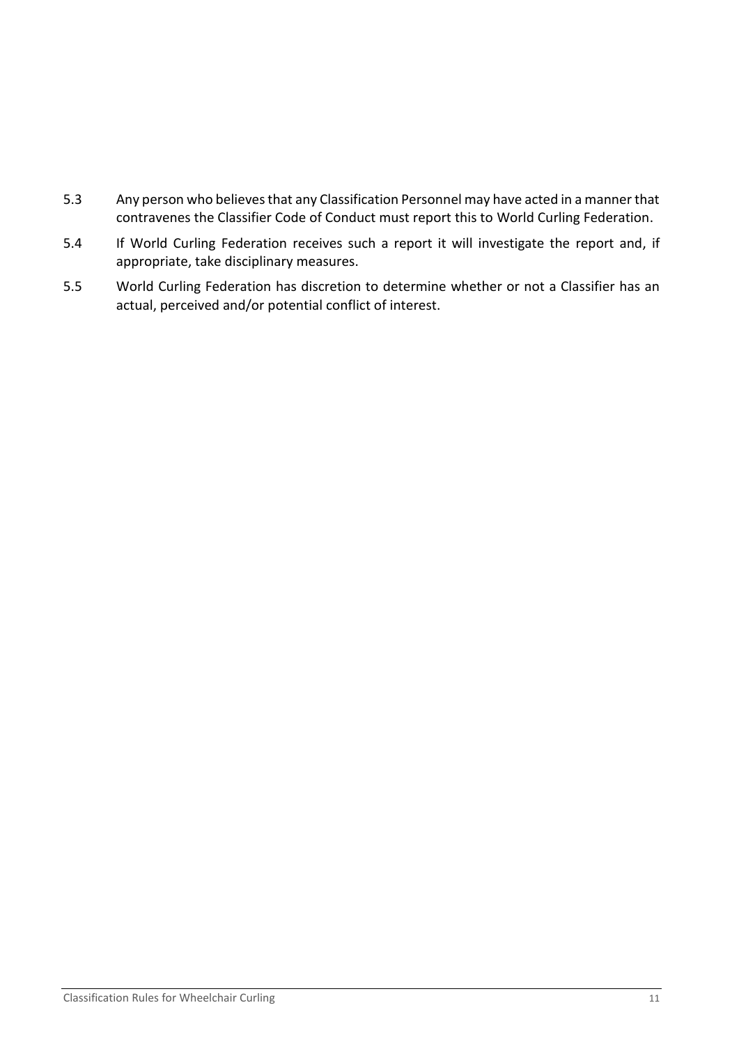5.3 Any person who believes that any Classification Personnel may have acted in a manner that contravenes the Classifier Code of Conduct must report this to World Curling Federation.

5.4 If World Curling Federation receives such a report it will investigate the report and, if appropriate, take disciplinary measures.

5.5 World Curling Federation has discretion to determine whether or not a Classifier has an actual, perceived and/or potential conflict of interest.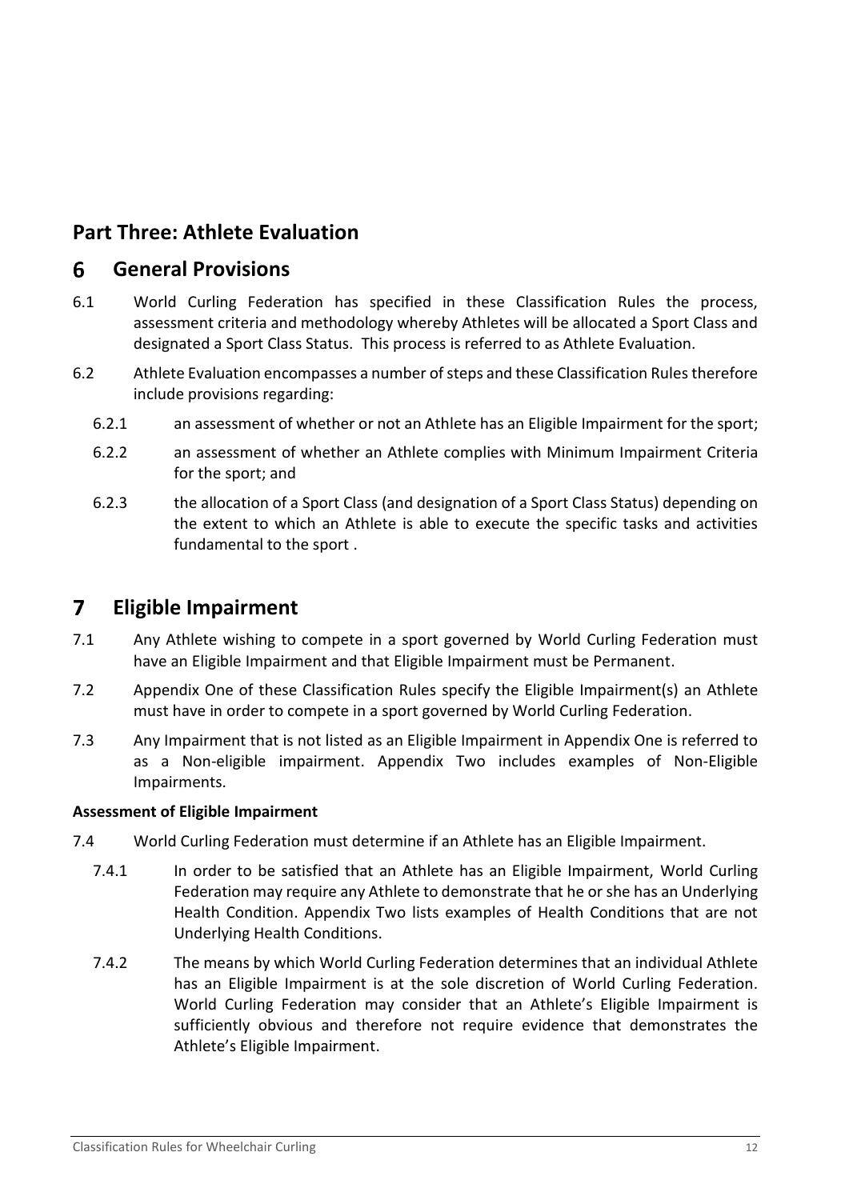# Part Three: Athlete Evaluation

## 6 General Provisions

6.1 World Curling Federation has specified in these Classification Rules the process, assessment criteria and methodology whereby Athletes will be allocated a Sport Class and designated a Sport Class Status. This process is referred to as Athlete Evaluation.

6.2 Athlete Evaluation encompasses a number of steps and these Classification Rules therefore include provisions regarding:

- 6.2.1 an assessment of whether or not an Athlete has an Eligible Impairment for the sport;
- 6.2.2 an assessment of whether an Athlete complies with Minimum Impairment Criteria for the sport; and
- 6.2.3 the allocation of a Sport Class (and designation of a Sport Class Status) depending on the extent to which an Athlete is able to execute the specific tasks and activities fundamental to the sport .

## 7 Eligible Impairment

7.1 Any Athlete wishing to compete in a sport governed by World Curling Federation must have an Eligible Impairment and that Eligible Impairment must be Permanent.

7.2 Appendix One of these Classification Rules specify the Eligible Impairment(s) an Athlete must have in order to compete in a sport governed by World Curling Federation.

7.3 Any Impairment that is not listed as an Eligible Impairment in Appendix One is referred to as a Non-eligible impairment. Appendix Two includes examples of Non-Eligible Impairments.

**Assessment of Eligible Impairment**

7.4 World Curling Federation must determine if an Athlete has an Eligible Impairment.

- 7.4.1 In order to be satisfied that an Athlete has an Eligible Impairment, World Curling Federation may require any Athlete to demonstrate that he or she has an Underlying Health Condition. Appendix Two lists examples of Health Conditions that are not Underlying Health Conditions.
- 7.4.2 The means by which World Curling Federation determines that an individual Athlete has an Eligible Impairment is at the sole discretion of World Curling Federation. World Curling Federation may consider that an Athlete's Eligible Impairment is sufficiently obvious and therefore not require evidence that demonstrates the Athlete's Eligible Impairment.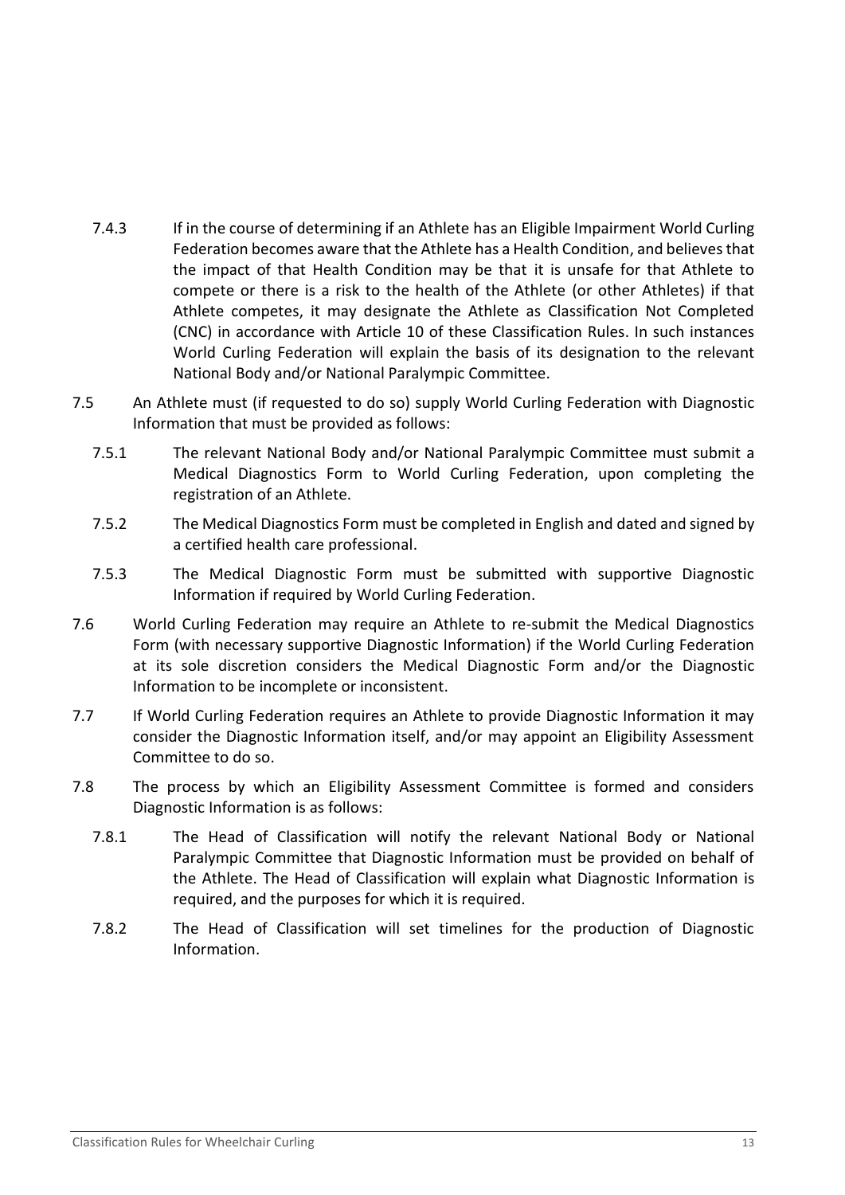7.4.3 If in the course of determining if an Athlete has an Eligible Impairment World Curling Federation becomes aware that the Athlete has a Health Condition, and believes that the impact of that Health Condition may be that it is unsafe for that Athlete to compete or there is a risk to the health of the Athlete (or other Athletes) if that Athlete competes, it may designate the Athlete as Classification Not Completed (CNC) in accordance with Article 10 of these Classification Rules. In such instances World Curling Federation will explain the basis of its designation to the relevant National Body and/or National Paralympic Committee.

7.5 An Athlete must (if requested to do so) supply World Curling Federation with Diagnostic Information that must be provided as follows:

7.5.1 The relevant National Body and/or National Paralympic Committee must submit a Medical Diagnostics Form to World Curling Federation, upon completing the registration of an Athlete.

7.5.2 The Medical Diagnostics Form must be completed in English and dated and signed by a certified health care professional.

7.5.3 The Medical Diagnostic Form must be submitted with supportive Diagnostic Information if required by World Curling Federation.

7.6 World Curling Federation may require an Athlete to re-submit the Medical Diagnostics Form (with necessary supportive Diagnostic Information) if the World Curling Federation at its sole discretion considers the Medical Diagnostic Form and/or the Diagnostic Information to be incomplete or inconsistent.

7.7 If World Curling Federation requires an Athlete to provide Diagnostic Information it may consider the Diagnostic Information itself, and/or may appoint an Eligibility Assessment Committee to do so.

7.8 The process by which an Eligibility Assessment Committee is formed and considers Diagnostic Information is as follows:

7.8.1 The Head of Classification will notify the relevant National Body or National Paralympic Committee that Diagnostic Information must be provided on behalf of the Athlete. The Head of Classification will explain what Diagnostic Information is required, and the purposes for which it is required.

7.8.2 The Head of Classification will set timelines for the production of Diagnostic Information.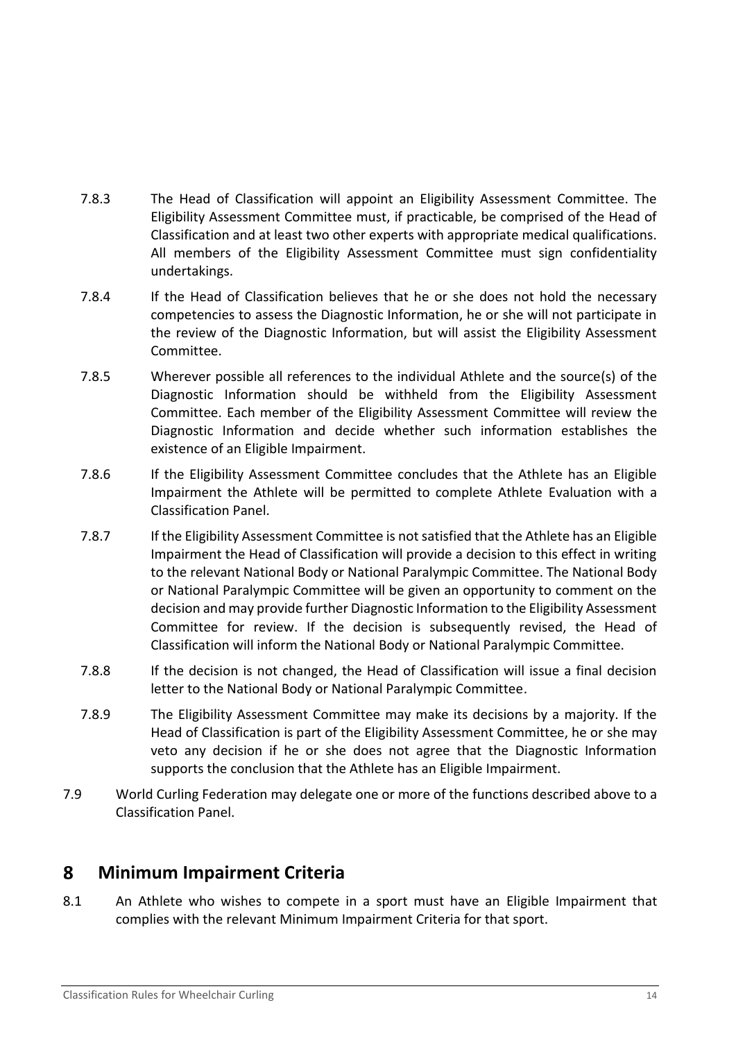7.8.3 The Head of Classification will appoint an Eligibility Assessment Committee. The Eligibility Assessment Committee must, if practicable, be comprised of the Head of Classification and at least two other experts with appropriate medical qualifications. All members of the Eligibility Assessment Committee must sign confidentiality undertakings.

7.8.4 If the Head of Classification believes that he or she does not hold the necessary competencies to assess the Diagnostic Information, he or she will not participate in the review of the Diagnostic Information, but will assist the Eligibility Assessment Committee.

7.8.5 Wherever possible all references to the individual Athlete and the source(s) of the Diagnostic Information should be withheld from the Eligibility Assessment Committee. Each member of the Eligibility Assessment Committee will review the Diagnostic Information and decide whether such information establishes the existence of an Eligible Impairment.

7.8.6 If the Eligibility Assessment Committee concludes that the Athlete has an Eligible Impairment the Athlete will be permitted to complete Athlete Evaluation with a Classification Panel.

7.8.7 If the Eligibility Assessment Committee is not satisfied that the Athlete has an Eligible Impairment the Head of Classification will provide a decision to this effect in writing to the relevant National Body or National Paralympic Committee. The National Body or National Paralympic Committee will be given an opportunity to comment on the decision and may provide further Diagnostic Information to the Eligibility Assessment Committee for review. If the decision is subsequently revised, the Head of Classification will inform the National Body or National Paralympic Committee.

7.8.8 If the decision is not changed, the Head of Classification will issue a final decision letter to the National Body or National Paralympic Committee.

7.8.9 The Eligibility Assessment Committee may make its decisions by a majority. If the Head of Classification is part of the Eligibility Assessment Committee, he or she may veto any decision if he or she does not agree that the Diagnostic Information supports the conclusion that the Athlete has an Eligible Impairment.

7.9 World Curling Federation may delegate one or more of the functions described above to a Classification Panel.

## 8 Minimum Impairment Criteria

8.1 An Athlete who wishes to compete in a sport must have an Eligible Impairment that complies with the relevant Minimum Impairment Criteria for that sport.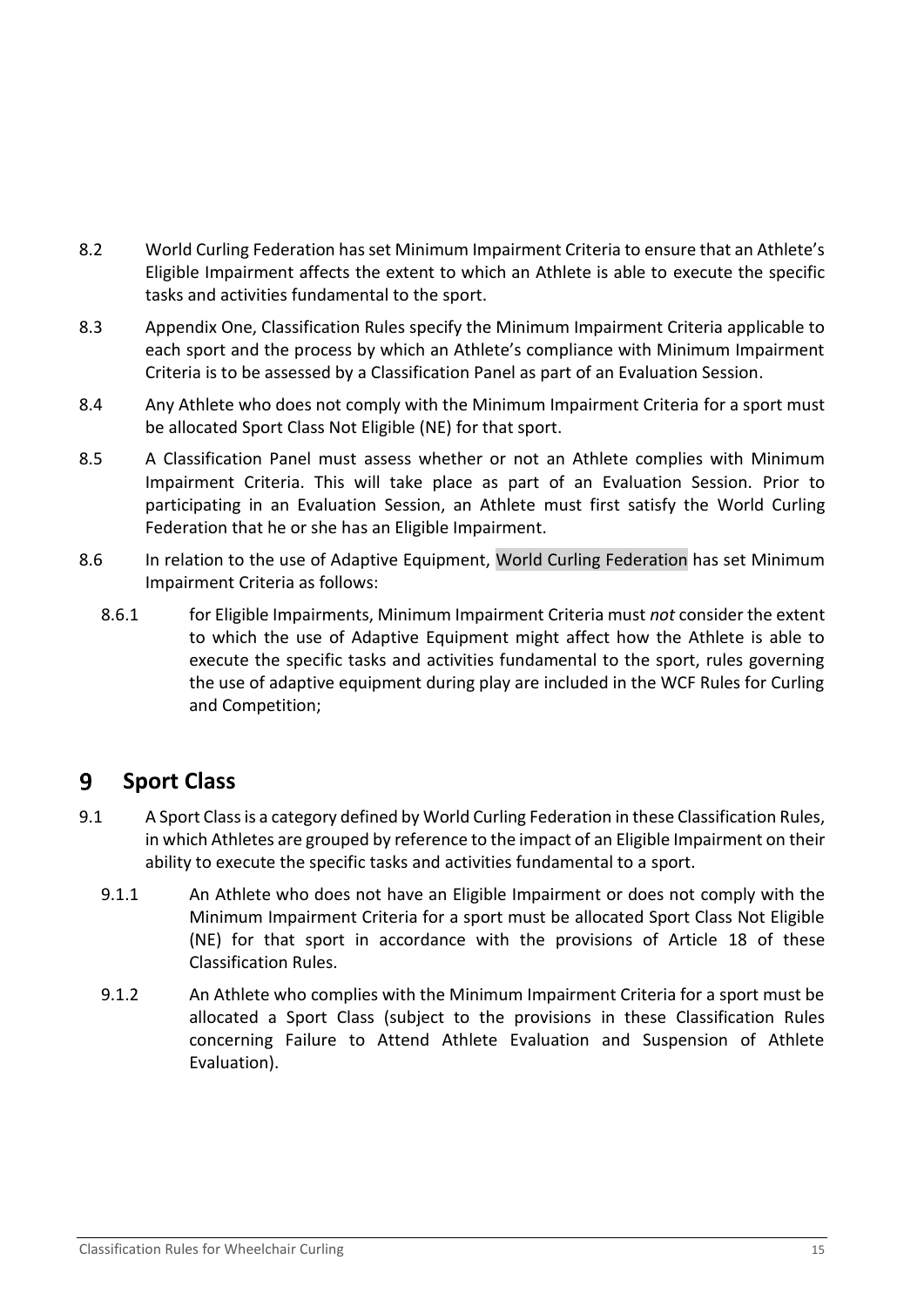8.2 World Curling Federation has set Minimum Impairment Criteria to ensure that an Athlete's Eligible Impairment affects the extent to which an Athlete is able to execute the specific tasks and activities fundamental to the sport.

8.3 Appendix One, Classification Rules specify the Minimum Impairment Criteria applicable to each sport and the process by which an Athlete's compliance with Minimum Impairment Criteria is to be assessed by a Classification Panel as part of an Evaluation Session.

8.4 Any Athlete who does not comply with the Minimum Impairment Criteria for a sport must be allocated Sport Class Not Eligible (NE) for that sport.

8.5 A Classification Panel must assess whether or not an Athlete complies with Minimum Impairment Criteria. This will take place as part of an Evaluation Session. Prior to participating in an Evaluation Session, an Athlete must first satisfy the World Curling Federation that he or she has an Eligible Impairment.

8.6 In relation to the use of Adaptive Equipment, World Curling Federation has set Minimum Impairment Criteria as follows:

8.6.1 for Eligible Impairments, Minimum Impairment Criteria must *not* consider the extent to which the use of Adaptive Equipment might affect how the Athlete is able to execute the specific tasks and activities fundamental to the sport, rules governing the use of adaptive equipment during play are included in the WCF Rules for Curling and Competition;

# 9 Sport Class

9.1 A Sport Class is a category defined by World Curling Federation in these Classification Rules, in which Athletes are grouped by reference to the impact of an Eligible Impairment on their ability to execute the specific tasks and activities fundamental to a sport.

9.1.1 An Athlete who does not have an Eligible Impairment or does not comply with the Minimum Impairment Criteria for a sport must be allocated Sport Class Not Eligible (NE) for that sport in accordance with the provisions of Article 18 of these Classification Rules.

9.1.2 An Athlete who complies with the Minimum Impairment Criteria for a sport must be allocated a Sport Class (subject to the provisions in these Classification Rules concerning Failure to Attend Athlete Evaluation and Suspension of Athlete Evaluation).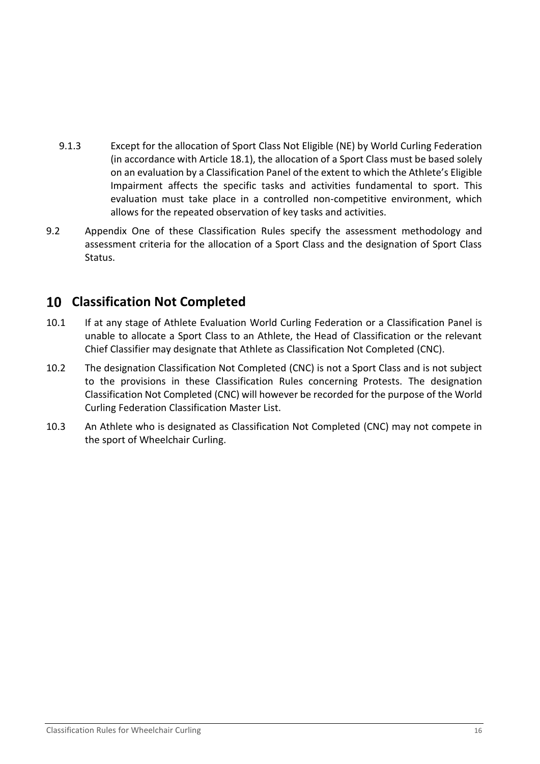9.1.3 Except for the allocation of Sport Class Not Eligible (NE) by World Curling Federation (in accordance with Article 18.1), the allocation of a Sport Class must be based solely on an evaluation by a Classification Panel of the extent to which the Athlete's Eligible Impairment affects the specific tasks and activities fundamental to sport. This evaluation must take place in a controlled non-competitive environment, which allows for the repeated observation of key tasks and activities.

9.2 Appendix One of these Classification Rules specify the assessment methodology and assessment criteria for the allocation of a Sport Class and the designation of Sport Class Status.

# 10 Classification Not Completed

10.1 If at any stage of Athlete Evaluation World Curling Federation or a Classification Panel is unable to allocate a Sport Class to an Athlete, the Head of Classification or the relevant Chief Classifier may designate that Athlete as Classification Not Completed (CNC).

10.2 The designation Classification Not Completed (CNC) is not a Sport Class and is not subject to the provisions in these Classification Rules concerning Protests. The designation Classification Not Completed (CNC) will however be recorded for the purpose of the World Curling Federation Classification Master List.

10.3 An Athlete who is designated as Classification Not Completed (CNC) may not compete in the sport of Wheelchair Curling.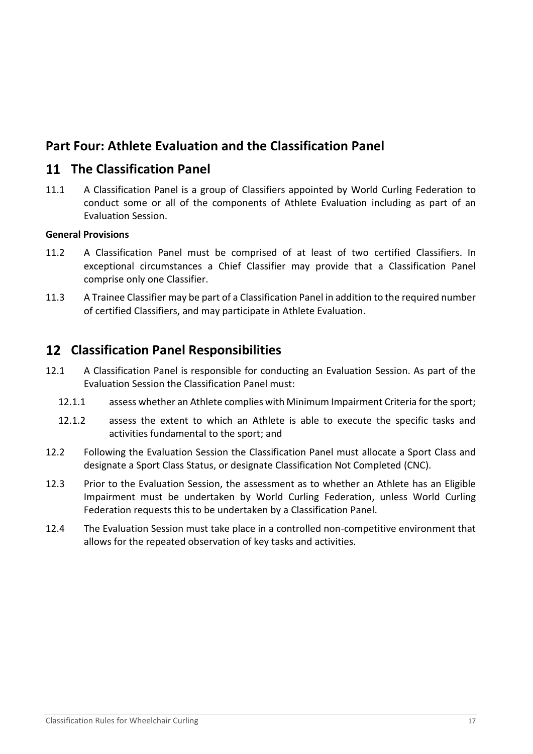# Part Four: Athlete Evaluation and the Classification Panel

## 11 The Classification Panel

11.1 A Classification Panel is a group of Classifiers appointed by World Curling Federation to conduct some or all of the components of Athlete Evaluation including as part of an Evaluation Session.

**General Provisions**

11.2 A Classification Panel must be comprised of at least of two certified Classifiers. In exceptional circumstances a Chief Classifier may provide that a Classification Panel comprise only one Classifier.

11.3 A Trainee Classifier may be part of a Classification Panel in addition to the required number of certified Classifiers, and may participate in Athlete Evaluation.

## 12 Classification Panel Responsibilities

12.1 A Classification Panel is responsible for conducting an Evaluation Session. As part of the Evaluation Session the Classification Panel must:

12.1.1 assess whether an Athlete complies with Minimum Impairment Criteria for the sport;

12.1.2 assess the extent to which an Athlete is able to execute the specific tasks and activities fundamental to the sport; and

12.2 Following the Evaluation Session the Classification Panel must allocate a Sport Class and designate a Sport Class Status, or designate Classification Not Completed (CNC).

12.3 Prior to the Evaluation Session, the assessment as to whether an Athlete has an Eligible Impairment must be undertaken by World Curling Federation, unless World Curling Federation requests this to be undertaken by a Classification Panel.

12.4 The Evaluation Session must take place in a controlled non-competitive environment that allows for the repeated observation of key tasks and activities.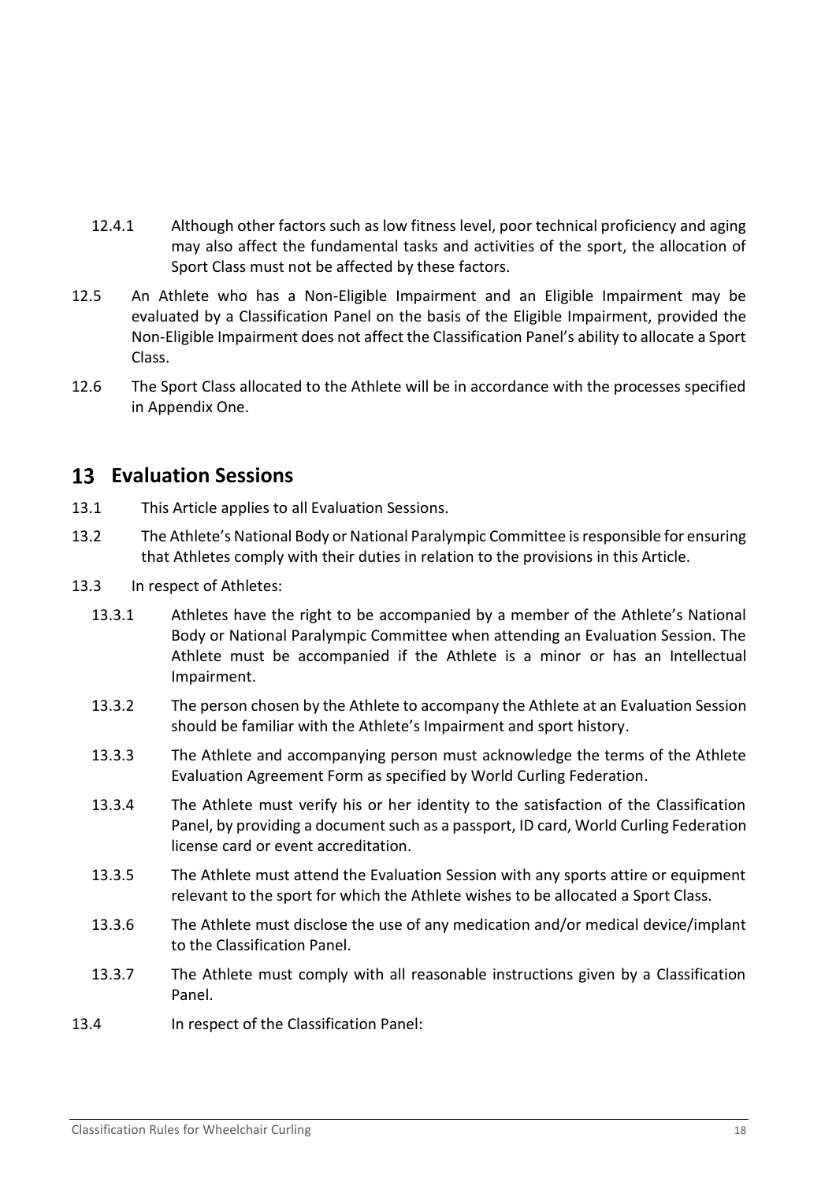12.4.1 Although other factors such as low fitness level, poor technical proficiency and aging may also affect the fundamental tasks and activities of the sport, the allocation of Sport Class must not be affected by these factors.

12.5 An Athlete who has a Non-Eligible Impairment and an Eligible Impairment may be evaluated by a Classification Panel on the basis of the Eligible Impairment, provided the Non-Eligible Impairment does not affect the Classification Panel's ability to allocate a Sport Class.

12.6 The Sport Class allocated to the Athlete will be in accordance with the processes specified in Appendix One.

## 13 Evaluation Sessions

13.1 This Article applies to all Evaluation Sessions.

13.2 The Athlete's National Body or National Paralympic Committee is responsible for ensuring that Athletes comply with their duties in relation to the provisions in this Article.

13.3 In respect of Athletes:

13.3.1 Athletes have the right to be accompanied by a member of the Athlete's National Body or National Paralympic Committee when attending an Evaluation Session. The Athlete must be accompanied if the Athlete is a minor or has an Intellectual Impairment.

13.3.2 The person chosen by the Athlete to accompany the Athlete at an Evaluation Session should be familiar with the Athlete's Impairment and sport history.

13.3.3 The Athlete and accompanying person must acknowledge the terms of the Athlete Evaluation Agreement Form as specified by World Curling Federation.

13.3.4 The Athlete must verify his or her identity to the satisfaction of the Classification Panel, by providing a document such as a passport, ID card, World Curling Federation license card or event accreditation.

13.3.5 The Athlete must attend the Evaluation Session with any sports attire or equipment relevant to the sport for which the Athlete wishes to be allocated a Sport Class.

13.3.6 The Athlete must disclose the use of any medication and/or medical device/implant to the Classification Panel.

13.3.7 The Athlete must comply with all reasonable instructions given by a Classification Panel.

13.4 In respect of the Classification Panel: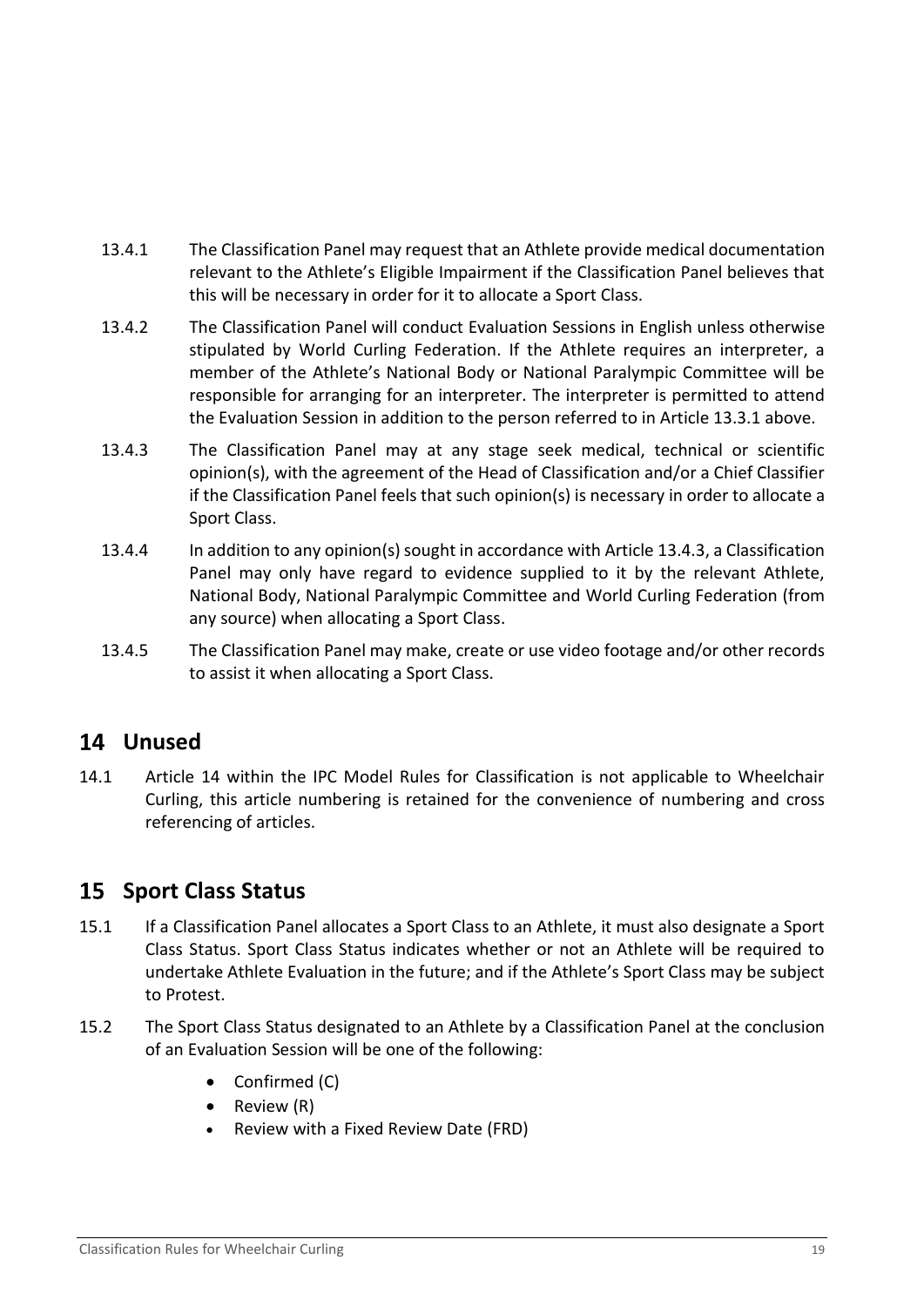13.4.1 The Classification Panel may request that an Athlete provide medical documentation relevant to the Athlete's Eligible Impairment if the Classification Panel believes that this will be necessary in order for it to allocate a Sport Class.

13.4.2 The Classification Panel will conduct Evaluation Sessions in English unless otherwise stipulated by World Curling Federation. If the Athlete requires an interpreter, a member of the Athlete's National Body or National Paralympic Committee will be responsible for arranging for an interpreter. The interpreter is permitted to attend the Evaluation Session in addition to the person referred to in Article 13.3.1 above.

13.4.3 The Classification Panel may at any stage seek medical, technical or scientific opinion(s), with the agreement of the Head of Classification and/or a Chief Classifier if the Classification Panel feels that such opinion(s) is necessary in order to allocate a Sport Class.

13.4.4 In addition to any opinion(s) sought in accordance with Article 13.4.3, a Classification Panel may only have regard to evidence supplied to it by the relevant Athlete, National Body, National Paralympic Committee and World Curling Federation (from any source) when allocating a Sport Class.

13.4.5 The Classification Panel may make, create or use video footage and/or other records to assist it when allocating a Sport Class.

# 14 Unused

14.1 Article 14 within the IPC Model Rules for Classification is not applicable to Wheelchair Curling, this article numbering is retained for the convenience of numbering and cross referencing of articles.

# 15 Sport Class Status

15.1 If a Classification Panel allocates a Sport Class to an Athlete, it must also designate a Sport Class Status. Sport Class Status indicates whether or not an Athlete will be required to undertake Athlete Evaluation in the future; and if the Athlete's Sport Class may be subject to Protest.

15.2 The Sport Class Status designated to an Athlete by a Classification Panel at the conclusion of an Evaluation Session will be one of the following:

- Confirmed (C)
- Review (R)
- Review with a Fixed Review Date (FRD)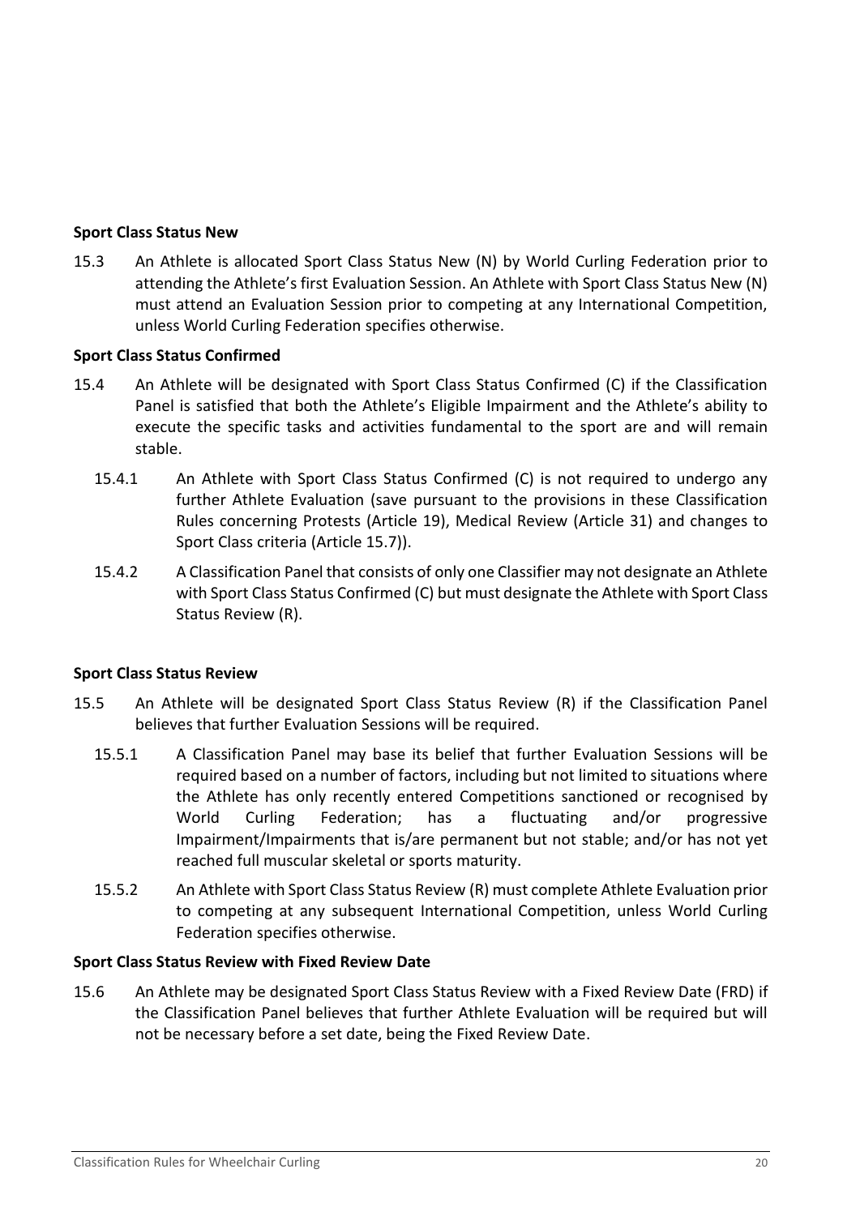**Sport Class Status New**

15.3 An Athlete is allocated Sport Class Status New (N) by World Curling Federation prior to attending the Athlete's first Evaluation Session. An Athlete with Sport Class Status New (N) must attend an Evaluation Session prior to competing at any International Competition, unless World Curling Federation specifies otherwise.

**Sport Class Status Confirmed**

15.4 An Athlete will be designated with Sport Class Status Confirmed (C) if the Classification Panel is satisfied that both the Athlete's Eligible Impairment and the Athlete's ability to execute the specific tasks and activities fundamental to the sport are and will remain stable.

15.4.1 An Athlete with Sport Class Status Confirmed (C) is not required to undergo any further Athlete Evaluation (save pursuant to the provisions in these Classification Rules concerning Protests (Article 19), Medical Review (Article 31) and changes to Sport Class criteria (Article 15.7)).

15.4.2 A Classification Panel that consists of only one Classifier may not designate an Athlete with Sport Class Status Confirmed (C) but must designate the Athlete with Sport Class Status Review (R).

**Sport Class Status Review**

15.5 An Athlete will be designated Sport Class Status Review (R) if the Classification Panel believes that further Evaluation Sessions will be required.

15.5.1 A Classification Panel may base its belief that further Evaluation Sessions will be required based on a number of factors, including but not limited to situations where the Athlete has only recently entered Competitions sanctioned or recognised by World Curling Federation; has a fluctuating and/or progressive Impairment/Impairments that is/are permanent but not stable; and/or has not yet reached full muscular skeletal or sports maturity.

15.5.2 An Athlete with Sport Class Status Review (R) must complete Athlete Evaluation prior to competing at any subsequent International Competition, unless World Curling Federation specifies otherwise.

**Sport Class Status Review with Fixed Review Date**

15.6 An Athlete may be designated Sport Class Status Review with a Fixed Review Date (FRD) if the Classification Panel believes that further Athlete Evaluation will be required but will not be necessary before a set date, being the Fixed Review Date.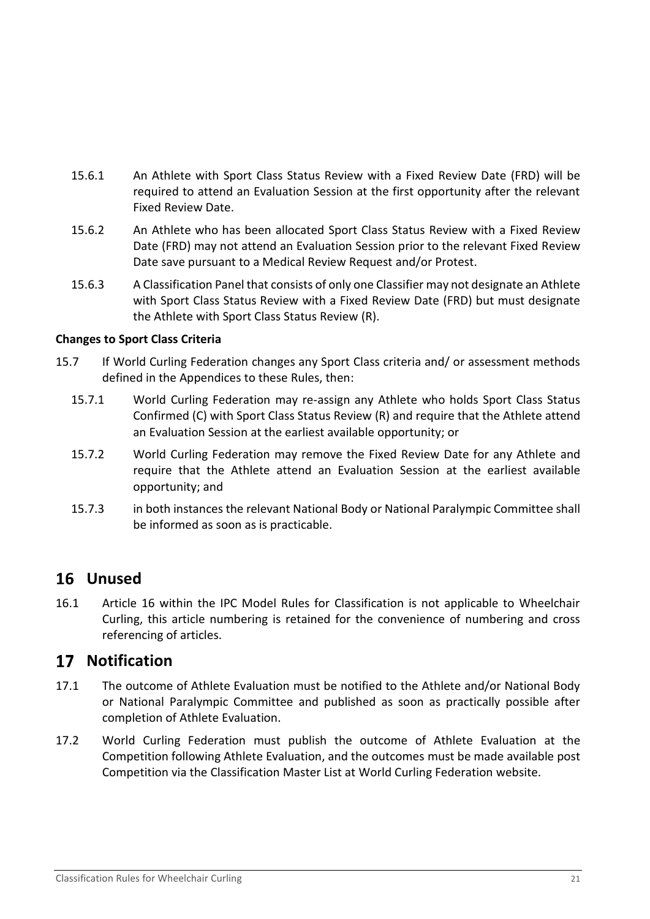15.6.1 An Athlete with Sport Class Status Review with a Fixed Review Date (FRD) will be required to attend an Evaluation Session at the first opportunity after the relevant Fixed Review Date.

15.6.2 An Athlete who has been allocated Sport Class Status Review with a Fixed Review Date (FRD) may not attend an Evaluation Session prior to the relevant Fixed Review Date save pursuant to a Medical Review Request and/or Protest.

15.6.3 A Classification Panel that consists of only one Classifier may not designate an Athlete with Sport Class Status Review with a Fixed Review Date (FRD) but must designate the Athlete with Sport Class Status Review (R).

**Changes to Sport Class Criteria**

15.7 If World Curling Federation changes any Sport Class criteria and/ or assessment methods defined in the Appendices to these Rules, then:

15.7.1 World Curling Federation may re-assign any Athlete who holds Sport Class Status Confirmed (C) with Sport Class Status Review (R) and require that the Athlete attend an Evaluation Session at the earliest available opportunity; or

15.7.2 World Curling Federation may remove the Fixed Review Date for any Athlete and require that the Athlete attend an Evaluation Session at the earliest available opportunity; and

15.7.3 in both instances the relevant National Body or National Paralympic Committee shall be informed as soon as is practicable.

## 16 Unused

16.1 Article 16 within the IPC Model Rules for Classification is not applicable to Wheelchair Curling, this article numbering is retained for the convenience of numbering and cross referencing of articles.

## 17 Notification

17.1 The outcome of Athlete Evaluation must be notified to the Athlete and/or National Body or National Paralympic Committee and published as soon as practically possible after completion of Athlete Evaluation.

17.2 World Curling Federation must publish the outcome of Athlete Evaluation at the Competition following Athlete Evaluation, and the outcomes must be made available post Competition via the Classification Master List at World Curling Federation website.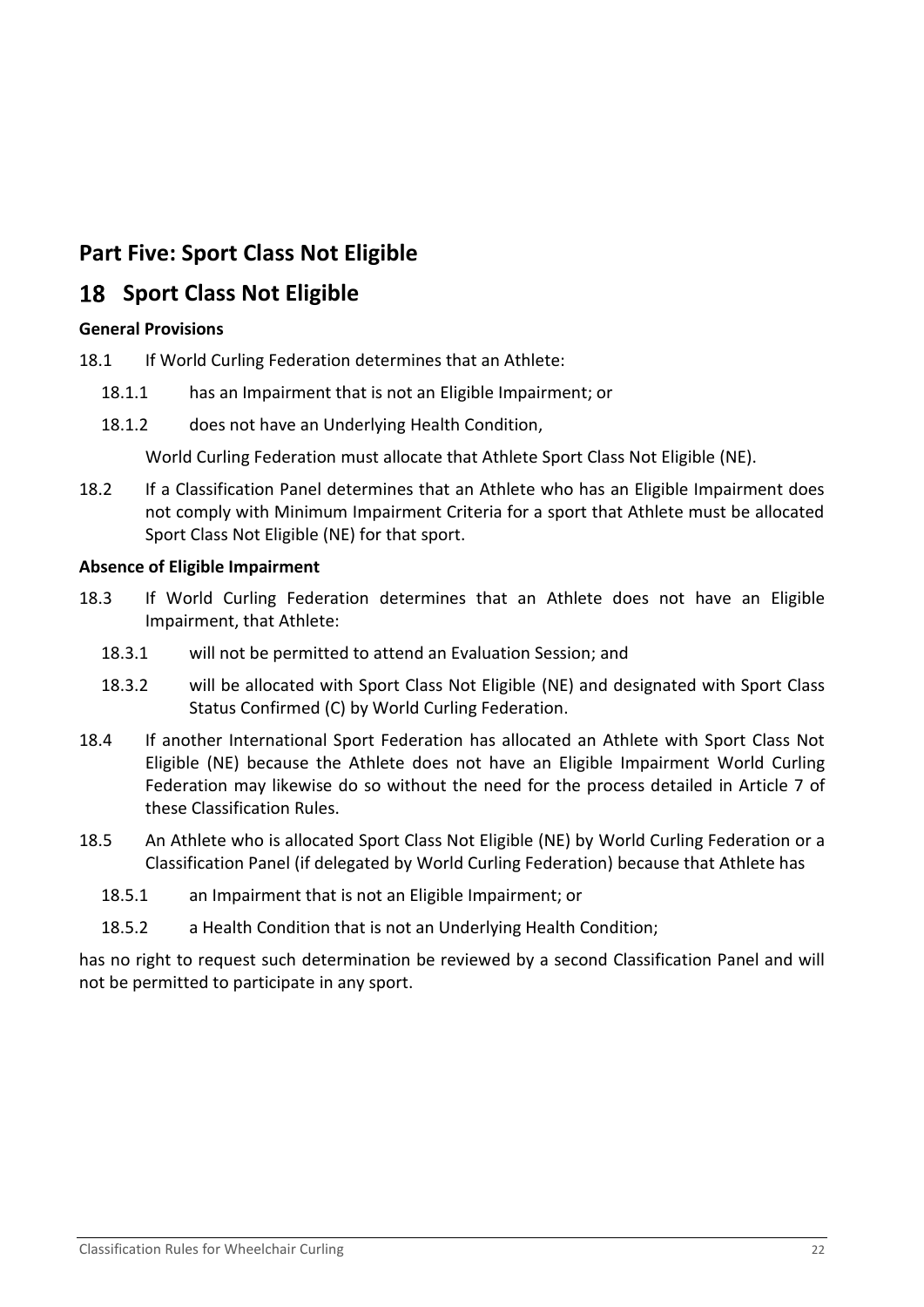# Part Five: Sport Class Not Eligible

## 18 Sport Class Not Eligible

**General Provisions**

18.1 If World Curling Federation determines that an Athlete:

18.1.1 has an Impairment that is not an Eligible Impairment; or

18.1.2 does not have an Underlying Health Condition,

World Curling Federation must allocate that Athlete Sport Class Not Eligible (NE).

18.2 If a Classification Panel determines that an Athlete who has an Eligible Impairment does not comply with Minimum Impairment Criteria for a sport that Athlete must be allocated Sport Class Not Eligible (NE) for that sport.

**Absence of Eligible Impairment**

18.3 If World Curling Federation determines that an Athlete does not have an Eligible Impairment, that Athlete:

18.3.1 will not be permitted to attend an Evaluation Session; and

18.3.2 will be allocated with Sport Class Not Eligible (NE) and designated with Sport Class Status Confirmed (C) by World Curling Federation.

18.4 If another International Sport Federation has allocated an Athlete with Sport Class Not Eligible (NE) because the Athlete does not have an Eligible Impairment World Curling Federation may likewise do so without the need for the process detailed in Article 7 of these Classification Rules.

18.5 An Athlete who is allocated Sport Class Not Eligible (NE) by World Curling Federation or a Classification Panel (if delegated by World Curling Federation) because that Athlete has

18.5.1 an Impairment that is not an Eligible Impairment; or

18.5.2 a Health Condition that is not an Underlying Health Condition;

has no right to request such determination be reviewed by a second Classification Panel and will not be permitted to participate in any sport.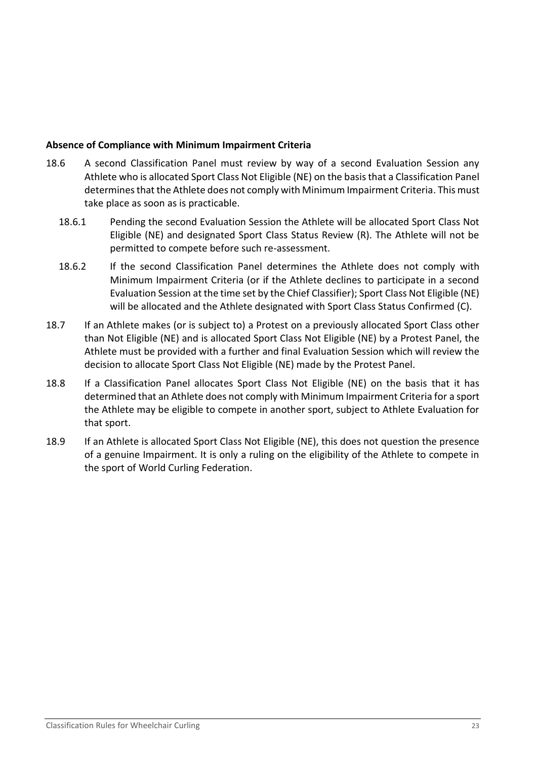**Absence of Compliance with Minimum Impairment Criteria**

18.6 A second Classification Panel must review by way of a second Evaluation Session any Athlete who is allocated Sport Class Not Eligible (NE) on the basis that a Classification Panel determines that the Athlete does not comply with Minimum Impairment Criteria. This must take place as soon as is practicable.

18.6.1 Pending the second Evaluation Session the Athlete will be allocated Sport Class Not Eligible (NE) and designated Sport Class Status Review (R). The Athlete will not be permitted to compete before such re-assessment.

18.6.2 If the second Classification Panel determines the Athlete does not comply with Minimum Impairment Criteria (or if the Athlete declines to participate in a second Evaluation Session at the time set by the Chief Classifier); Sport Class Not Eligible (NE) will be allocated and the Athlete designated with Sport Class Status Confirmed (C).

18.7 If an Athlete makes (or is subject to) a Protest on a previously allocated Sport Class other than Not Eligible (NE) and is allocated Sport Class Not Eligible (NE) by a Protest Panel, the Athlete must be provided with a further and final Evaluation Session which will review the decision to allocate Sport Class Not Eligible (NE) made by the Protest Panel.

18.8 If a Classification Panel allocates Sport Class Not Eligible (NE) on the basis that it has determined that an Athlete does not comply with Minimum Impairment Criteria for a sport the Athlete may be eligible to compete in another sport, subject to Athlete Evaluation for that sport.

18.9 If an Athlete is allocated Sport Class Not Eligible (NE), this does not question the presence of a genuine Impairment. It is only a ruling on the eligibility of the Athlete to compete in the sport of World Curling Federation.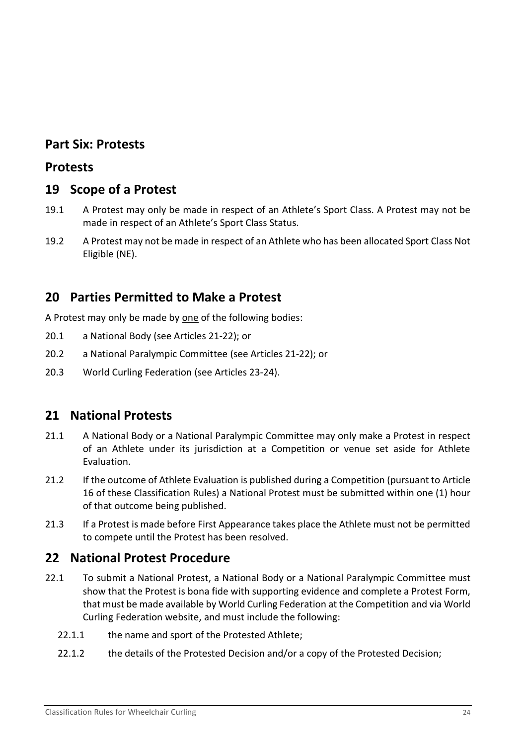## Part Six: Protests

## Protests

## 19 Scope of a Protest

19.1 A Protest may only be made in respect of an Athlete's Sport Class. A Protest may not be made in respect of an Athlete's Sport Class Status.

19.2 A Protest may not be made in respect of an Athlete who has been allocated Sport Class Not Eligible (NE).

## 20 Parties Permitted to Make a Protest

A Protest may only be made by one of the following bodies:

20.1 a National Body (see Articles 21-22); or

20.2 a National Paralympic Committee (see Articles 21-22); or

20.3 World Curling Federation (see Articles 23-24).

## 21 National Protests

21.1 A National Body or a National Paralympic Committee may only make a Protest in respect of an Athlete under its jurisdiction at a Competition or venue set aside for Athlete Evaluation.

21.2 If the outcome of Athlete Evaluation is published during a Competition (pursuant to Article 16 of these Classification Rules) a National Protest must be submitted within one (1) hour of that outcome being published.

21.3 If a Protest is made before First Appearance takes place the Athlete must not be permitted to compete until the Protest has been resolved.

## 22 National Protest Procedure

22.1 To submit a National Protest, a National Body or a National Paralympic Committee must show that the Protest is bona fide with supporting evidence and complete a Protest Form, that must be made available by World Curling Federation at the Competition and via World Curling Federation website, and must include the following:

- 22.1.1 the name and sport of the Protested Athlete;
- 22.1.2 the details of the Protested Decision and/or a copy of the Protested Decision;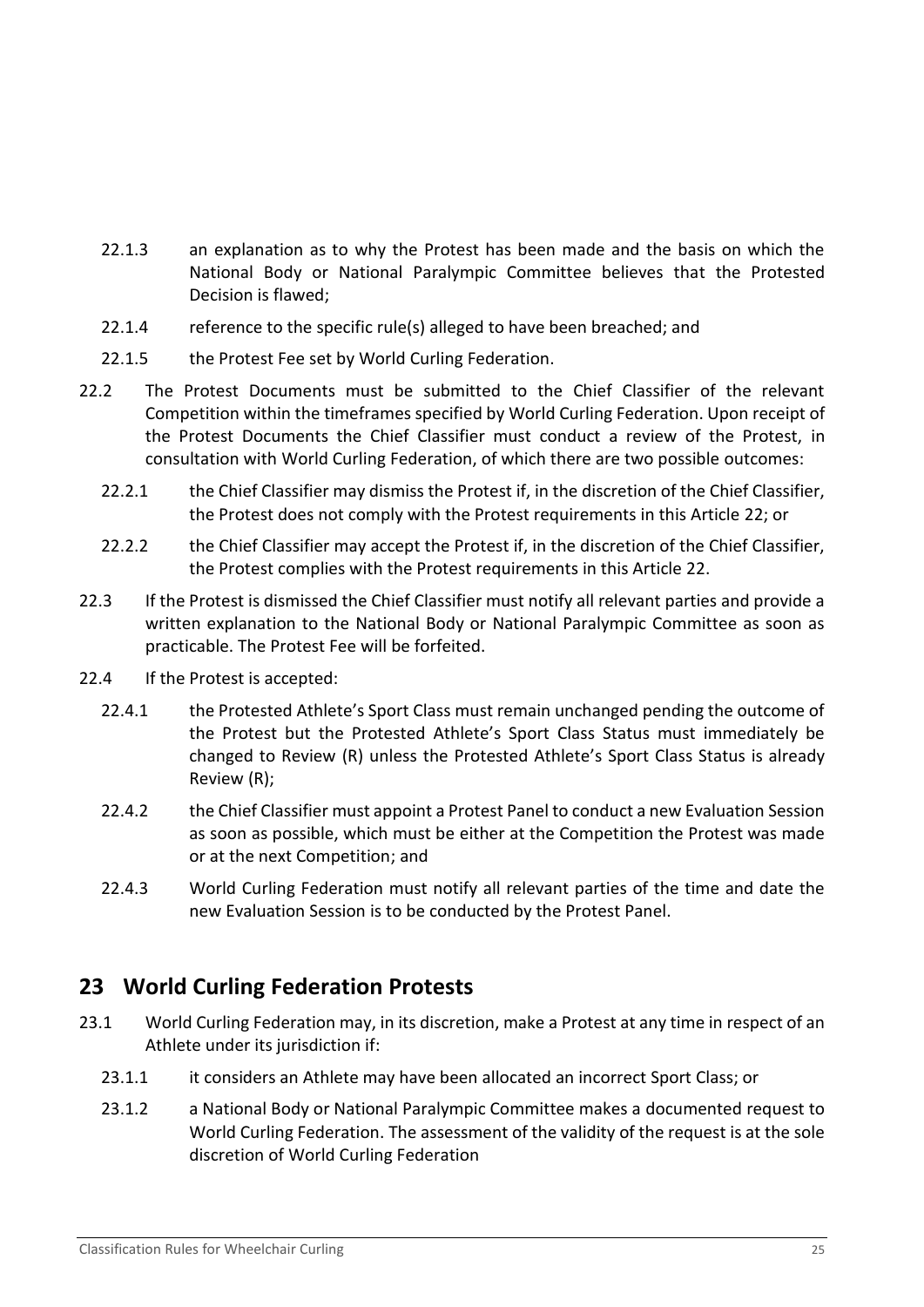22.1.3 an explanation as to why the Protest has been made and the basis on which the National Body or National Paralympic Committee believes that the Protested Decision is flawed;

22.1.4 reference to the specific rule(s) alleged to have been breached; and

22.1.5 the Protest Fee set by World Curling Federation.

22.2 The Protest Documents must be submitted to the Chief Classifier of the relevant Competition within the timeframes specified by World Curling Federation. Upon receipt of the Protest Documents the Chief Classifier must conduct a review of the Protest, in consultation with World Curling Federation, of which there are two possible outcomes:

22.2.1 the Chief Classifier may dismiss the Protest if, in the discretion of the Chief Classifier, the Protest does not comply with the Protest requirements in this Article 22; or

22.2.2 the Chief Classifier may accept the Protest if, in the discretion of the Chief Classifier, the Protest complies with the Protest requirements in this Article 22.

22.3 If the Protest is dismissed the Chief Classifier must notify all relevant parties and provide a written explanation to the National Body or National Paralympic Committee as soon as practicable. The Protest Fee will be forfeited.

22.4 If the Protest is accepted:

22.4.1 the Protested Athlete's Sport Class must remain unchanged pending the outcome of the Protest but the Protested Athlete's Sport Class Status must immediately be changed to Review (R) unless the Protested Athlete's Sport Class Status is already Review (R);

22.4.2 the Chief Classifier must appoint a Protest Panel to conduct a new Evaluation Session as soon as possible, which must be either at the Competition the Protest was made or at the next Competition; and

22.4.3 World Curling Federation must notify all relevant parties of the time and date the new Evaluation Session is to be conducted by the Protest Panel.

## 23 World Curling Federation Protests

23.1 World Curling Federation may, in its discretion, make a Protest at any time in respect of an Athlete under its jurisdiction if:

23.1.1 it considers an Athlete may have been allocated an incorrect Sport Class; or

23.1.2 a National Body or National Paralympic Committee makes a documented request to World Curling Federation. The assessment of the validity of the request is at the sole discretion of World Curling Federation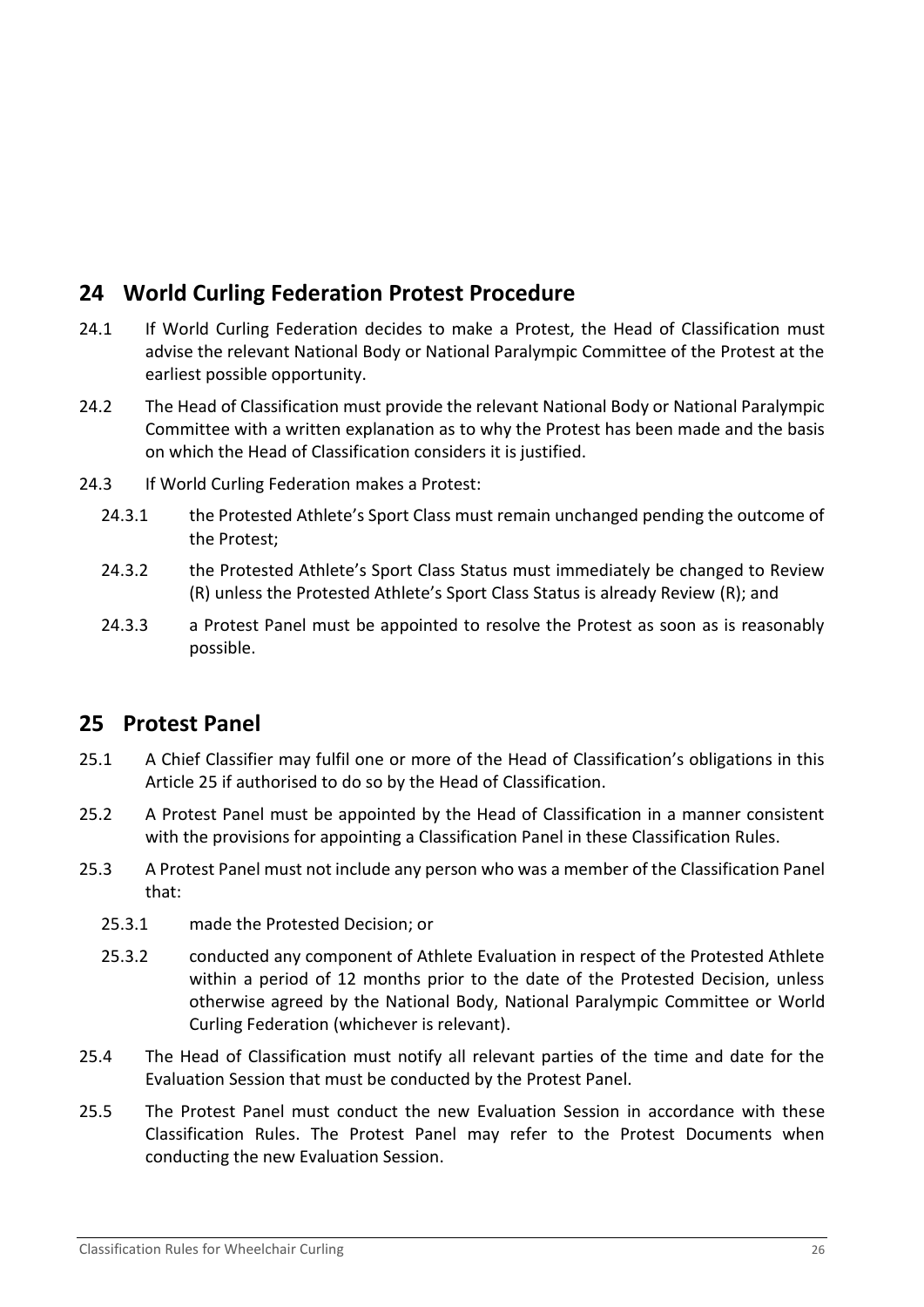## 24 World Curling Federation Protest Procedure

24.1 If World Curling Federation decides to make a Protest, the Head of Classification must advise the relevant National Body or National Paralympic Committee of the Protest at the earliest possible opportunity.

24.2 The Head of Classification must provide the relevant National Body or National Paralympic Committee with a written explanation as to why the Protest has been made and the basis on which the Head of Classification considers it is justified.

24.3 If World Curling Federation makes a Protest:

- 24.3.1 the Protested Athlete's Sport Class must remain unchanged pending the outcome of the Protest;
- 24.3.2 the Protested Athlete's Sport Class Status must immediately be changed to Review (R) unless the Protested Athlete's Sport Class Status is already Review (R); and
- 24.3.3 a Protest Panel must be appointed to resolve the Protest as soon as is reasonably possible.

## 25 Protest Panel

25.1 A Chief Classifier may fulfil one or more of the Head of Classification's obligations in this Article 25 if authorised to do so by the Head of Classification.

25.2 A Protest Panel must be appointed by the Head of Classification in a manner consistent with the provisions for appointing a Classification Panel in these Classification Rules.

25.3 A Protest Panel must not include any person who was a member of the Classification Panel that:

- 25.3.1 made the Protested Decision; or
- 25.3.2 conducted any component of Athlete Evaluation in respect of the Protested Athlete within a period of 12 months prior to the date of the Protested Decision, unless otherwise agreed by the National Body, National Paralympic Committee or World Curling Federation (whichever is relevant).

25.4 The Head of Classification must notify all relevant parties of the time and date for the Evaluation Session that must be conducted by the Protest Panel.

25.5 The Protest Panel must conduct the new Evaluation Session in accordance with these Classification Rules. The Protest Panel may refer to the Protest Documents when conducting the new Evaluation Session.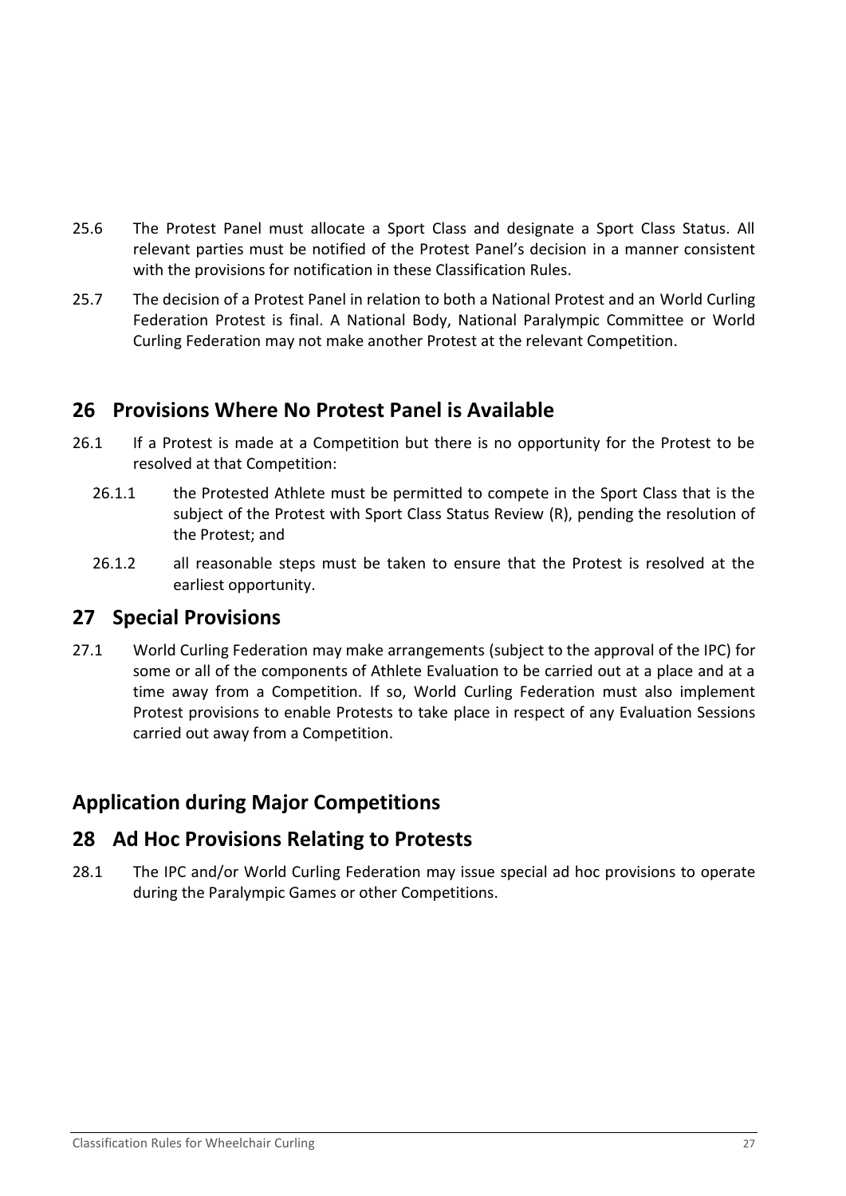25.6 The Protest Panel must allocate a Sport Class and designate a Sport Class Status. All relevant parties must be notified of the Protest Panel's decision in a manner consistent with the provisions for notification in these Classification Rules.

25.7 The decision of a Protest Panel in relation to both a National Protest and an World Curling Federation Protest is final. A National Body, National Paralympic Committee or World Curling Federation may not make another Protest at the relevant Competition.

## 26 Provisions Where No Protest Panel is Available

26.1 If a Protest is made at a Competition but there is no opportunity for the Protest to be resolved at that Competition:

26.1.1 the Protested Athlete must be permitted to compete in the Sport Class that is the subject of the Protest with Sport Class Status Review (R), pending the resolution of the Protest; and

26.1.2 all reasonable steps must be taken to ensure that the Protest is resolved at the earliest opportunity.

## 27 Special Provisions

27.1 World Curling Federation may make arrangements (subject to the approval of the IPC) for some or all of the components of Athlete Evaluation to be carried out at a place and at a time away from a Competition. If so, World Curling Federation must also implement Protest provisions to enable Protests to take place in respect of any Evaluation Sessions carried out away from a Competition.

## Application during Major Competitions

## 28 Ad Hoc Provisions Relating to Protests

28.1 The IPC and/or World Curling Federation may issue special ad hoc provisions to operate during the Paralympic Games or other Competitions.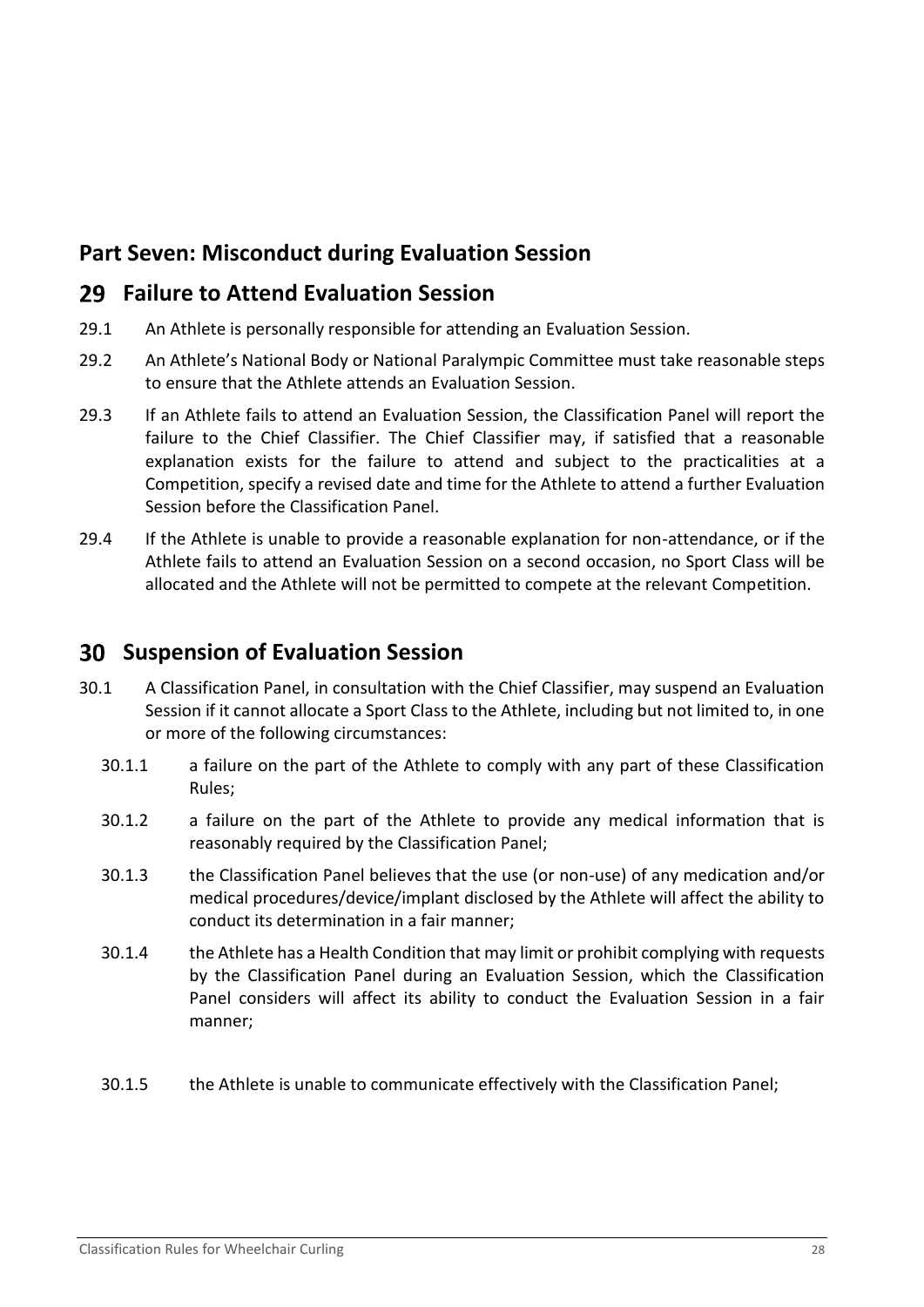## Part Seven: Misconduct during Evaluation Session

### 29 Failure to Attend Evaluation Session

29.1 An Athlete is personally responsible for attending an Evaluation Session.

29.2 An Athlete's National Body or National Paralympic Committee must take reasonable steps to ensure that the Athlete attends an Evaluation Session.

29.3 If an Athlete fails to attend an Evaluation Session, the Classification Panel will report the failure to the Chief Classifier. The Chief Classifier may, if satisfied that a reasonable explanation exists for the failure to attend and subject to the practicalities at a Competition, specify a revised date and time for the Athlete to attend a further Evaluation Session before the Classification Panel.

29.4 If the Athlete is unable to provide a reasonable explanation for non-attendance, or if the Athlete fails to attend an Evaluation Session on a second occasion, no Sport Class will be allocated and the Athlete will not be permitted to compete at the relevant Competition.

### 30 Suspension of Evaluation Session

30.1 A Classification Panel, in consultation with the Chief Classifier, may suspend an Evaluation Session if it cannot allocate a Sport Class to the Athlete, including but not limited to, in one or more of the following circumstances:

30.1.1 a failure on the part of the Athlete to comply with any part of these Classification Rules;

30.1.2 a failure on the part of the Athlete to provide any medical information that is reasonably required by the Classification Panel;

30.1.3 the Classification Panel believes that the use (or non-use) of any medication and/or medical procedures/device/implant disclosed by the Athlete will affect the ability to conduct its determination in a fair manner;

30.1.4 the Athlete has a Health Condition that may limit or prohibit complying with requests by the Classification Panel during an Evaluation Session, which the Classification Panel considers will affect its ability to conduct the Evaluation Session in a fair manner;

30.1.5 the Athlete is unable to communicate effectively with the Classification Panel;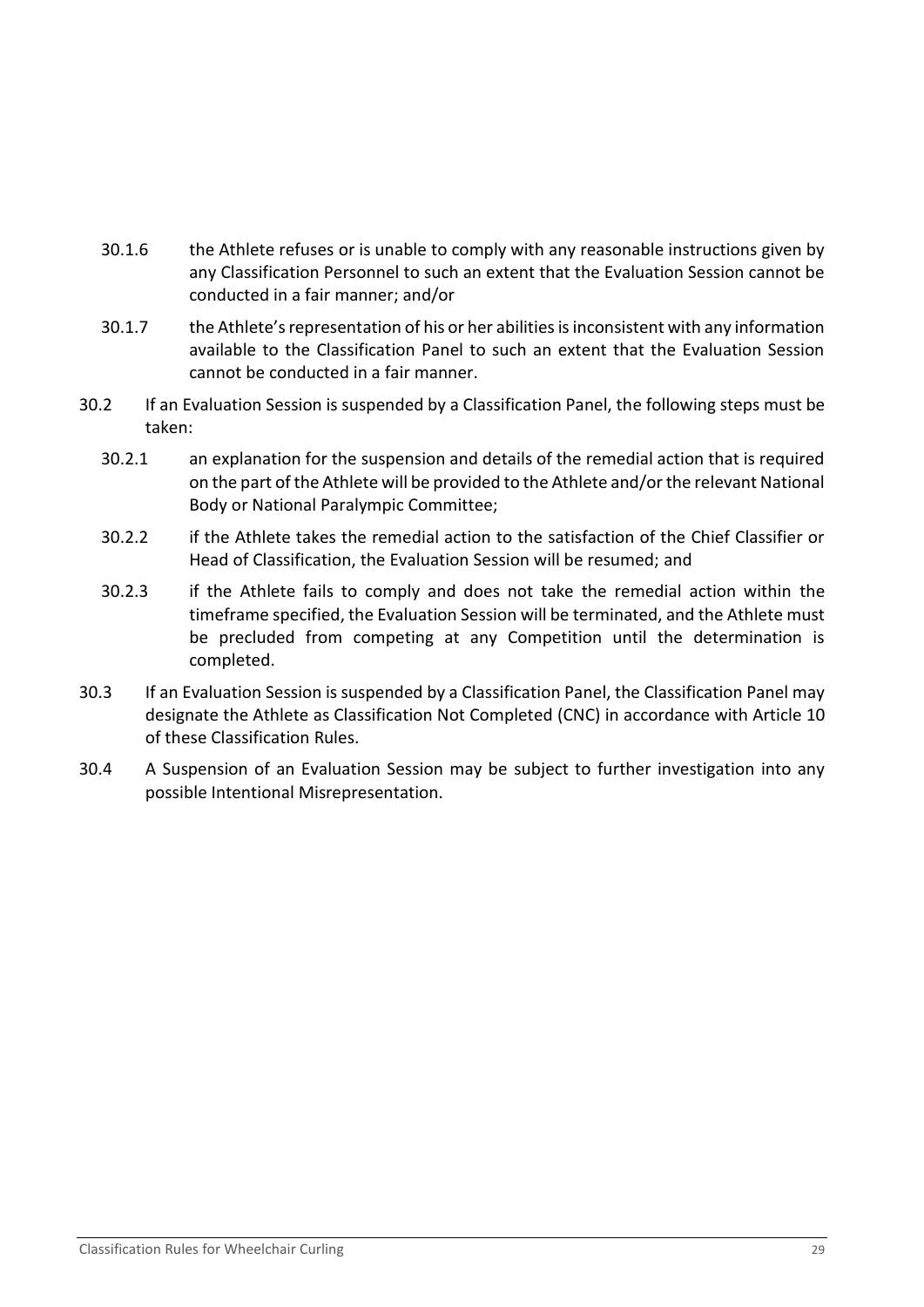30.1.6 the Athlete refuses or is unable to comply with any reasonable instructions given by any Classification Personnel to such an extent that the Evaluation Session cannot be conducted in a fair manner; and/or

30.1.7 the Athlete's representation of his or her abilities is inconsistent with any information available to the Classification Panel to such an extent that the Evaluation Session cannot be conducted in a fair manner.

30.2 If an Evaluation Session is suspended by a Classification Panel, the following steps must be taken:

30.2.1 an explanation for the suspension and details of the remedial action that is required on the part of the Athlete will be provided to the Athlete and/or the relevant National Body or National Paralympic Committee;

30.2.2 if the Athlete takes the remedial action to the satisfaction of the Chief Classifier or Head of Classification, the Evaluation Session will be resumed; and

30.2.3 if the Athlete fails to comply and does not take the remedial action within the timeframe specified, the Evaluation Session will be terminated, and the Athlete must be precluded from competing at any Competition until the determination is completed.

30.3 If an Evaluation Session is suspended by a Classification Panel, the Classification Panel may designate the Athlete as Classification Not Completed (CNC) in accordance with Article 10 of these Classification Rules.

30.4 A Suspension of an Evaluation Session may be subject to further investigation into any possible Intentional Misrepresentation.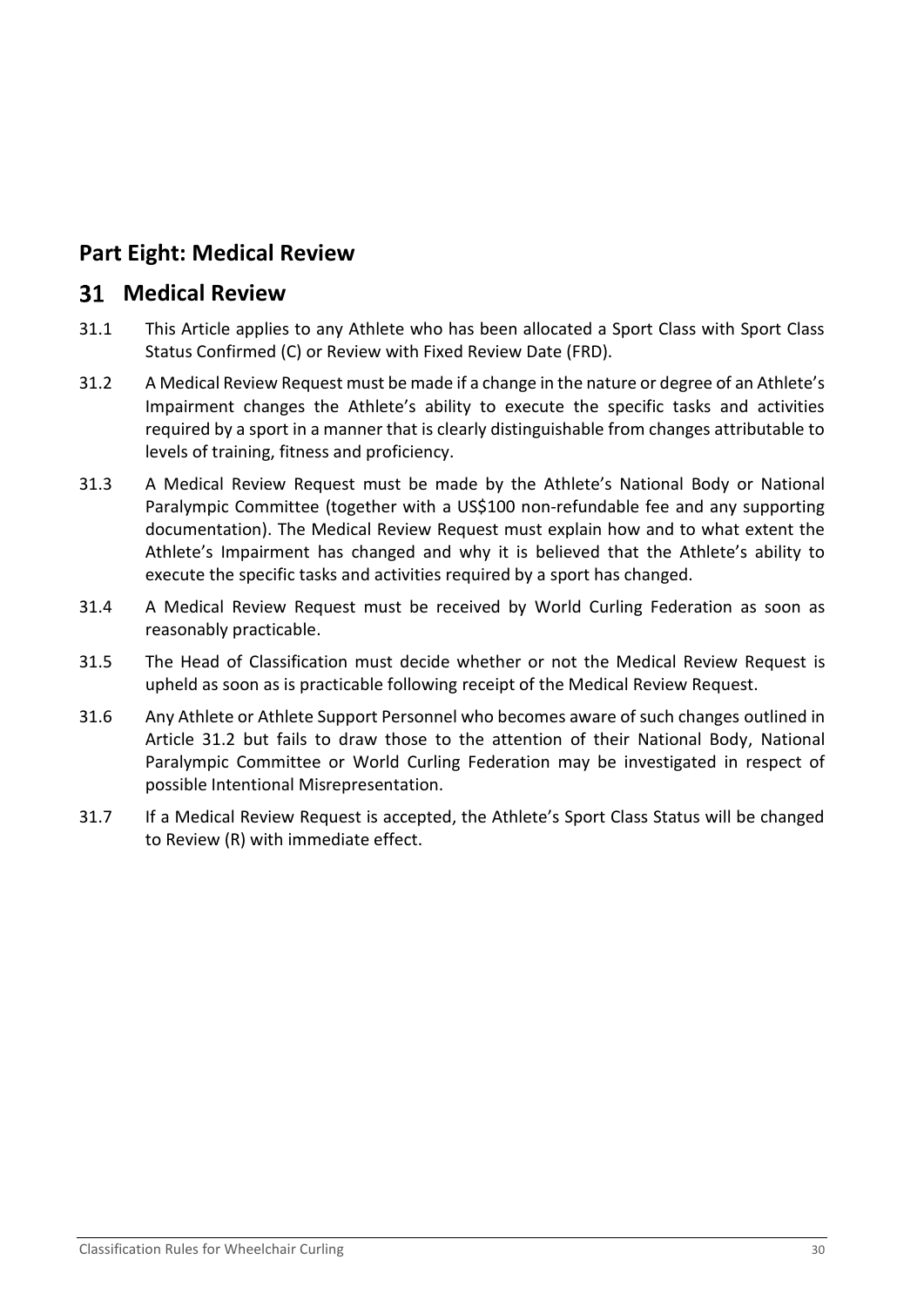## Part Eight: Medical Review

## 31 Medical Review

31.1 This Article applies to any Athlete who has been allocated a Sport Class with Sport Class Status Confirmed (C) or Review with Fixed Review Date (FRD).

31.2 A Medical Review Request must be made if a change in the nature or degree of an Athlete's Impairment changes the Athlete's ability to execute the specific tasks and activities required by a sport in a manner that is clearly distinguishable from changes attributable to levels of training, fitness and proficiency.

31.3 A Medical Review Request must be made by the Athlete's National Body or National Paralympic Committee (together with a US$100 non-refundable fee and any supporting documentation). The Medical Review Request must explain how and to what extent the Athlete's Impairment has changed and why it is believed that the Athlete's ability to execute the specific tasks and activities required by a sport has changed.

31.4 A Medical Review Request must be received by World Curling Federation as soon as reasonably practicable.

31.5 The Head of Classification must decide whether or not the Medical Review Request is upheld as soon as is practicable following receipt of the Medical Review Request.

31.6 Any Athlete or Athlete Support Personnel who becomes aware of such changes outlined in Article 31.2 but fails to draw those to the attention of their National Body, National Paralympic Committee or World Curling Federation may be investigated in respect of possible Intentional Misrepresentation.

31.7 If a Medical Review Request is accepted, the Athlete's Sport Class Status will be changed to Review (R) with immediate effect.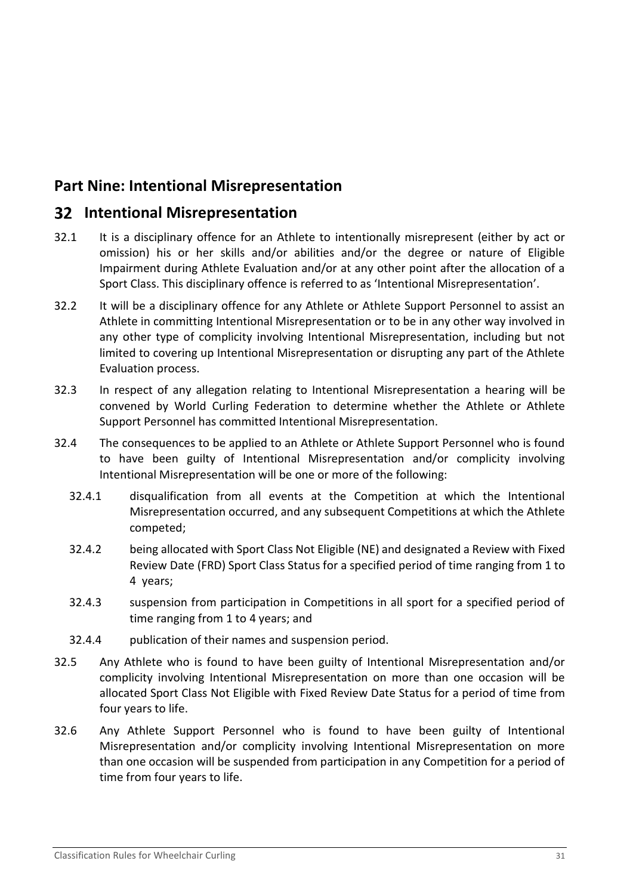# Part Nine: Intentional Misrepresentation

## 32 Intentional Misrepresentation

32.1 It is a disciplinary offence for an Athlete to intentionally misrepresent (either by act or omission) his or her skills and/or abilities and/or the degree or nature of Eligible Impairment during Athlete Evaluation and/or at any other point after the allocation of a Sport Class. This disciplinary offence is referred to as 'Intentional Misrepresentation'.

32.2 It will be a disciplinary offence for any Athlete or Athlete Support Personnel to assist an Athlete in committing Intentional Misrepresentation or to be in any other way involved in any other type of complicity involving Intentional Misrepresentation, including but not limited to covering up Intentional Misrepresentation or disrupting any part of the Athlete Evaluation process.

32.3 In respect of any allegation relating to Intentional Misrepresentation a hearing will be convened by World Curling Federation to determine whether the Athlete or Athlete Support Personnel has committed Intentional Misrepresentation.

32.4 The consequences to be applied to an Athlete or Athlete Support Personnel who is found to have been guilty of Intentional Misrepresentation and/or complicity involving Intentional Misrepresentation will be one or more of the following:

- 32.4.1 disqualification from all events at the Competition at which the Intentional Misrepresentation occurred, and any subsequent Competitions at which the Athlete competed;
- 32.4.2 being allocated with Sport Class Not Eligible (NE) and designated a Review with Fixed Review Date (FRD) Sport Class Status for a specified period of time ranging from 1 to 4 years;
- 32.4.3 suspension from participation in Competitions in all sport for a specified period of time ranging from 1 to 4 years; and
- 32.4.4 publication of their names and suspension period.

32.5 Any Athlete who is found to have been guilty of Intentional Misrepresentation and/or complicity involving Intentional Misrepresentation on more than one occasion will be allocated Sport Class Not Eligible with Fixed Review Date Status for a period of time from four years to life.

32.6 Any Athlete Support Personnel who is found to have been guilty of Intentional Misrepresentation and/or complicity involving Intentional Misrepresentation on more than one occasion will be suspended from participation in any Competition for a period of time from four years to life.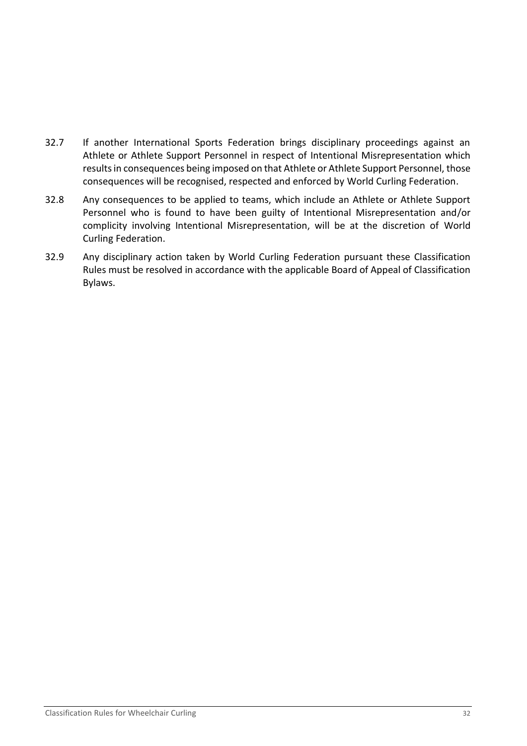32.7 If another International Sports Federation brings disciplinary proceedings against an Athlete or Athlete Support Personnel in respect of Intentional Misrepresentation which results in consequences being imposed on that Athlete or Athlete Support Personnel, those consequences will be recognised, respected and enforced by World Curling Federation.

32.8 Any consequences to be applied to teams, which include an Athlete or Athlete Support Personnel who is found to have been guilty of Intentional Misrepresentation and/or complicity involving Intentional Misrepresentation, will be at the discretion of World Curling Federation.

32.9 Any disciplinary action taken by World Curling Federation pursuant these Classification Rules must be resolved in accordance with the applicable Board of Appeal of Classification Bylaws.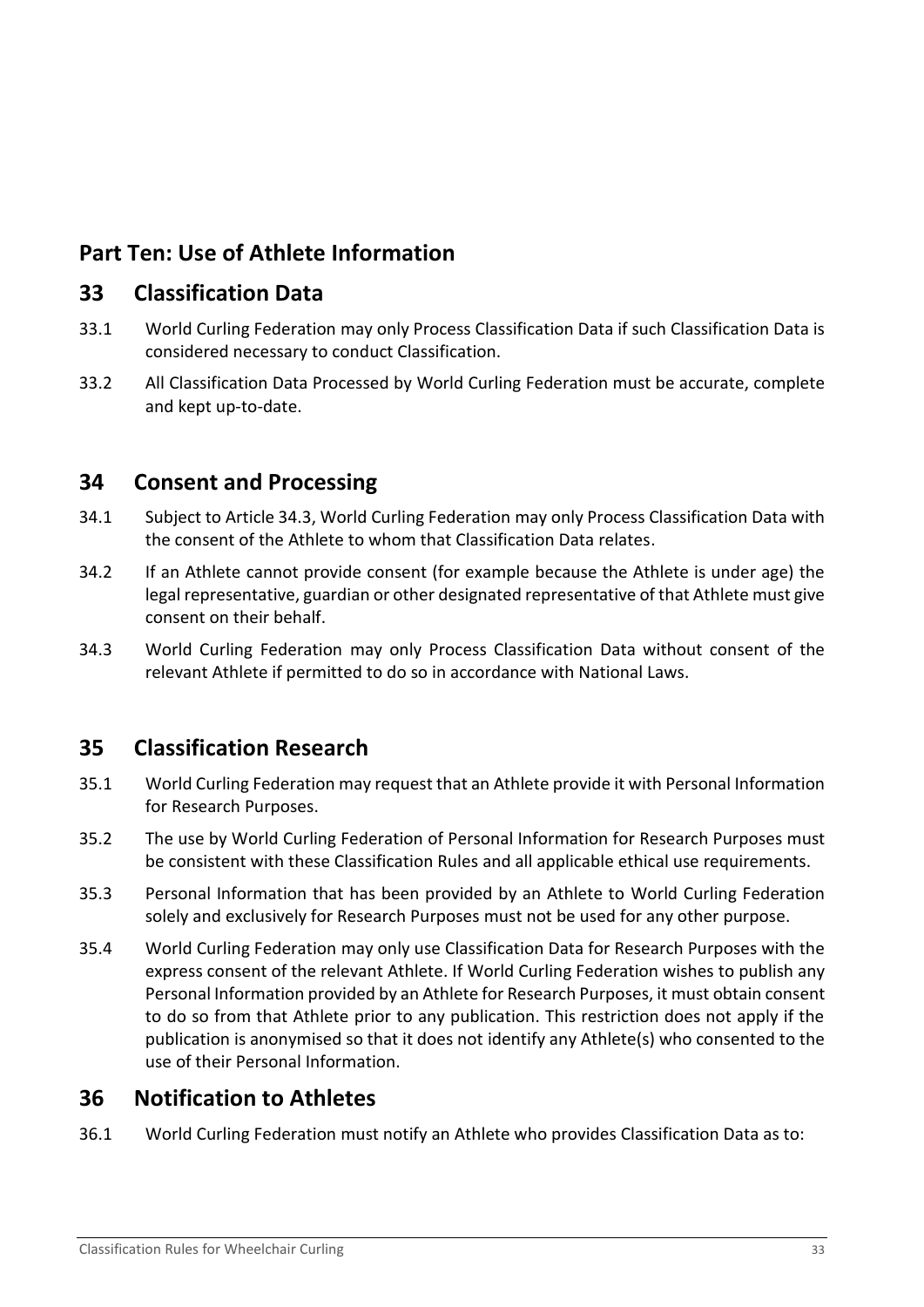## Part Ten: Use of Athlete Information

### 33 Classification Data

33.1 World Curling Federation may only Process Classification Data if such Classification Data is considered necessary to conduct Classification.

33.2 All Classification Data Processed by World Curling Federation must be accurate, complete and kept up-to-date.

### 34 Consent and Processing

34.1 Subject to Article 34.3, World Curling Federation may only Process Classification Data with the consent of the Athlete to whom that Classification Data relates.

34.2 If an Athlete cannot provide consent (for example because the Athlete is under age) the legal representative, guardian or other designated representative of that Athlete must give consent on their behalf.

34.3 World Curling Federation may only Process Classification Data without consent of the relevant Athlete if permitted to do so in accordance with National Laws.

### 35 Classification Research

35.1 World Curling Federation may request that an Athlete provide it with Personal Information for Research Purposes.

35.2 The use by World Curling Federation of Personal Information for Research Purposes must be consistent with these Classification Rules and all applicable ethical use requirements.

35.3 Personal Information that has been provided by an Athlete to World Curling Federation solely and exclusively for Research Purposes must not be used for any other purpose.

35.4 World Curling Federation may only use Classification Data for Research Purposes with the express consent of the relevant Athlete. If World Curling Federation wishes to publish any Personal Information provided by an Athlete for Research Purposes, it must obtain consent to do so from that Athlete prior to any publication. This restriction does not apply if the publication is anonymised so that it does not identify any Athlete(s) who consented to the use of their Personal Information.

### 36 Notification to Athletes

36.1 World Curling Federation must notify an Athlete who provides Classification Data as to: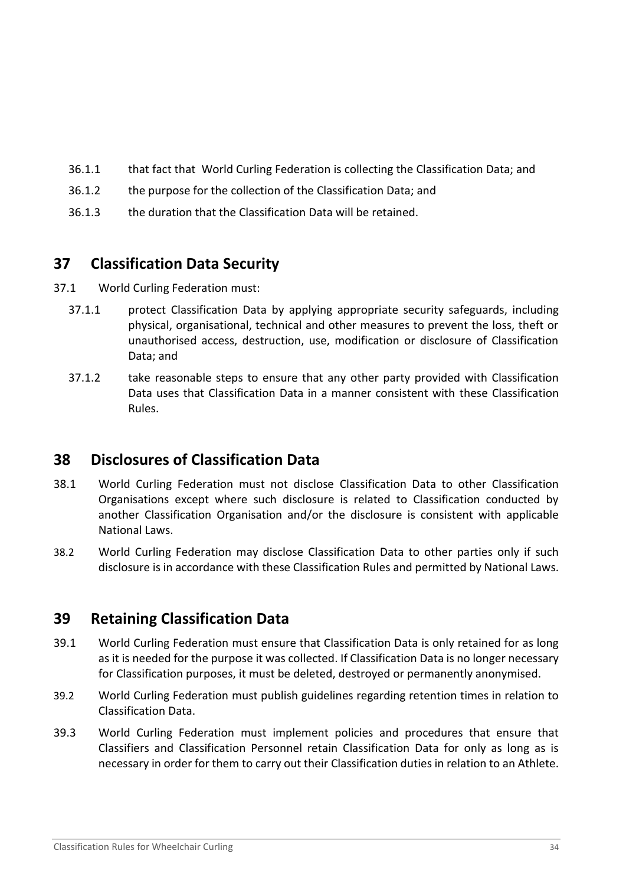36.1.1 that fact that World Curling Federation is collecting the Classification Data; and

36.1.2 the purpose for the collection of the Classification Data; and

36.1.3 the duration that the Classification Data will be retained.

## 37 Classification Data Security

37.1 World Curling Federation must:

37.1.1 protect Classification Data by applying appropriate security safeguards, including physical, organisational, technical and other measures to prevent the loss, theft or unauthorised access, destruction, use, modification or disclosure of Classification Data; and

37.1.2 take reasonable steps to ensure that any other party provided with Classification Data uses that Classification Data in a manner consistent with these Classification Rules.

## 38 Disclosures of Classification Data

38.1 World Curling Federation must not disclose Classification Data to other Classification Organisations except where such disclosure is related to Classification conducted by another Classification Organisation and/or the disclosure is consistent with applicable National Laws.

38.2 World Curling Federation may disclose Classification Data to other parties only if such disclosure is in accordance with these Classification Rules and permitted by National Laws.

## 39 Retaining Classification Data

39.1 World Curling Federation must ensure that Classification Data is only retained for as long as it is needed for the purpose it was collected. If Classification Data is no longer necessary for Classification purposes, it must be deleted, destroyed or permanently anonymised.

39.2 World Curling Federation must publish guidelines regarding retention times in relation to Classification Data.

39.3 World Curling Federation must implement policies and procedures that ensure that Classifiers and Classification Personnel retain Classification Data for only as long as is necessary in order for them to carry out their Classification duties in relation to an Athlete.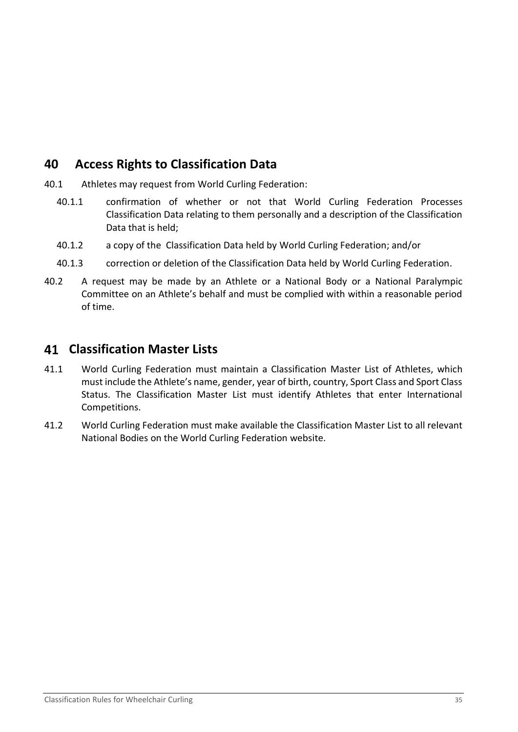## 40 Access Rights to Classification Data

40.1 Athletes may request from World Curling Federation:

40.1.1 confirmation of whether or not that World Curling Federation Processes Classification Data relating to them personally and a description of the Classification Data that is held;

40.1.2 a copy of the Classification Data held by World Curling Federation; and/or

40.1.3 correction or deletion of the Classification Data held by World Curling Federation.

40.2 A request may be made by an Athlete or a National Body or a National Paralympic Committee on an Athlete's behalf and must be complied with within a reasonable period of time.

## 41 Classification Master Lists

41.1 World Curling Federation must maintain a Classification Master List of Athletes, which must include the Athlete's name, gender, year of birth, country, Sport Class and Sport Class Status. The Classification Master List must identify Athletes that enter International Competitions.

41.2 World Curling Federation must make available the Classification Master List to all relevant National Bodies on the World Curling Federation website.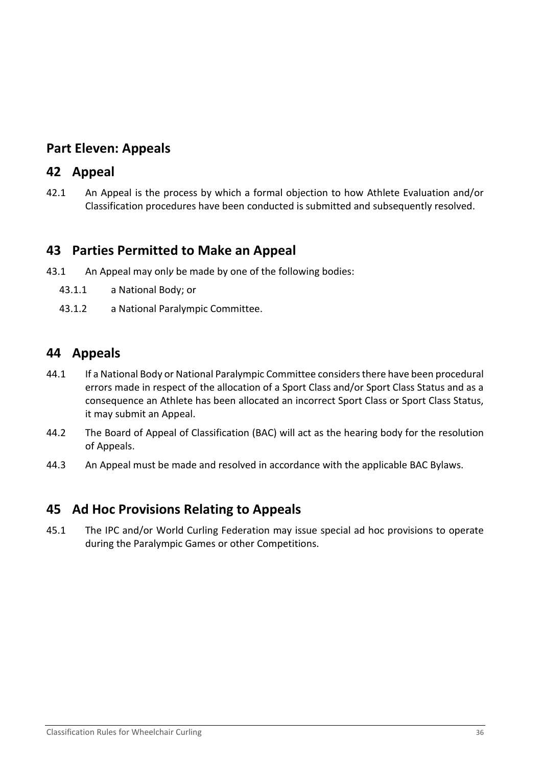## Part Eleven: Appeals

## 42 Appeal

42.1 An Appeal is the process by which a formal objection to how Athlete Evaluation and/or Classification procedures have been conducted is submitted and subsequently resolved.

## 43 Parties Permitted to Make an Appeal

43.1 An Appeal may only be made by one of the following bodies:

43.1.1 a National Body; or

43.1.2 a National Paralympic Committee.

## 44 Appeals

44.1 If a National Body or National Paralympic Committee considers there have been procedural errors made in respect of the allocation of a Sport Class and/or Sport Class Status and as a consequence an Athlete has been allocated an incorrect Sport Class or Sport Class Status, it may submit an Appeal.

44.2 The Board of Appeal of Classification (BAC) will act as the hearing body for the resolution of Appeals.

44.3 An Appeal must be made and resolved in accordance with the applicable BAC Bylaws.

## 45 Ad Hoc Provisions Relating to Appeals

45.1 The IPC and/or World Curling Federation may issue special ad hoc provisions to operate during the Paralympic Games or other Competitions.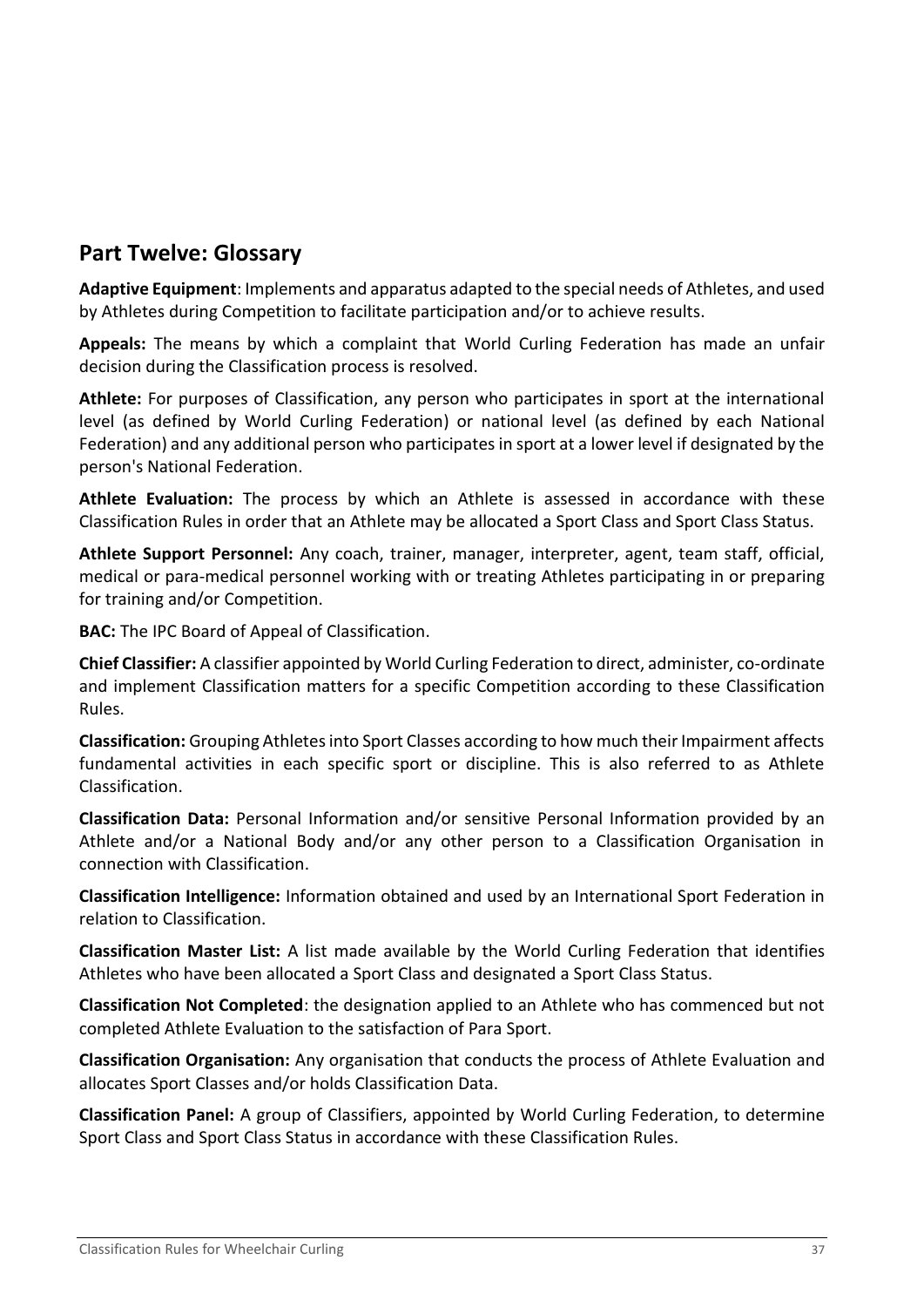## Part Twelve: Glossary

**Adaptive Equipment**: Implements and apparatus adapted to the special needs of Athletes, and used by Athletes during Competition to facilitate participation and/or to achieve results.

**Appeals:** The means by which a complaint that World Curling Federation has made an unfair decision during the Classification process is resolved.

**Athlete:** For purposes of Classification, any person who participates in sport at the international level (as defined by World Curling Federation) or national level (as defined by each National Federation) and any additional person who participates in sport at a lower level if designated by the person's National Federation.

**Athlete Evaluation:** The process by which an Athlete is assessed in accordance with these Classification Rules in order that an Athlete may be allocated a Sport Class and Sport Class Status.

**Athlete Support Personnel:** Any coach, trainer, manager, interpreter, agent, team staff, official, medical or para-medical personnel working with or treating Athletes participating in or preparing for training and/or Competition.

**BAC:** The IPC Board of Appeal of Classification.

**Chief Classifier:** A classifier appointed by World Curling Federation to direct, administer, co-ordinate and implement Classification matters for a specific Competition according to these Classification Rules.

**Classification:** Grouping Athletes into Sport Classes according to how much their Impairment affects fundamental activities in each specific sport or discipline. This is also referred to as Athlete Classification.

**Classification Data:** Personal Information and/or sensitive Personal Information provided by an Athlete and/or a National Body and/or any other person to a Classification Organisation in connection with Classification.

**Classification Intelligence:** Information obtained and used by an International Sport Federation in relation to Classification.

**Classification Master List:** A list made available by the World Curling Federation that identifies Athletes who have been allocated a Sport Class and designated a Sport Class Status.

**Classification Not Completed**: the designation applied to an Athlete who has commenced but not completed Athlete Evaluation to the satisfaction of Para Sport.

**Classification Organisation:** Any organisation that conducts the process of Athlete Evaluation and allocates Sport Classes and/or holds Classification Data.

**Classification Panel:** A group of Classifiers, appointed by World Curling Federation, to determine Sport Class and Sport Class Status in accordance with these Classification Rules.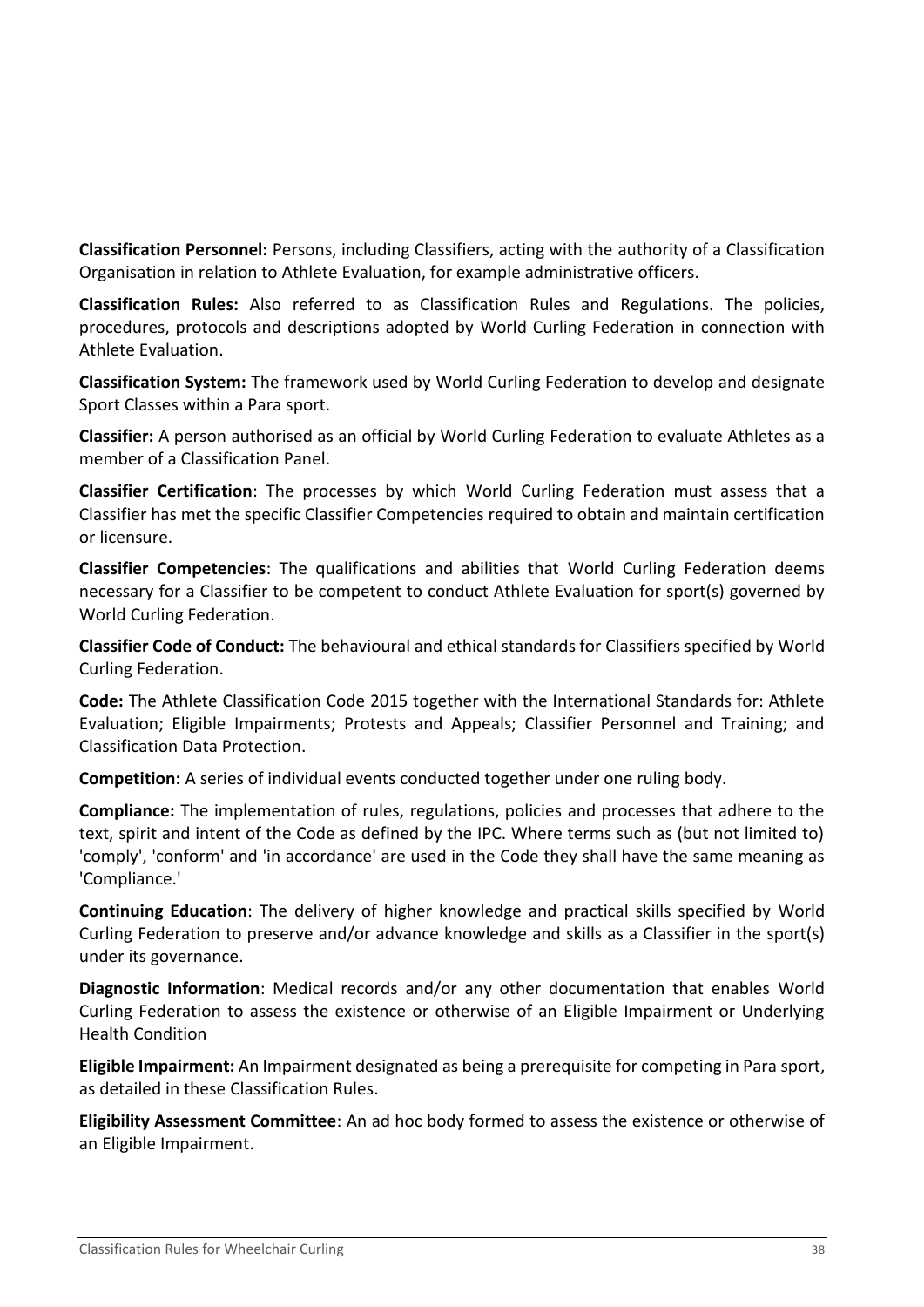**Classification Personnel:** Persons, including Classifiers, acting with the authority of a Classification Organisation in relation to Athlete Evaluation, for example administrative officers.

**Classification Rules:** Also referred to as Classification Rules and Regulations. The policies, procedures, protocols and descriptions adopted by World Curling Federation in connection with Athlete Evaluation.

**Classification System:** The framework used by World Curling Federation to develop and designate Sport Classes within a Para sport.

**Classifier:** A person authorised as an official by World Curling Federation to evaluate Athletes as a member of a Classification Panel.

**Classifier Certification**: The processes by which World Curling Federation must assess that a Classifier has met the specific Classifier Competencies required to obtain and maintain certification or licensure.

**Classifier Competencies**: The qualifications and abilities that World Curling Federation deems necessary for a Classifier to be competent to conduct Athlete Evaluation for sport(s) governed by World Curling Federation.

**Classifier Code of Conduct:** The behavioural and ethical standards for Classifiers specified by World Curling Federation.

**Code:** The Athlete Classification Code 2015 together with the International Standards for: Athlete Evaluation; Eligible Impairments; Protests and Appeals; Classifier Personnel and Training; and Classification Data Protection.

**Competition:** A series of individual events conducted together under one ruling body.

**Compliance:** The implementation of rules, regulations, policies and processes that adhere to the text, spirit and intent of the Code as defined by the IPC. Where terms such as (but not limited to) 'comply', 'conform' and 'in accordance' are used in the Code they shall have the same meaning as 'Compliance.'

**Continuing Education**: The delivery of higher knowledge and practical skills specified by World Curling Federation to preserve and/or advance knowledge and skills as a Classifier in the sport(s) under its governance.

**Diagnostic Information**: Medical records and/or any other documentation that enables World Curling Federation to assess the existence or otherwise of an Eligible Impairment or Underlying Health Condition

**Eligible Impairment:** An Impairment designated as being a prerequisite for competing in Para sport, as detailed in these Classification Rules.

**Eligibility Assessment Committee**: An ad hoc body formed to assess the existence or otherwise of an Eligible Impairment.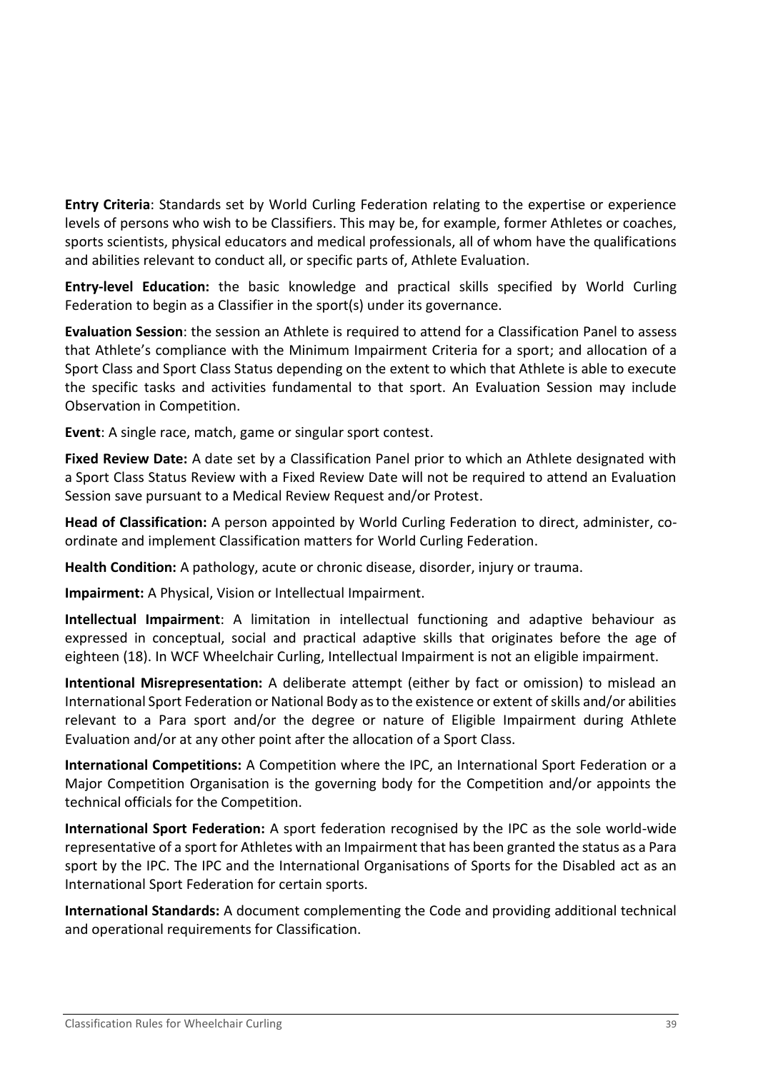**Entry Criteria**: Standards set by World Curling Federation relating to the expertise or experience levels of persons who wish to be Classifiers. This may be, for example, former Athletes or coaches, sports scientists, physical educators and medical professionals, all of whom have the qualifications and abilities relevant to conduct all, or specific parts of, Athlete Evaluation.

**Entry-level Education:** the basic knowledge and practical skills specified by World Curling Federation to begin as a Classifier in the sport(s) under its governance.

**Evaluation Session**: the session an Athlete is required to attend for a Classification Panel to assess that Athlete's compliance with the Minimum Impairment Criteria for a sport; and allocation of a Sport Class and Sport Class Status depending on the extent to which that Athlete is able to execute the specific tasks and activities fundamental to that sport. An Evaluation Session may include Observation in Competition.

**Event**: A single race, match, game or singular sport contest.

**Fixed Review Date:** A date set by a Classification Panel prior to which an Athlete designated with a Sport Class Status Review with a Fixed Review Date will not be required to attend an Evaluation Session save pursuant to a Medical Review Request and/or Protest.

**Head of Classification:** A person appointed by World Curling Federation to direct, administer, co-ordinate and implement Classification matters for World Curling Federation.

**Health Condition:** A pathology, acute or chronic disease, disorder, injury or trauma.

**Impairment:** A Physical, Vision or Intellectual Impairment.

**Intellectual Impairment**: A limitation in intellectual functioning and adaptive behaviour as expressed in conceptual, social and practical adaptive skills that originates before the age of eighteen (18). In WCF Wheelchair Curling, Intellectual Impairment is not an eligible impairment.

**Intentional Misrepresentation:** A deliberate attempt (either by fact or omission) to mislead an International Sport Federation or National Body as to the existence or extent of skills and/or abilities relevant to a Para sport and/or the degree or nature of Eligible Impairment during Athlete Evaluation and/or at any other point after the allocation of a Sport Class.

**International Competitions:** A Competition where the IPC, an International Sport Federation or a Major Competition Organisation is the governing body for the Competition and/or appoints the technical officials for the Competition.

**International Sport Federation:** A sport federation recognised by the IPC as the sole world-wide representative of a sport for Athletes with an Impairment that has been granted the status as a Para sport by the IPC. The IPC and the International Organisations of Sports for the Disabled act as an International Sport Federation for certain sports.

**International Standards:** A document complementing the Code and providing additional technical and operational requirements for Classification.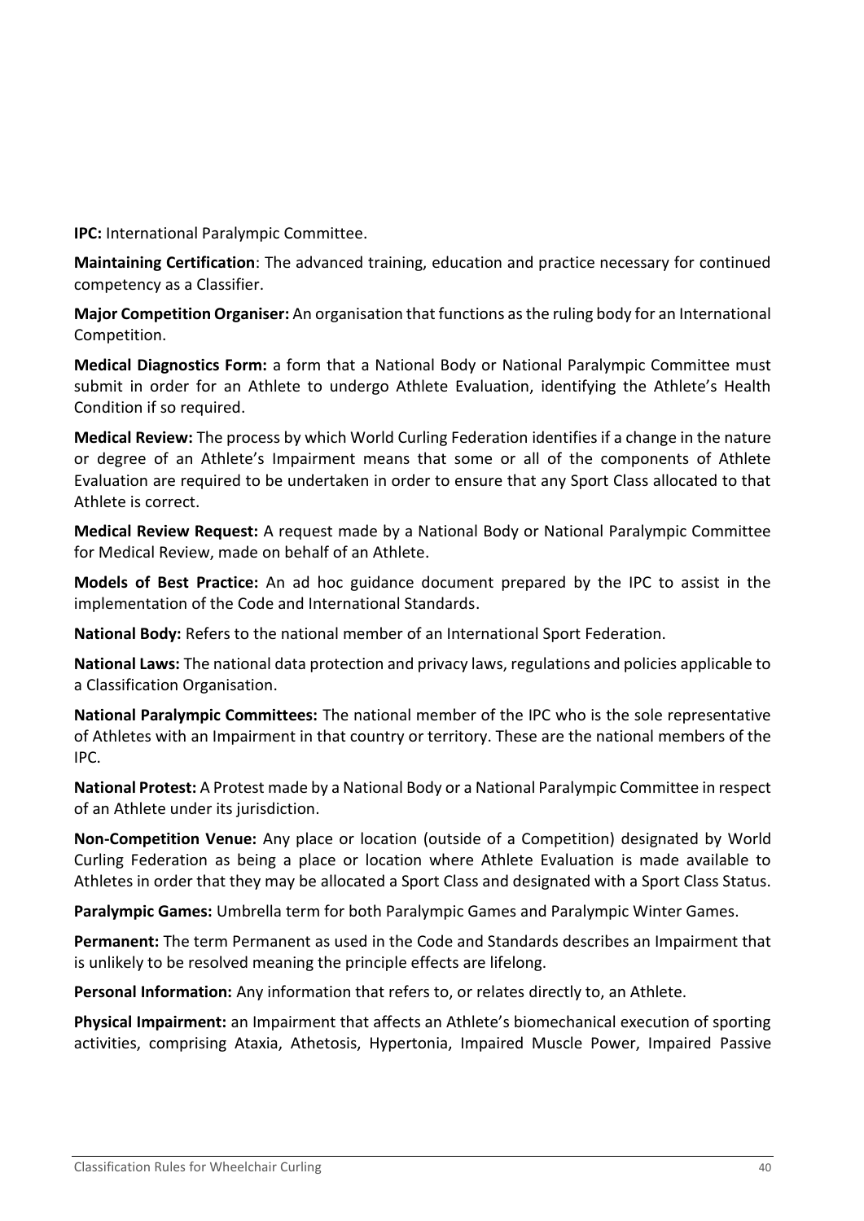**IPC:** International Paralympic Committee.

**Maintaining Certification**: The advanced training, education and practice necessary for continued competency as a Classifier.

**Major Competition Organiser:** An organisation that functions as the ruling body for an International Competition.

**Medical Diagnostics Form:** a form that a National Body or National Paralympic Committee must submit in order for an Athlete to undergo Athlete Evaluation, identifying the Athlete's Health Condition if so required.

**Medical Review:** The process by which World Curling Federation identifies if a change in the nature or degree of an Athlete's Impairment means that some or all of the components of Athlete Evaluation are required to be undertaken in order to ensure that any Sport Class allocated to that Athlete is correct.

**Medical Review Request:** A request made by a National Body or National Paralympic Committee for Medical Review, made on behalf of an Athlete.

**Models of Best Practice:** An ad hoc guidance document prepared by the IPC to assist in the implementation of the Code and International Standards.

**National Body:** Refers to the national member of an International Sport Federation.

**National Laws:** The national data protection and privacy laws, regulations and policies applicable to a Classification Organisation.

**National Paralympic Committees:** The national member of the IPC who is the sole representative of Athletes with an Impairment in that country or territory. These are the national members of the IPC.

**National Protest:** A Protest made by a National Body or a National Paralympic Committee in respect of an Athlete under its jurisdiction.

**Non-Competition Venue:** Any place or location (outside of a Competition) designated by World Curling Federation as being a place or location where Athlete Evaluation is made available to Athletes in order that they may be allocated a Sport Class and designated with a Sport Class Status.

**Paralympic Games:** Umbrella term for both Paralympic Games and Paralympic Winter Games.

**Permanent:** The term Permanent as used in the Code and Standards describes an Impairment that is unlikely to be resolved meaning the principle effects are lifelong.

**Personal Information:** Any information that refers to, or relates directly to, an Athlete.

**Physical Impairment:** an Impairment that affects an Athlete's biomechanical execution of sporting activities, comprising Ataxia, Athetosis, Hypertonia, Impaired Muscle Power, Impaired Passive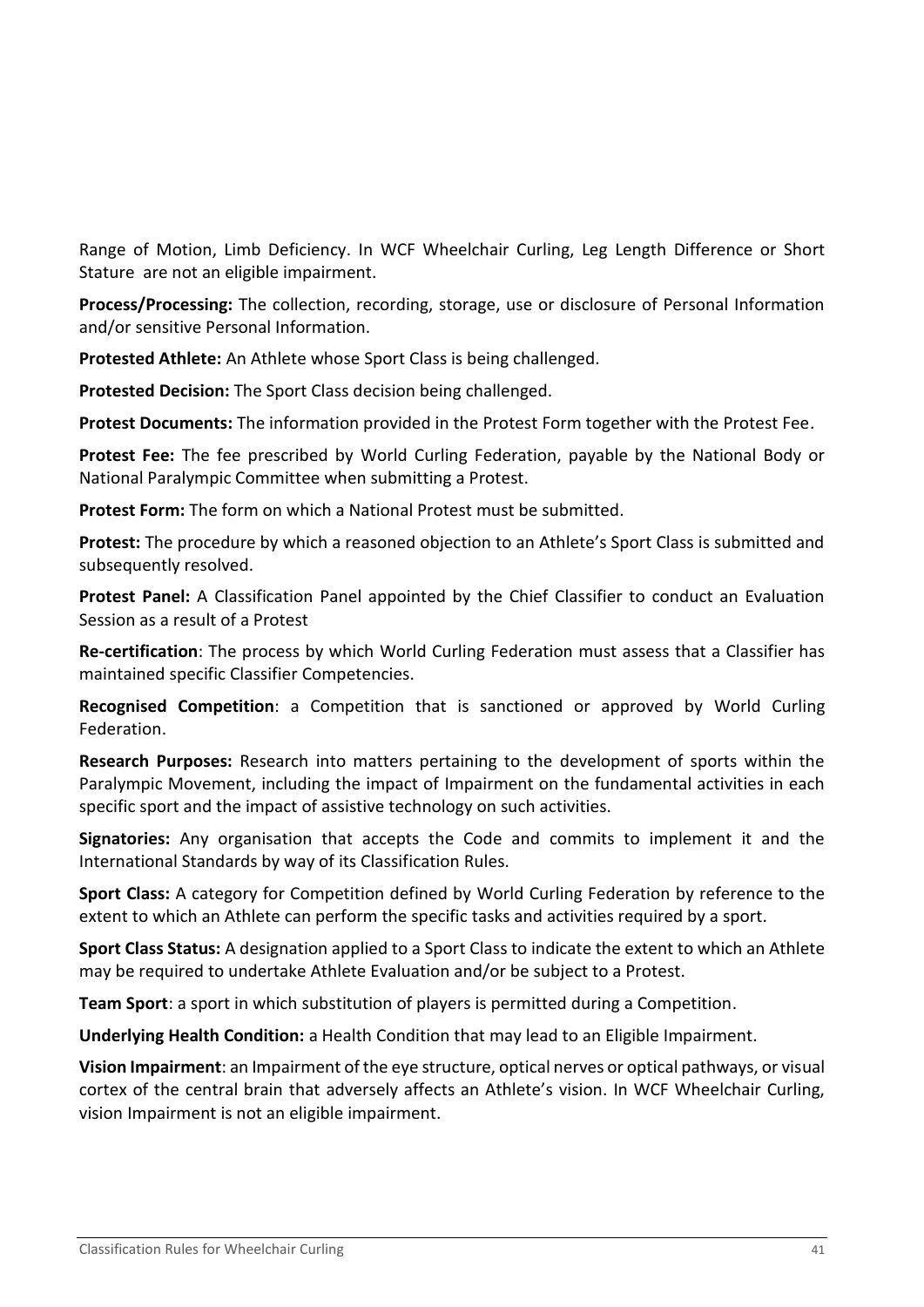Range of Motion, Limb Deficiency. In WCF Wheelchair Curling, Leg Length Difference or Short Stature are not an eligible impairment.

**Process/Processing:** The collection, recording, storage, use or disclosure of Personal Information and/or sensitive Personal Information.

**Protested Athlete:** An Athlete whose Sport Class is being challenged.

**Protested Decision:** The Sport Class decision being challenged.

**Protest Documents:** The information provided in the Protest Form together with the Protest Fee.

**Protest Fee:** The fee prescribed by World Curling Federation, payable by the National Body or National Paralympic Committee when submitting a Protest.

**Protest Form:** The form on which a National Protest must be submitted.

**Protest:** The procedure by which a reasoned objection to an Athlete's Sport Class is submitted and subsequently resolved.

**Protest Panel:** A Classification Panel appointed by the Chief Classifier to conduct an Evaluation Session as a result of a Protest

**Re-certification**: The process by which World Curling Federation must assess that a Classifier has maintained specific Classifier Competencies.

**Recognised Competition**: a Competition that is sanctioned or approved by World Curling Federation.

**Research Purposes:** Research into matters pertaining to the development of sports within the Paralympic Movement, including the impact of Impairment on the fundamental activities in each specific sport and the impact of assistive technology on such activities.

**Signatories:** Any organisation that accepts the Code and commits to implement it and the International Standards by way of its Classification Rules.

**Sport Class:** A category for Competition defined by World Curling Federation by reference to the extent to which an Athlete can perform the specific tasks and activities required by a sport.

**Sport Class Status:** A designation applied to a Sport Class to indicate the extent to which an Athlete may be required to undertake Athlete Evaluation and/or be subject to a Protest.

**Team Sport**: a sport in which substitution of players is permitted during a Competition.

**Underlying Health Condition:** a Health Condition that may lead to an Eligible Impairment.

**Vision Impairment**: an Impairment of the eye structure, optical nerves or optical pathways, or visual cortex of the central brain that adversely affects an Athlete's vision. In WCF Wheelchair Curling, vision Impairment is not an eligible impairment.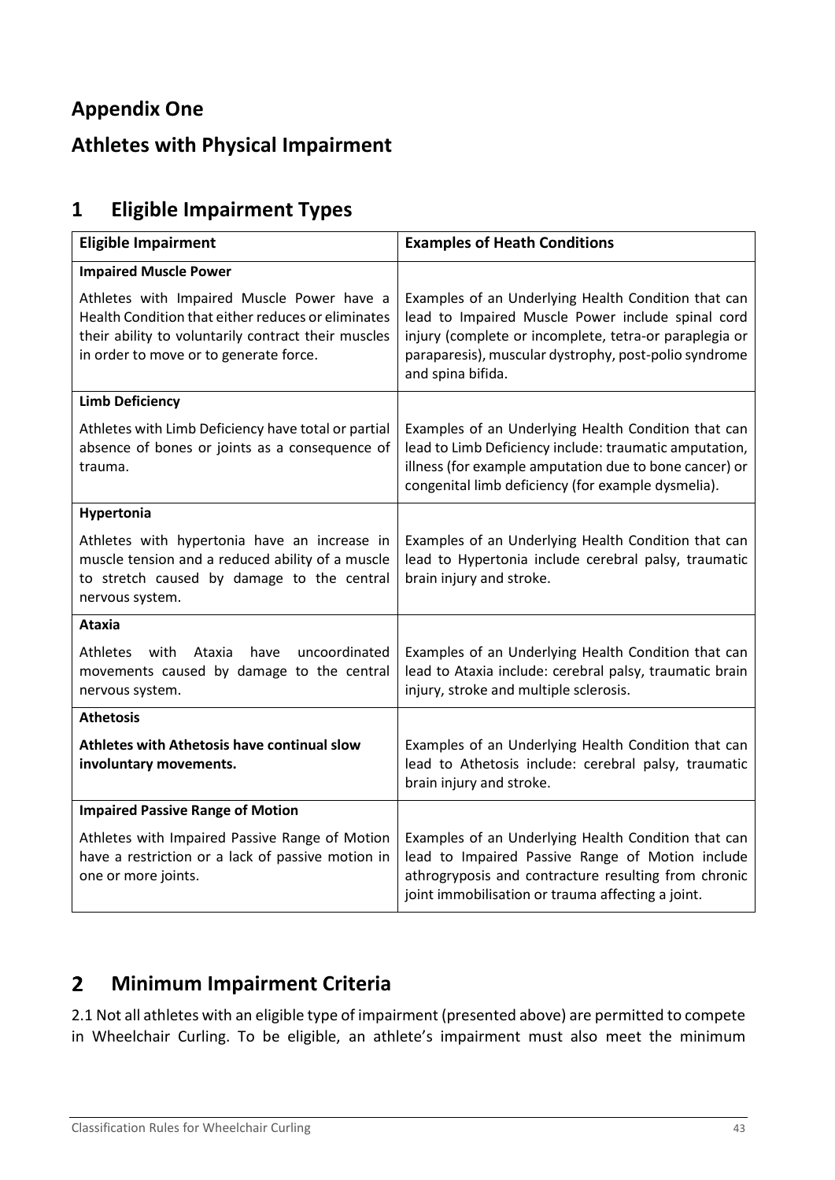# Appendix One

# Athletes with Physical Impairment

## 1 Eligible Impairment Types

| Eligible Impairment | Examples of Heath Conditions |
|---|---|
| **Impaired Muscle Power**<br><br>Athletes with Impaired Muscle Power have a Health Condition that either reduces or eliminates their ability to voluntarily contract their muscles in order to move or to generate force. | Examples of an Underlying Health Condition that can lead to Impaired Muscle Power include spinal cord injury (complete or incomplete, tetra-or paraplegia or paraparesis), muscular dystrophy, post-polio syndrome and spina bifida. |
| **Limb Deficiency**<br><br>Athletes with Limb Deficiency have total or partial absence of bones or joints as a consequence of trauma. | Examples of an Underlying Health Condition that can lead to Limb Deficiency include: traumatic amputation, illness (for example amputation due to bone cancer) or congenital limb deficiency (for example dysmelia). |
| **Hypertonia**<br><br>Athletes with hypertonia have an increase in muscle tension and a reduced ability of a muscle to stretch caused by damage to the central nervous system. | Examples of an Underlying Health Condition that can lead to Hypertonia include cerebral palsy, traumatic brain injury and stroke. |
| **Ataxia**<br><br>Athletes with Ataxia have uncoordinated movements caused by damage to the central nervous system. | Examples of an Underlying Health Condition that can lead to Ataxia include: cerebral palsy, traumatic brain injury, stroke and multiple sclerosis. |
| **Athetosis**<br><br>**Athletes with Athetosis have continual slow involuntary movements.** | Examples of an Underlying Health Condition that can lead to Athetosis include: cerebral palsy, traumatic brain injury and stroke. |
| **Impaired Passive Range of Motion**<br><br>Athletes with Impaired Passive Range of Motion have a restriction or a lack of passive motion in one or more joints. | Examples of an Underlying Health Condition that can lead to Impaired Passive Range of Motion include athrogryposis and contracture resulting from chronic joint immobilisation or trauma affecting a joint. |

## 2 Minimum Impairment Criteria

2.1 Not all athletes with an eligible type of impairment (presented above) are permitted to compete in Wheelchair Curling. To be eligible, an athlete's impairment must also meet the minimum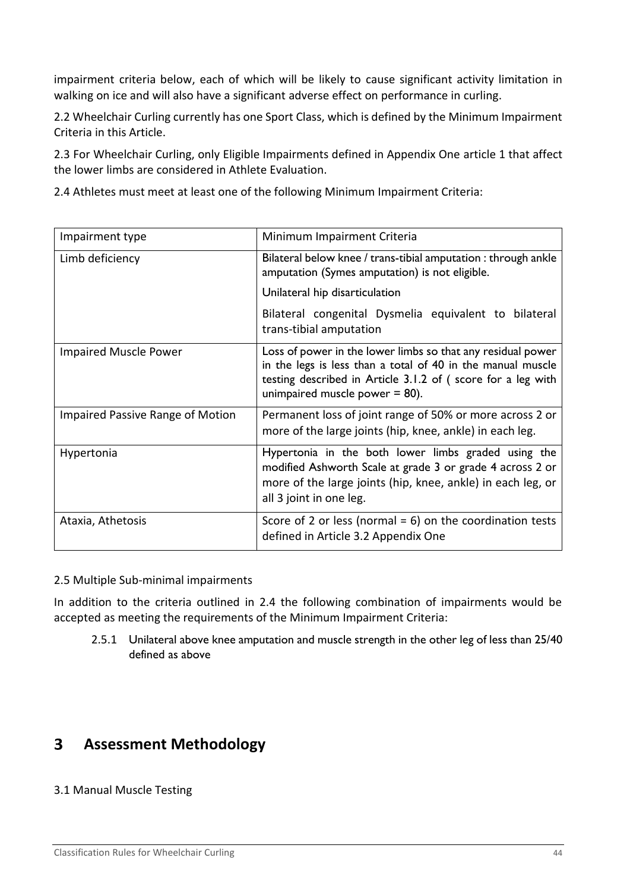impairment criteria below, each of which will be likely to cause significant activity limitation in walking on ice and will also have a significant adverse effect on performance in curling.

2.2 Wheelchair Curling currently has one Sport Class, which is defined by the Minimum Impairment Criteria in this Article.

2.3 For Wheelchair Curling, only Eligible Impairments defined in Appendix One article 1 that affect the lower limbs are considered in Athlete Evaluation.

2.4 Athletes must meet at least one of the following Minimum Impairment Criteria:

| Impairment type | Minimum Impairment Criteria |
|---|---|
| Limb deficiency | Bilateral below knee / trans-tibial amputation : through ankle amputation (Symes amputation) is not eligible.<br>Unilateral hip disarticulation<br>Bilateral congenital Dysmelia equivalent to bilateral trans-tibial amputation |
| Impaired Muscle Power | Loss of power in the lower limbs so that any residual power in the legs is less than a total of 40 in the manual muscle testing described in Article 3.1.2 of ( score for a leg with unimpaired muscle power = 80). |
| Impaired Passive Range of Motion | Permanent loss of joint range of 50% or more across 2 or more of the large joints (hip, knee, ankle) in each leg. |
| Hypertonia | Hypertonia in the both lower limbs graded using the modified Ashworth Scale at grade 3 or grade 4 across 2 or more of the large joints (hip, knee, ankle) in each leg, or all 3 joint in one leg. |
| Ataxia, Athetosis | Score of 2 or less (normal = 6) on the coordination tests defined in Article 3.2 Appendix One |

2.5 Multiple Sub-minimal impairments

In addition to the criteria outlined in 2.4 the following combination of impairments would be accepted as meeting the requirements of the Minimum Impairment Criteria:

2.5.1 Unilateral above knee amputation and muscle strength in the other leg of less than 25/40 defined as above

# 3 Assessment Methodology

3.1 Manual Muscle Testing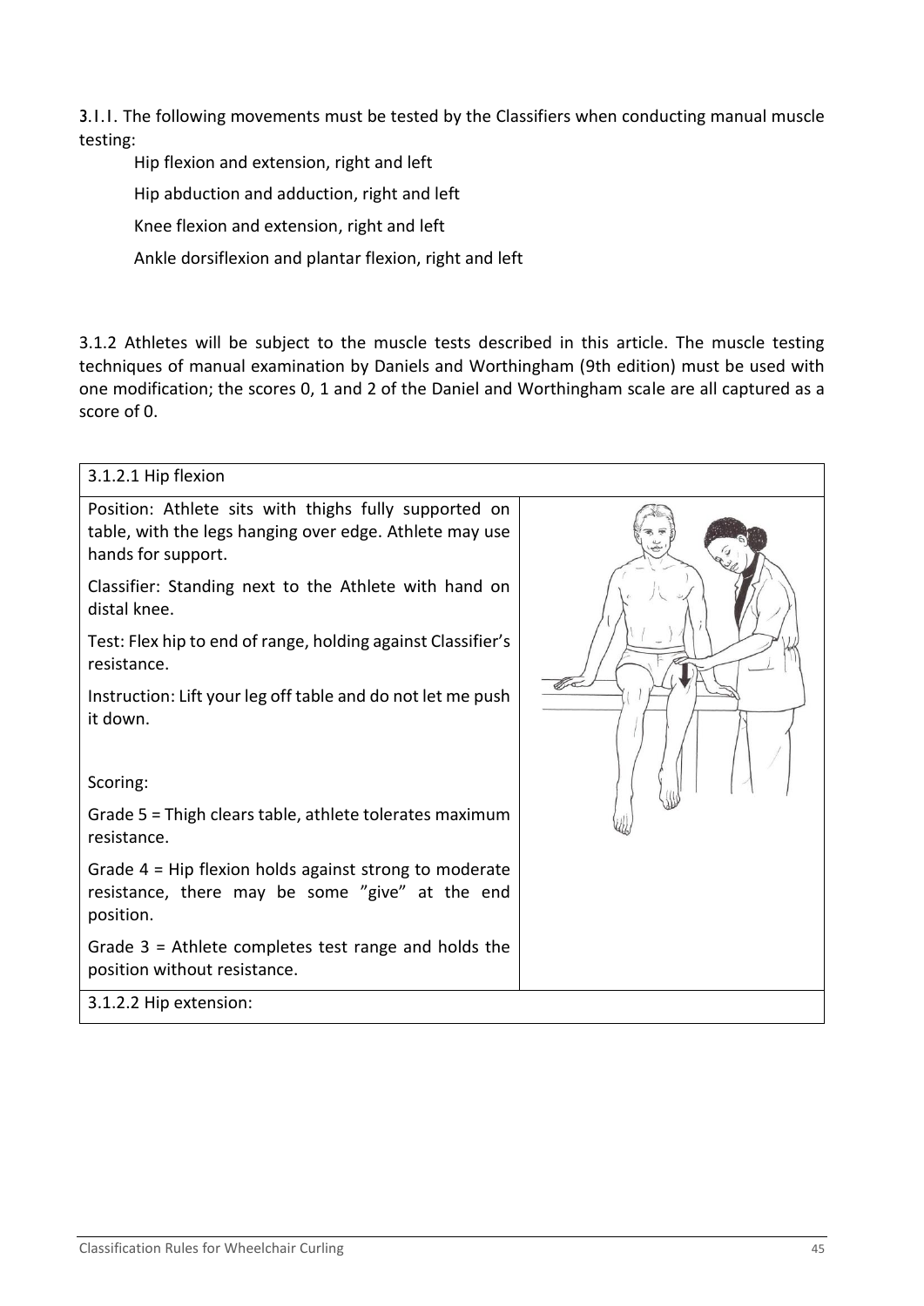3.1.1. The following movements must be tested by the Classifiers when conducting manual muscle testing:

Hip flexion and extension, right and left

Hip abduction and adduction, right and left

Knee flexion and extension, right and left

Ankle dorsiflexion and plantar flexion, right and left

3.1.2 Athletes will be subject to the muscle tests described in this article. The muscle testing techniques of manual examination by Daniels and Worthingham (9th edition) must be used with one modification; the scores 0, 1 and 2 of the Daniel and Worthingham scale are all captured as a score of 0.

| 3.1.2.1 Hip flexion | |
|---|---|
| Position: Athlete sits with thighs fully supported on table, with the legs hanging over edge. Athlete may use hands for support.<br><br>Classifier: Standing next to the Athlete with hand on distal knee.<br><br>Test: Flex hip to end of range, holding against Classifier's resistance.<br><br>Instruction: Lift your leg off table and do not let me push it down.<br><br>Scoring:<br><br>Grade 5 = Thigh clears table, athlete tolerates maximum resistance.<br><br>Grade 4 = Hip flexion holds against strong to moderate resistance, there may be some "give" at the end position.<br><br>Grade 3 = Athlete completes test range and holds the position without resistance. | |
| 3.1.2.2 Hip extension: | |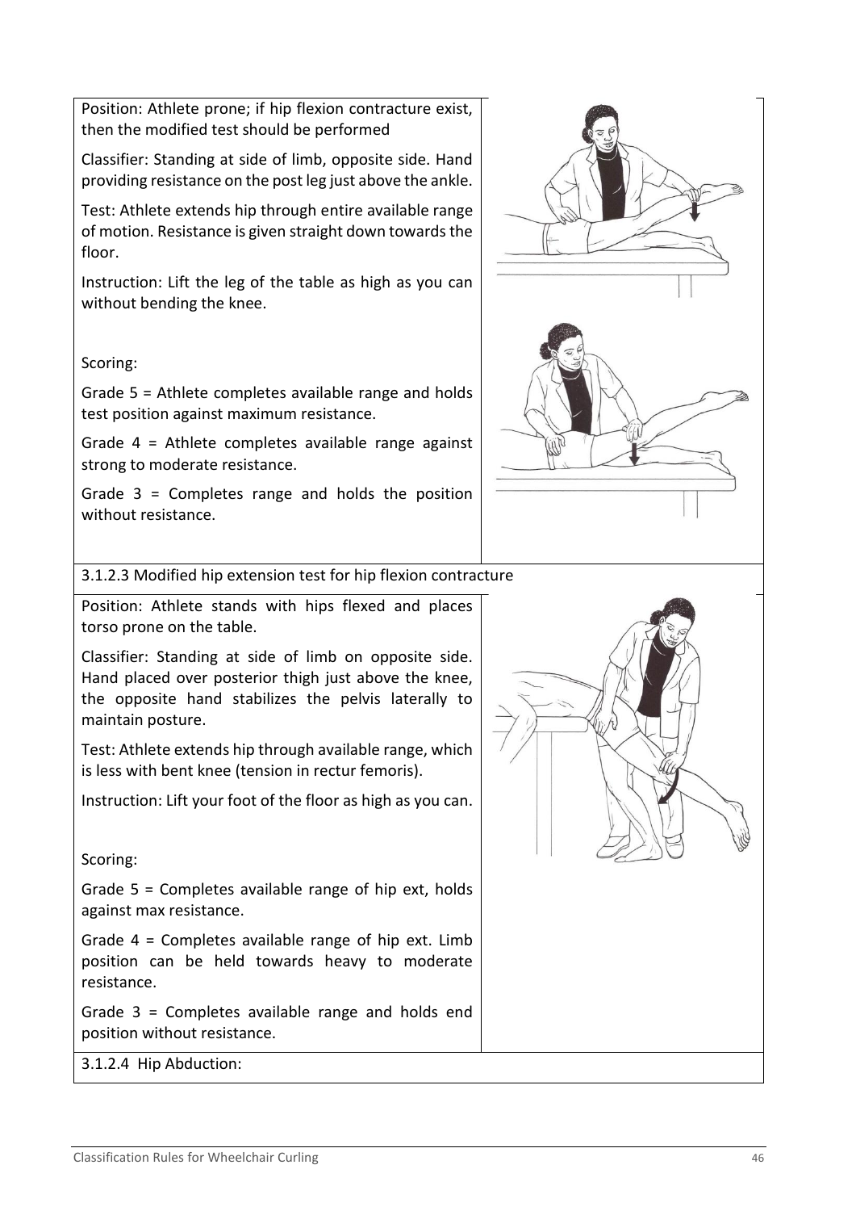Position: Athlete prone; if hip flexion contracture exist, then the modified test should be performed

Classifier: Standing at side of limb, opposite side. Hand providing resistance on the post leg just above the ankle.

Test: Athlete extends hip through entire available range of motion. Resistance is given straight down towards the floor.

Instruction: Lift the leg of the table as high as you can without bending the knee.

Scoring:

Grade 5 = Athlete completes available range and holds test position against maximum resistance.

Grade 4 = Athlete completes available range against strong to moderate resistance.

Grade 3 = Completes range and holds the position without resistance.

3.1.2.3 Modified hip extension test for hip flexion contracture

Position: Athlete stands with hips flexed and places torso prone on the table.

Classifier: Standing at side of limb on opposite side. Hand placed over posterior thigh just above the knee, the opposite hand stabilizes the pelvis laterally to maintain posture.

Test: Athlete extends hip through available range, which is less with bent knee (tension in rectur femoris).

Instruction: Lift your foot of the floor as high as you can.

Scoring:

Grade 5 = Completes available range of hip ext, holds against max resistance.

Grade 4 = Completes available range of hip ext. Limb position can be held towards heavy to moderate resistance.

Grade 3 = Completes available range and holds end position without resistance.

3.1.2.4 Hip Abduction: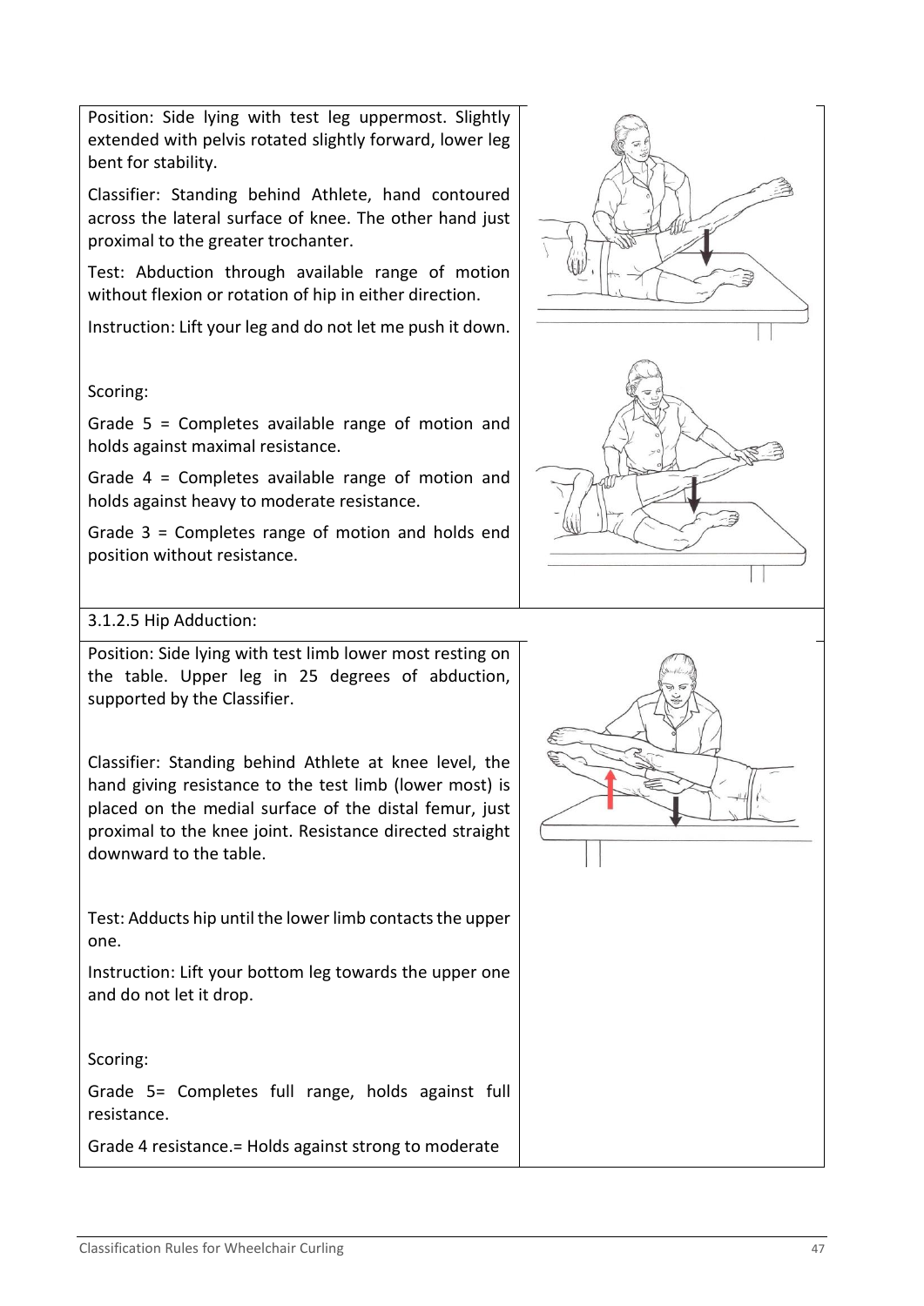Position: Side lying with test leg uppermost. Slightly extended with pelvis rotated slightly forward, lower leg bent for stability.

Classifier: Standing behind Athlete, hand contoured across the lateral surface of knee. The other hand just proximal to the greater trochanter.

Test: Abduction through available range of motion without flexion or rotation of hip in either direction.

Instruction: Lift your leg and do not let me push it down.

Scoring:

Grade 5 = Completes available range of motion and holds against maximal resistance.

Grade 4 = Completes available range of motion and holds against heavy to moderate resistance.

Grade 3 = Completes range of motion and holds end position without resistance.

### 3.1.2.5 Hip Adduction:

Position: Side lying with test limb lower most resting on the table. Upper leg in 25 degrees of abduction, supported by the Classifier.

Classifier: Standing behind Athlete at knee level, the hand giving resistance to the test limb (lower most) is placed on the medial surface of the distal femur, just proximal to the knee joint. Resistance directed straight downward to the table.

Test: Adducts hip until the lower limb contacts the upper one.

Instruction: Lift your bottom leg towards the upper one and do not let it drop.

Scoring:

Grade 5= Completes full range, holds against full resistance.

Grade 4 resistance.= Holds against strong to moderate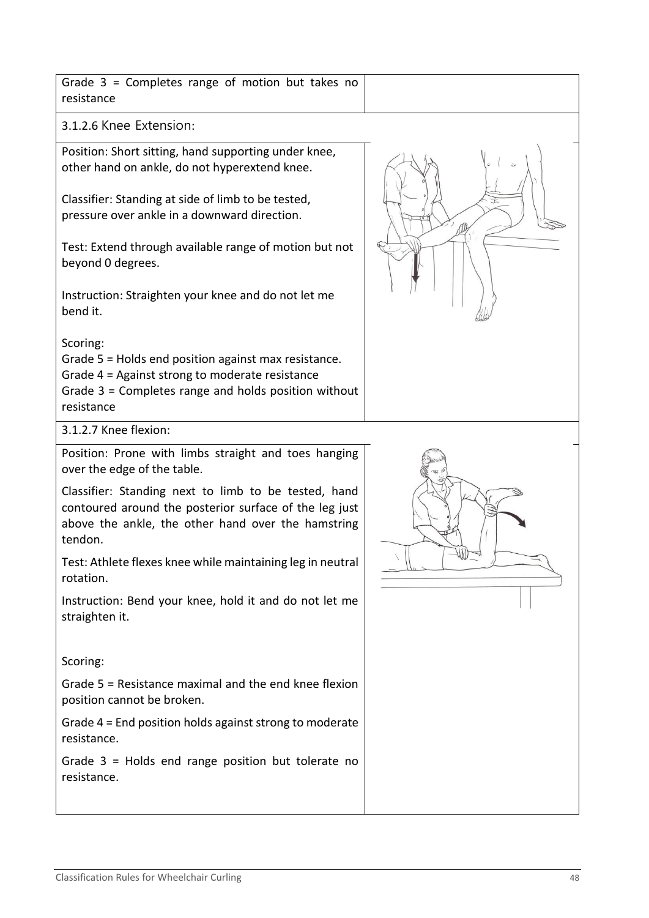Grade 3 = Completes range of motion but takes no resistance

### 3.1.2.6 Knee Extension:

Position: Short sitting, hand supporting under knee, other hand on ankle, do not hyperextend knee.

Classifier: Standing at side of limb to be tested, pressure over ankle in a downward direction.

Test: Extend through available range of motion but not beyond 0 degrees.

Instruction: Straighten your knee and do not let me bend it.

Scoring:
Grade 5 = Holds end position against max resistance.
Grade 4 = Against strong to moderate resistance
Grade 3 = Completes range and holds position without resistance

### 3.1.2.7 Knee flexion:

Position: Prone with limbs straight and toes hanging over the edge of the table.

Classifier: Standing next to limb to be tested, hand contoured around the posterior surface of the leg just above the ankle, the other hand over the hamstring tendon.

Test: Athlete flexes knee while maintaining leg in neutral rotation.

Instruction: Bend your knee, hold it and do not let me straighten it.

Scoring:

Grade 5 = Resistance maximal and the end knee flexion position cannot be broken.

Grade 4 = End position holds against strong to moderate resistance.

Grade 3 = Holds end range position but tolerate no resistance.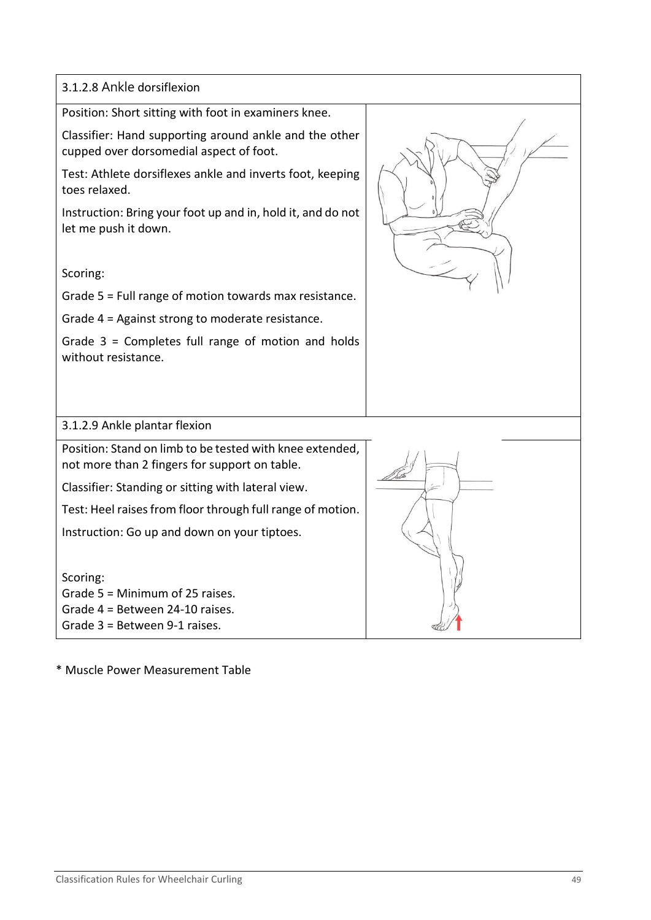### 3.1.2.8 Ankle dorsiflexion

Position: Short sitting with foot in examiners knee.

Classifier: Hand supporting around ankle and the other cupped over dorsomedial aspect of foot.

Test: Athlete dorsiflexes ankle and inverts foot, keeping toes relaxed.

Instruction: Bring your foot up and in, hold it, and do not let me push it down.

Scoring:

Grade 5 = Full range of motion towards max resistance.

Grade 4 = Against strong to moderate resistance.

Grade 3 = Completes full range of motion and holds without resistance.

### 3.1.2.9 Ankle plantar flexion

Position: Stand on limb to be tested with knee extended, not more than 2 fingers for support on table.

Classifier: Standing or sitting with lateral view.

Test: Heel raises from floor through full range of motion.

Instruction: Go up and down on your tiptoes.

Scoring:
Grade 5 = Minimum of 25 raises.
Grade 4 = Between 24-10 raises.
Grade 3 = Between 9-1 raises.

* Muscle Power Measurement Table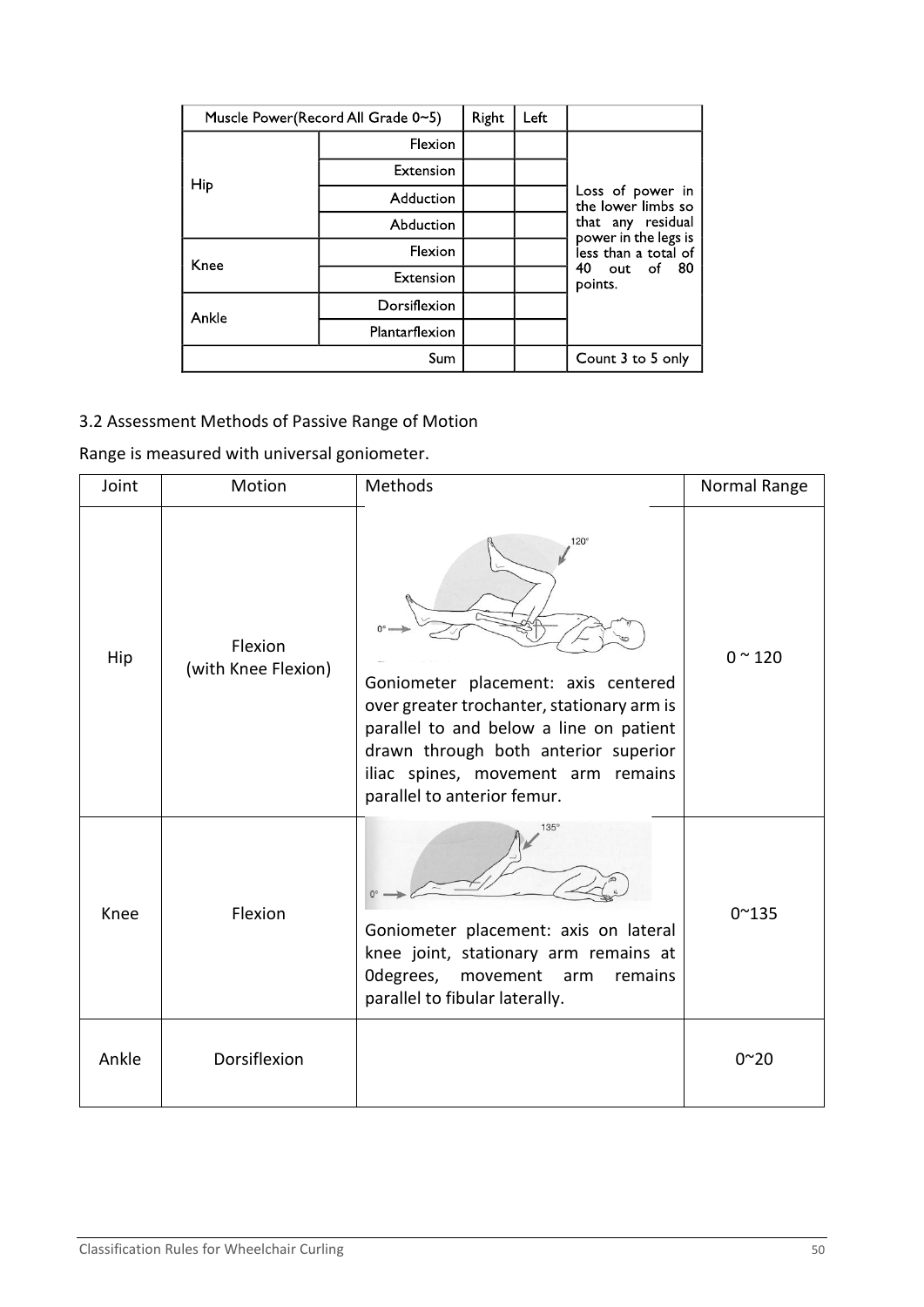| Muscle Power(Record All Grade 0~5) | | Right | Left | |
|---|---|---|---|---|
| Hip | Flexion | | | Loss of power in the lower limbs so that any residual power in the legs is less than a total of 40 out of 80 points. |
| | Extension | | | |
| | Adduction | | | |
| | Abduction | | | |
| Knee | Flexion | | | |
| | Extension | | | |
| Ankle | Dorsiflexion | | | |
| | Plantarflexion | | | |
| | Sum | | | Count 3 to 5 only |

3.2 Assessment Methods of Passive Range of Motion

Range is measured with universal goniometer.

| Joint | Motion | Methods | Normal Range |
|---|---|---|---|
| Hip | Flexion (with Knee Flexion) | Goniometer placement: axis centered over greater trochanter, stationary arm is parallel to and below a line on patient drawn through both anterior superior iliac spines, movement arm remains parallel to anterior femur. | 0 ~ 120 |
| Knee | Flexion | Goniometer placement: axis on lateral knee joint, stationary arm remains at 0degrees, movement arm remains parallel to fibular laterally. | 0~135 |
| Ankle | Dorsiflexion | | 0~20 |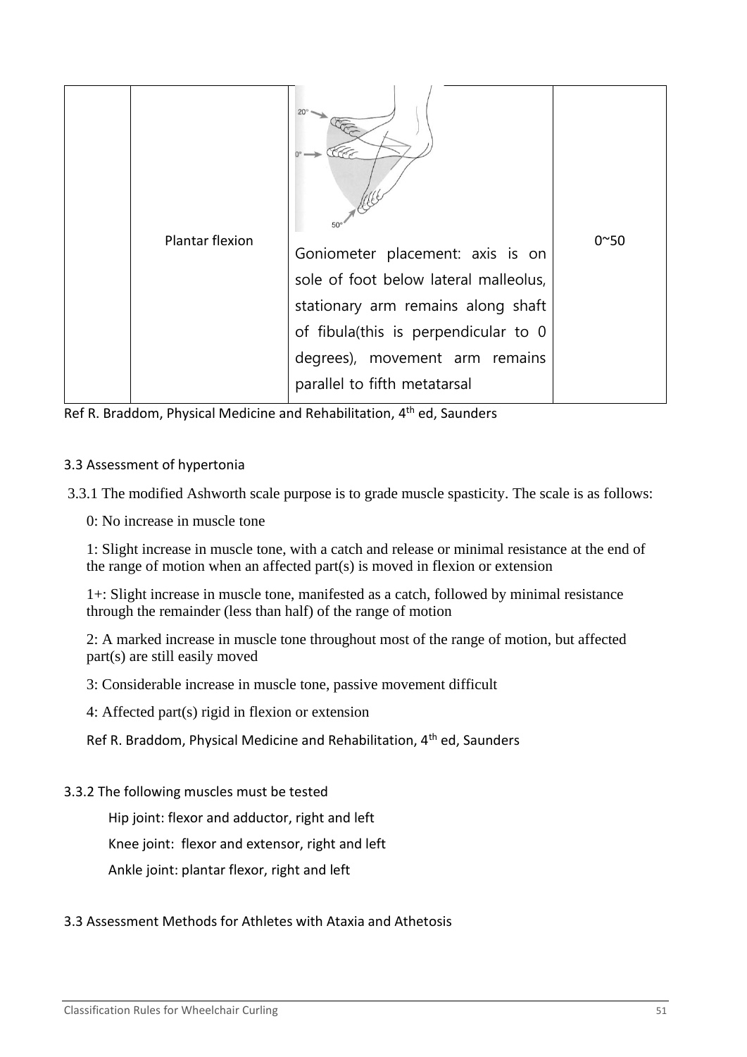|  | Plantar flexion | Goniometer placement: axis is on sole of foot below lateral malleolus, stationary arm remains along shaft of fibula(this is perpendicular to 0 degrees), movement arm remains parallel to fifth metatarsal | 0~50 |
|---|---|---|---|

Ref R. Braddom, Physical Medicine and Rehabilitation, 4th ed, Saunders

3.3 Assessment of hypertonia

3.3.1 The modified Ashworth scale purpose is to grade muscle spasticity. The scale is as follows:

0: No increase in muscle tone

1: Slight increase in muscle tone, with a catch and release or minimal resistance at the end of the range of motion when an affected part(s) is moved in flexion or extension

1+: Slight increase in muscle tone, manifested as a catch, followed by minimal resistance through the remainder (less than half) of the range of motion

2: A marked increase in muscle tone throughout most of the range of motion, but affected part(s) are still easily moved

3: Considerable increase in muscle tone, passive movement difficult

4: Affected part(s) rigid in flexion or extension

Ref R. Braddom, Physical Medicine and Rehabilitation, 4th ed, Saunders

3.3.2 The following muscles must be tested

Hip joint: flexor and adductor, right and left

Knee joint: flexor and extensor, right and left

Ankle joint: plantar flexor, right and left

3.3 Assessment Methods for Athletes with Ataxia and Athetosis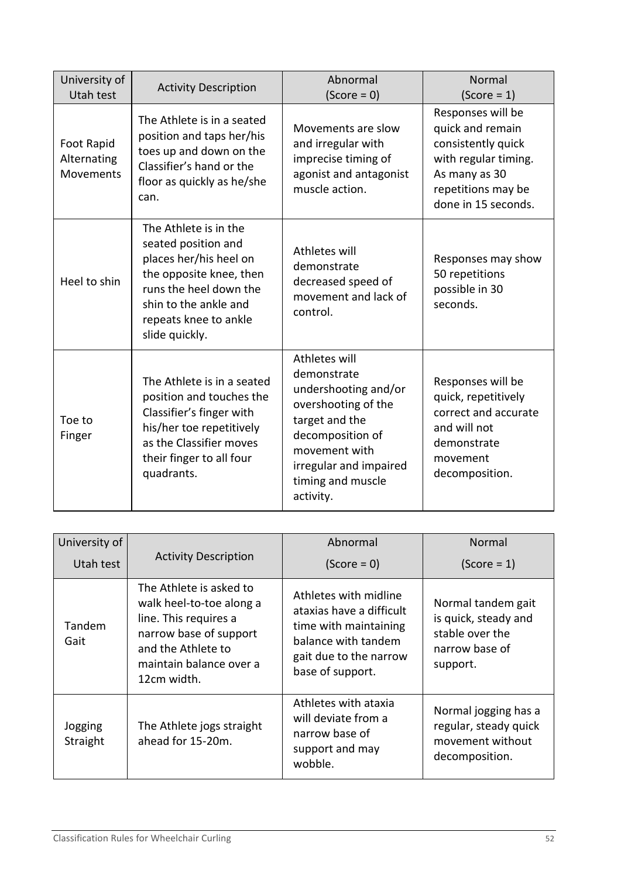| University of Utah test | Activity Description | Abnormal (Score = 0) | Normal (Score = 1) |
|---|---|---|---|
| Foot Rapid Alternating Movements | The Athlete is in a seated position and taps her/his toes up and down on the Classifier's hand or the floor as quickly as he/she can. | Movements are slow and irregular with imprecise timing of agonist and antagonist muscle action. | Responses will be quick and remain consistently quick with regular timing. As many as 30 repetitions may be done in 15 seconds. |
| Heel to shin | The Athlete is in the seated position and places her/his heel on the opposite knee, then runs the heel down the shin to the ankle and repeats knee to ankle slide quickly. | Athletes will demonstrate decreased speed of movement and lack of control. | Responses may show 50 repetitions possible in 30 seconds. |
| Toe to Finger | The Athlete is in a seated position and touches the Classifier's finger with his/her toe repetitively as the Classifier moves their finger to all four quadrants. | Athletes will demonstrate undershooting and/or overshooting of the target and the decomposition of movement with irregular and impaired timing and muscle activity. | Responses will be quick, repetitively correct and accurate and will not demonstrate movement decomposition. |

| University of Utah test | Activity Description | Abnormal (Score = 0) | Normal (Score = 1) |
|---|---|---|---|
| Tandem Gait | The Athlete is asked to walk heel-to-toe along a line. This requires a narrow base of support and the Athlete to maintain balance over a 12cm width. | Athletes with midline ataxias have a difficult time with maintaining balance with tandem gait due to the narrow base of support. | Normal tandem gait is quick, steady and stable over the narrow base of support. |
| Jogging Straight | The Athlete jogs straight ahead for 15-20m. | Athletes with ataxia will deviate from a narrow base of support and may wobble. | Normal jogging has a regular, steady quick movement without decomposition. |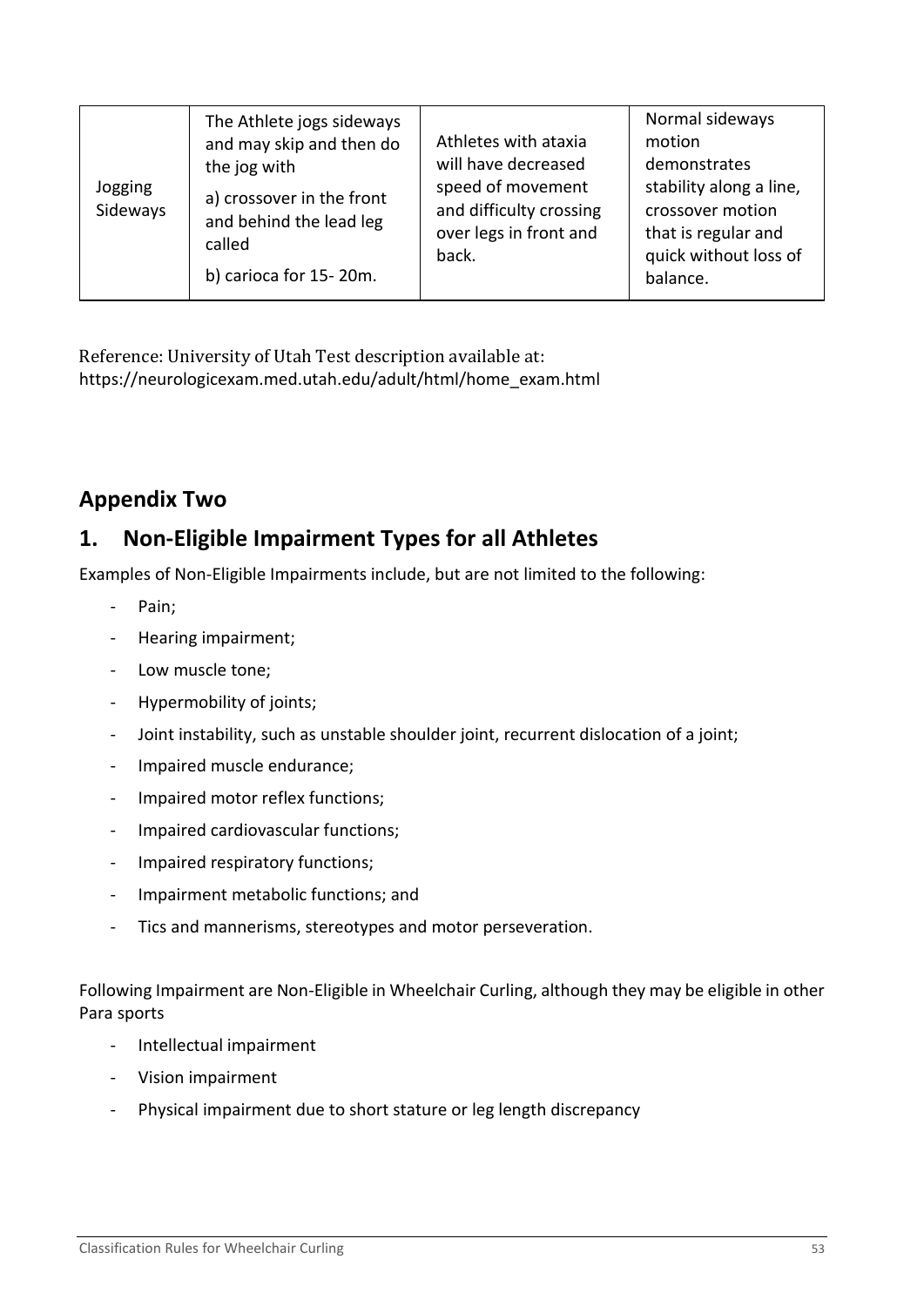| Jogging Sideways | The Athlete jogs sideways and may skip and then do the jog with<br>a) crossover in the front and behind the lead leg called<br>b) carioca for 15- 20m. | Athletes with ataxia will have decreased speed of movement and difficulty crossing over legs in front and back. | Normal sideways motion demonstrates stability along a line, crossover motion that is regular and quick without loss of balance. |
|---|---|---|---|

Reference: University of Utah Test description available at: https://neurologicexam.med.utah.edu/adult/html/home_exam.html

## Appendix Two

## 1. Non-Eligible Impairment Types for all Athletes

Examples of Non-Eligible Impairments include, but are not limited to the following:

- Pain;
- Hearing impairment;
- Low muscle tone;
- Hypermobility of joints;
- Joint instability, such as unstable shoulder joint, recurrent dislocation of a joint;
- Impaired muscle endurance;
- Impaired motor reflex functions;
- Impaired cardiovascular functions;
- Impaired respiratory functions;
- Impairment metabolic functions; and
- Tics and mannerisms, stereotypes and motor perseveration.

Following Impairment are Non-Eligible in Wheelchair Curling, although they may be eligible in other Para sports

- Intellectual impairment
- Vision impairment
- Physical impairment due to short stature or leg length discrepancy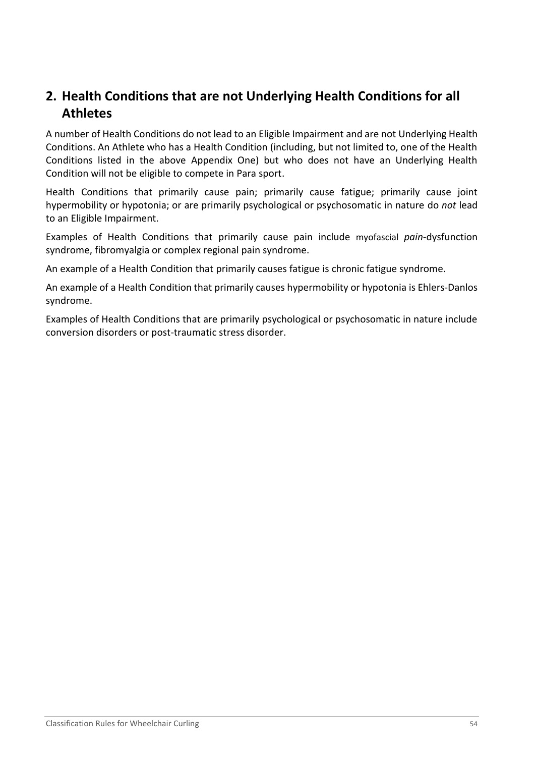## 2. Health Conditions that are not Underlying Health Conditions for all Athletes

A number of Health Conditions do not lead to an Eligible Impairment and are not Underlying Health Conditions. An Athlete who has a Health Condition (including, but not limited to, one of the Health Conditions listed in the above Appendix One) but who does not have an Underlying Health Condition will not be eligible to compete in Para sport.

Health Conditions that primarily cause pain; primarily cause fatigue; primarily cause joint hypermobility or hypotonia; or are primarily psychological or psychosomatic in nature do *not* lead to an Eligible Impairment.

Examples of Health Conditions that primarily cause pain include myofascial *pain*-dysfunction syndrome, fibromyalgia or complex regional pain syndrome.

An example of a Health Condition that primarily causes fatigue is chronic fatigue syndrome.

An example of a Health Condition that primarily causes hypermobility or hypotonia is Ehlers-Danlos syndrome.

Examples of Health Conditions that are primarily psychological or psychosomatic in nature include conversion disorders or post-traumatic stress disorder.